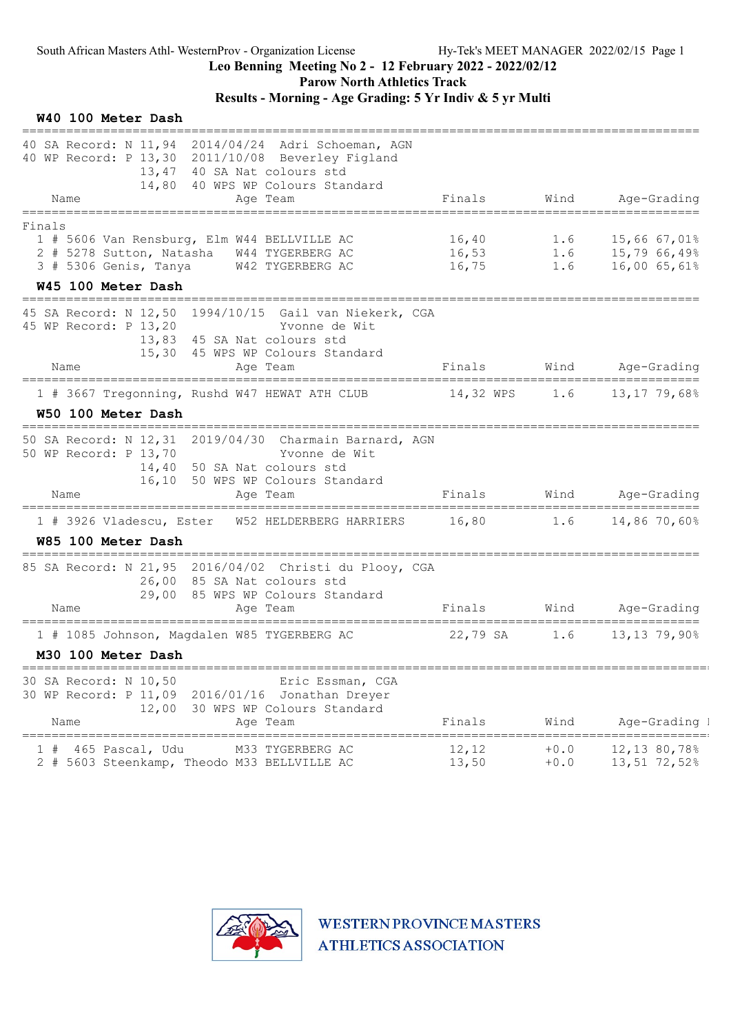South African Masters Athl- WesternProv - Organization License — Hy-Tek's MEET MANAGER 2022/02/15 Page 1

# Leo Benning Meeting No 2 - 12 February 2022 - 2022/02/12

## Parow North Athletics Track

## Results - Morning - Age Grading: 5 Yr Indiv & 5 yr Multi

### W40 100 Meter Dash

40 SA Record: N 11,94 2014/04/24 Adri Schoeman, AGN
40 WP Record: P 13,30 2011/10/08 Beverley Figland
13,47 40 SA Nat colours std
14,80 40 WPS WP Colours Standard

**Finals**

| | Name | Age | Team | Finals | Wind | Age-Grading |
|---|---|---|---|---|---|---|
| 1 | # 5606 Van Rensburg, Elm | W44 | BELLVILLE AC | 16,40 | 1.6 | 15,66 67,01% |
| 2 | # 5278 Sutton, Natasha | W44 | TYGERBERG AC | 16,53 | 1.6 | 15,79 66,49% |
| 3 | # 5306 Genis, Tanya | W42 | TYGERBERG AC | 16,75 | 1.6 | 16,00 65,61% |

### W45 100 Meter Dash

45 SA Record: N 12,50 1994/10/15 Gail van Niekerk, CGA
45 WP Record: P 13,20 Yvonne de Wit
13,83 45 SA Nat colours std
15,30 45 WPS WP Colours Standard

| | Name | Age | Team | Finals | Wind | Age-Grading |
|---|---|---|---|---|---|---|
| 1 | # 3667 Tregonning, Rushd | W47 | HEWAT ATH CLUB | 14,32 WPS | 1.6 | 13,17 79,68% |

### W50 100 Meter Dash

50 SA Record: N 12,31 2019/04/30 Charmain Barnard, AGN
50 WP Record: P 13,70 Yvonne de Wit
14,40 50 SA Nat colours std
16,10 50 WPS WP Colours Standard

| | Name | Age | Team | Finals | Wind | Age-Grading |
|---|---|---|---|---|---|---|
| 1 | # 3926 Vladescu, Ester | W52 | HELDERBERG HARRIERS | 16,80 | 1.6 | 14,86 70,60% |

### W85 100 Meter Dash

85 SA Record: N 21,95 2016/04/02 Christi du Plooy, CGA
26,00 85 SA Nat colours std
29,00 85 WPS WP Colours Standard

| | Name | Age | Team | Finals | Wind | Age-Grading |
|---|---|---|---|---|---|---|
| 1 | # 1085 Johnson, Magdalen | W85 | TYGERBERG AC | 22,79 SA | 1.6 | 13,13 79,90% |

### M30 100 Meter Dash

30 SA Record: N 10,50 Eric Essman, CGA
30 WP Record: P 11,09 2016/01/16 Jonathan Dreyer
12,00 30 WPS WP Colours Standard

| | Name | Age | Team | Finals | Wind | Age-Grading |
|---|---|---|---|---|---|---|
| 1 | # 465 Pascal, Udu | M33 | TYGERBERG AC | 12,12 | +0.0 | 12,13 80,78% |
| 2 | # 5603 Steenkamp, Theodo | M33 | BELLVILLE AC | 13,50 | +0.0 | 13,51 72,52% |

WESTERN PROVINCE MASTERS ATHLETICS ASSOCIATION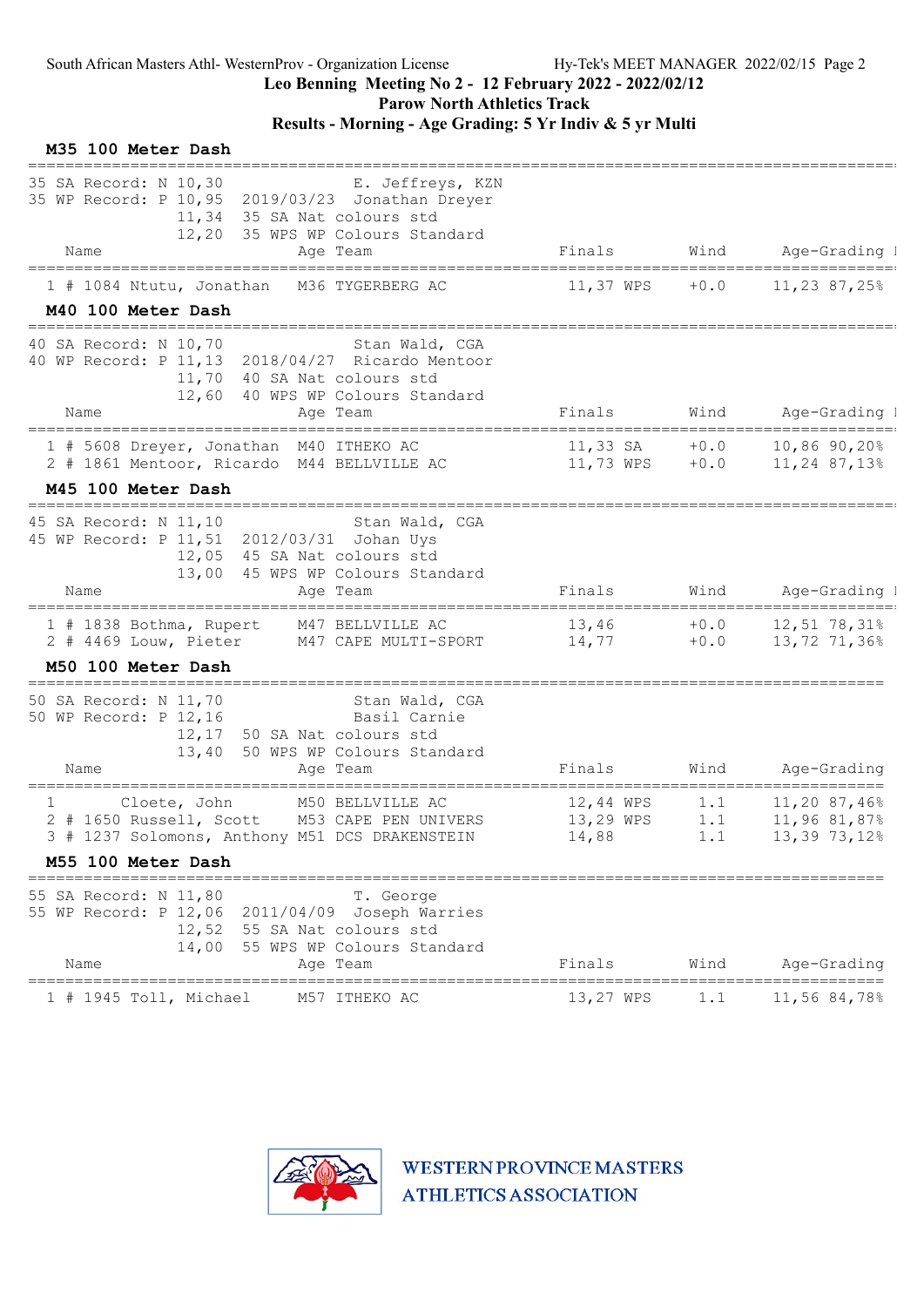South African Masters Athl- WesternProv - Organization License | Hy-Tek's MEET MANAGER 2022/02/15

# Leo Benning Meeting No 2 - 12 February 2022 - 2022/02/12
## Parow North Athletics Track
## Results - Morning - Age Grading: 5 Yr Indiv & 5 yr Multi

### M35 100 Meter Dash

35 SA Record: N 10,30 — E. Jeffreys, KZN
35 WP Record: P 10,95 2019/03/23 Jonathan Dreyer
11,34 35 SA Nat colours std
12,20 35 WPS WP Colours Standard

| Place | # | Name | Age | Team | Finals | Wind | Age-Grading |
|---|---|---|---|---|---|---|---|
| 1 | # 1084 | Ntutu, Jonathan | M36 | TYGERBERG AC | 11,37 WPS | +0.0 | 11,23 87,25% |

### M40 100 Meter Dash

40 SA Record: N 10,70 — Stan Wald, CGA
40 WP Record: P 11,13 2018/04/27 Ricardo Mentoor
11,70 40 SA Nat colours std
12,60 40 WPS WP Colours Standard

| Place | # | Name | Age | Team | Finals | Wind | Age-Grading |
|---|---|---|---|---|---|---|---|
| 1 | # 5608 | Dreyer, Jonathan | M40 | ITHEKO AC | 11,33 SA | +0.0 | 10,86 90,20% |
| 2 | # 1861 | Mentoor, Ricardo | M44 | BELLVILLE AC | 11,73 WPS | +0.0 | 11,24 87,13% |

### M45 100 Meter Dash

45 SA Record: N 11,10 — Stan Wald, CGA
45 WP Record: P 11,51 2012/03/31 Johan Uys
12,05 45 SA Nat colours std
13,00 45 WPS WP Colours Standard

| Place | # | Name | Age | Team | Finals | Wind | Age-Grading |
|---|---|---|---|---|---|---|---|
| 1 | # 1838 | Bothma, Rupert | M47 | BELLVILLE AC | 13,46 | +0.0 | 12,51 78,31% |
| 2 | # 4469 | Louw, Pieter | M47 | CAPE MULTI-SPORT | 14,77 | +0.0 | 13,72 71,36% |

### M50 100 Meter Dash

50 SA Record: N 11,70 — Stan Wald, CGA
50 WP Record: P 12,16 — Basil Carnie
12,17 50 SA Nat colours std
13,40 50 WPS WP Colours Standard

| Place | # | Name | Age | Team | Finals | Wind | Age-Grading |
|---|---|---|---|---|---|---|---|
| 1 | | Cloete, John | M50 | BELLVILLE AC | 12,44 WPS | 1.1 | 11,20 87,46% |
| 2 | # 1650 | Russell, Scott | M53 | CAPE PEN UNIVERS | 13,29 WPS | 1.1 | 11,96 81,87% |
| 3 | # 1237 | Solomons, Anthony | M51 | DCS DRAKENSTEIN | 14,88 | 1.1 | 13,39 73,12% |

### M55 100 Meter Dash

55 SA Record: N 11,80 — T. George
55 WP Record: P 12,06 2011/04/09 Joseph Warries
12,52 55 SA Nat colours std
14,00 55 WPS WP Colours Standard

| Place | # | Name | Age | Team | Finals | Wind | Age-Grading |
|---|---|---|---|---|---|---|---|
| 1 | # 1945 | Toll, Michael | M57 | ITHEKO AC | 13,27 WPS | 1.1 | 11,56 84,78% |

WESTERN PROVINCE MASTERS ATHLETICS ASSOCIATION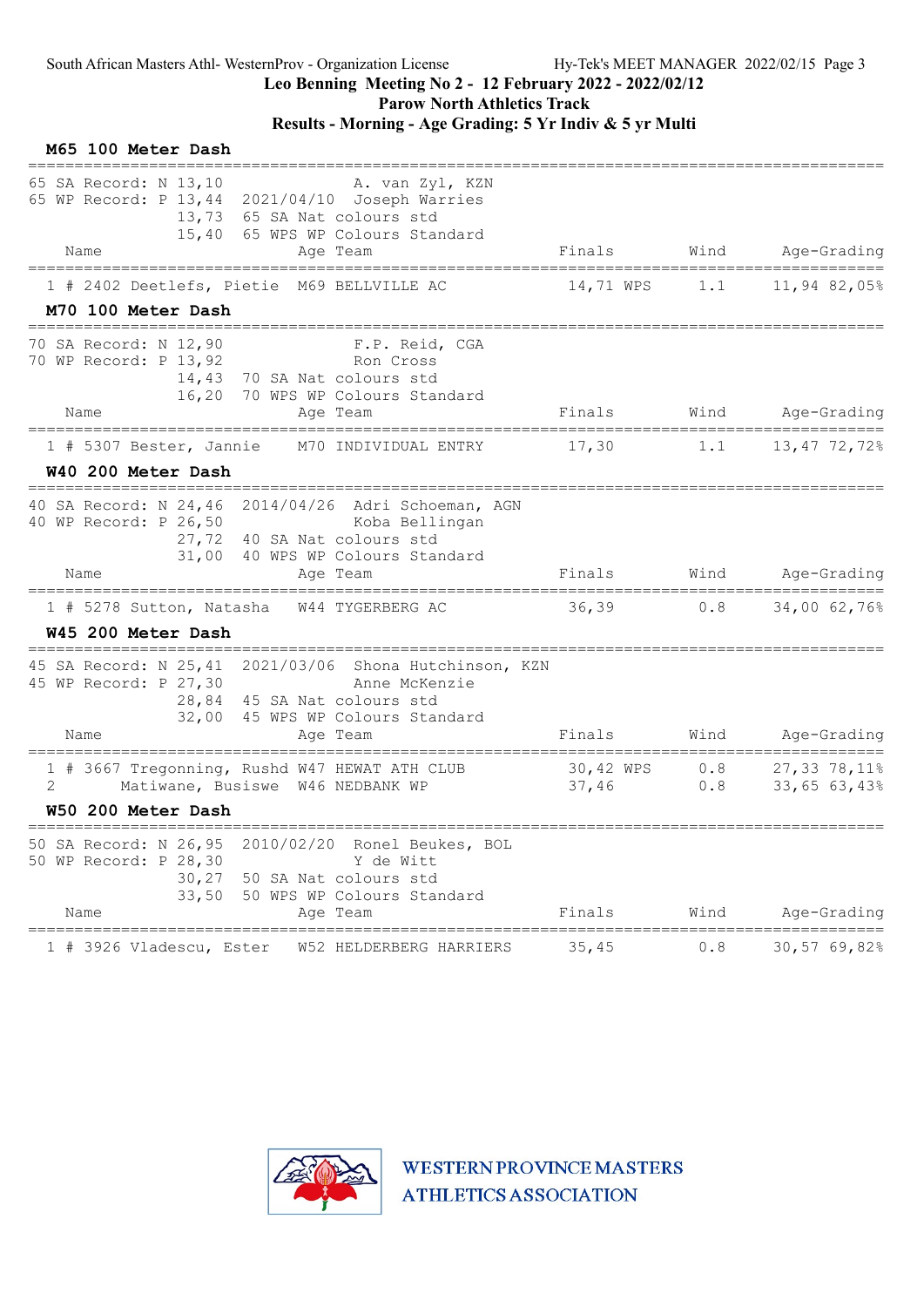Leo Benning Meeting No 2 - 12 February 2022 - 2022/02/12

Parow North Athletics Track

Results - Morning - Age Grading: 5 Yr Indiv & 5 yr Multi

### M65 100 Meter Dash

65 SA Record: N 13,10 A. van Zyl, KZN
65 WP Record: P 13,44 2021/04/10 Joseph Warries
13,73 65 SA Nat colours std
15,40 65 WPS WP Colours Standard

| Place | Name | Age | Team | Finals | Wind | Age-Grading |
|---|---|---|---|---|---|---|
| 1 | # 2402 Deetlefs, Pietie | M69 | BELLVILLE AC | 14,71 WPS | 1.1 | 11,94 82,05% |

### M70 100 Meter Dash

70 SA Record: N 12,90 F.P. Reid, CGA
70 WP Record: P 13,92 Ron Cross
14,43 70 SA Nat colours std
16,20 70 WPS WP Colours Standard

| Place | Name | Age | Team | Finals | Wind | Age-Grading |
|---|---|---|---|---|---|---|
| 1 | # 5307 Bester, Jannie | M70 | INDIVIDUAL ENTRY | 17,30 | 1.1 | 13,47 72,72% |

### W40 200 Meter Dash

40 SA Record: N 24,46 2014/04/26 Adri Schoeman, AGN
40 WP Record: P 26,50 Koba Bellingan
27,72 40 SA Nat colours std
31,00 40 WPS WP Colours Standard

| Place | Name | Age | Team | Finals | Wind | Age-Grading |
|---|---|---|---|---|---|---|
| 1 | # 5278 Sutton, Natasha | W44 | TYGERBERG AC | 36,39 | 0.8 | 34,00 62,76% |

### W45 200 Meter Dash

45 SA Record: N 25,41 2021/03/06 Shona Hutchinson, KZN
45 WP Record: P 27,30 Anne McKenzie
28,84 45 SA Nat colours std
32,00 45 WPS WP Colours Standard

| Place | Name | Age | Team | Finals | Wind | Age-Grading |
|---|---|---|---|---|---|---|
| 1 | # 3667 Tregonning, Rushd | W47 | HEWAT ATH CLUB | 30,42 WPS | 0.8 | 27,33 78,11% |
| 2 | Matiwane, Busiswe | W46 | NEDBANK WP | 37,46 | 0.8 | 33,65 63,43% |

### W50 200 Meter Dash

50 SA Record: N 26,95 2010/02/20 Ronel Beukes, BOL
50 WP Record: P 28,30 Y de Witt
30,27 50 SA Nat colours std
33,50 50 WPS WP Colours Standard

| Place | Name | Age | Team | Finals | Wind | Age-Grading |
|---|---|---|---|---|---|---|
| 1 | # 3926 Vladescu, Ester | W52 | HELDERBERG HARRIERS | 35,45 | 0.8 | 30,57 69,82% |

WESTERN PROVINCE MASTERS ATHLETICS ASSOCIATION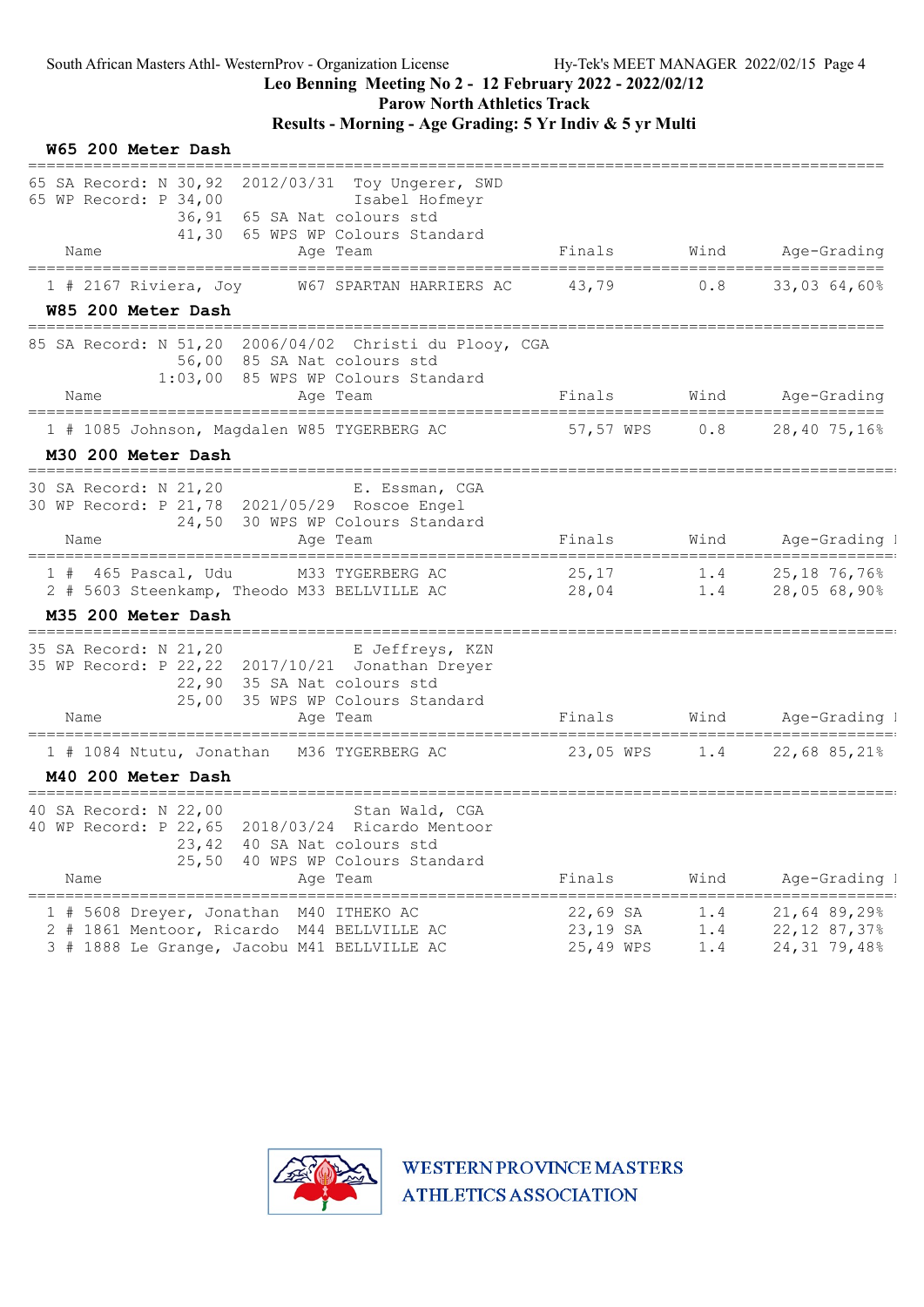Leo Benning Meeting No 2 - 12 February 2022 - 2022/02/12
Parow North Athletics Track
Results - Morning - Age Grading: 5 Yr Indiv & 5 yr Multi

## W65 200 Meter Dash

65 SA Record: N 30,92 2012/03/31 Toy Ungerer, SWD
65 WP Record: P 34,00 Isabel Hofmeyr
36,91 65 SA Nat colours std
41,30 65 WPS WP Colours Standard

| Place | # | Comp | Name | Age | Team | Finals | | Wind | Age-Grading | |
|---|---|---|---|---|---|---|---|---|---|---|
| 1 | # | 2167 | Riviera, Joy | W67 | SPARTAN HARRIERS AC | 43,79 | | 0.8 | 33,03 | 64,60% |

## W85 200 Meter Dash

85 SA Record: N 51,20 2006/04/02 Christi du Plooy, CGA
56,00 85 SA Nat colours std
1:03,00 85 WPS WP Colours Standard

| Place | # | Comp | Name | Age | Team | Finals | | Wind | Age-Grading | |
|---|---|---|---|---|---|---|---|---|---|---|
| 1 | # | 1085 | Johnson, Magdalen | W85 | TYGERBERG AC | 57,57 | WPS | 0.8 | 28,40 | 75,16% |

## M30 200 Meter Dash

30 SA Record: N 21,20 E. Essman, CGA
30 WP Record: P 21,78 2021/05/29 Roscoe Engel
24,50 30 WPS WP Colours Standard

| Place | # | Comp | Name | Age | Team | Finals | | Wind | Age-Grading | |
|---|---|---|---|---|---|---|---|---|---|---|
| 1 | # | 465 | Pascal, Udu | M33 | TYGERBERG AC | 25,17 | | 1.4 | 25,18 | 76,76% |
| 2 | # | 5603 | Steenkamp, Theodo | M33 | BELLVILLE AC | 28,04 | | 1.4 | 28,05 | 68,90% |

## M35 200 Meter Dash

35 SA Record: N 21,20 E Jeffreys, KZN
35 WP Record: P 22,22 2017/10/21 Jonathan Dreyer
22,90 35 SA Nat colours std
25,00 35 WPS WP Colours Standard

| Place | # | Comp | Name | Age | Team | Finals | | Wind | Age-Grading | |
|---|---|---|---|---|---|---|---|---|---|---|
| 1 | # | 1084 | Ntutu, Jonathan | M36 | TYGERBERG AC | 23,05 | WPS | 1.4 | 22,68 | 85,21% |

## M40 200 Meter Dash

40 SA Record: N 22,00 Stan Wald, CGA
40 WP Record: P 22,65 2018/03/24 Ricardo Mentoor
23,42 40 SA Nat colours std
25,50 40 WPS WP Colours Standard

| Place | # | Comp | Name | Age | Team | Finals | | Wind | Age-Grading | |
|---|---|---|---|---|---|---|---|---|---|---|
| 1 | # | 5608 | Dreyer, Jonathan | M40 | ITHEKO AC | 22,69 | SA | 1.4 | 21,64 | 89,29% |
| 2 | # | 1861 | Mentoor, Ricardo | M44 | BELLVILLE AC | 23,19 | SA | 1.4 | 22,12 | 87,37% |
| 3 | # | 1888 | Le Grange, Jacobu | M41 | BELLVILLE AC | 25,49 | WPS | 1.4 | 24,31 | 79,48% |

WESTERN PROVINCE MASTERS ATHLETICS ASSOCIATION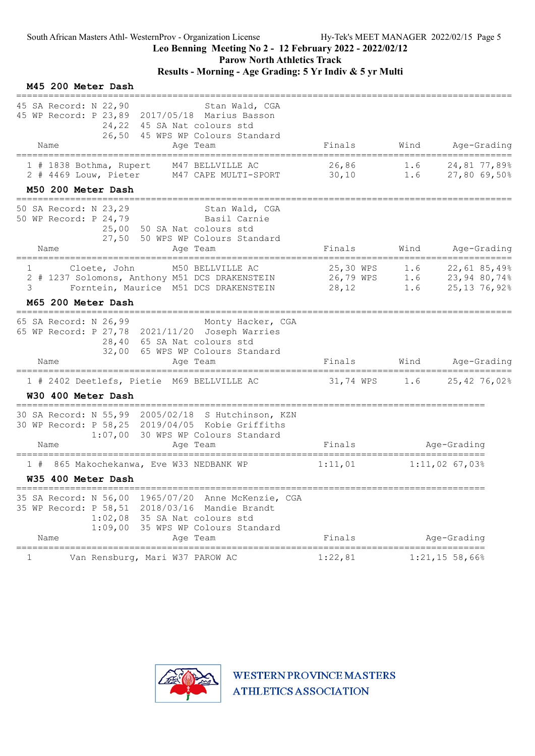South African Masters Athl- WesternProv - Organization License    Hy-Tek's MEET MANAGER 2022/02/15 Page 5

**Leo Benning Meeting No 2 - 12 February 2022 - 2022/02/12**

**Parow North Athletics Track**

**Results - Morning - Age Grading: 5 Yr Indiv & 5 yr Multi**

### M45 200 Meter Dash

45 SA Record: N 22,90 Stan Wald, CGA
45 WP Record: P 23,89 2017/05/18 Marius Basson
24,22 45 SA Nat colours std
26,50 45 WPS WP Colours Standard

| | Name | Age | Team | Finals | Wind | Age-Grading |
|---|---|---|---|---|---|---|
| 1 # 1838 | Bothma, Rupert | M47 | BELLVILLE AC | 26,86 | 1.6 | 24,81 77,89% |
| 2 # 4469 | Louw, Pieter | M47 | CAPE MULTI-SPORT | 30,10 | 1.6 | 27,80 69,50% |

### M50 200 Meter Dash

50 SA Record: N 23,29 Stan Wald, CGA
50 WP Record: P 24,79 Basil Carnie
25,00 50 SA Nat colours std
27,50 50 WPS WP Colours Standard

| | Name | Age | Team | Finals | Wind | Age-Grading |
|---|---|---|---|---|---|---|
| 1 | Cloete, John | M50 | BELLVILLE AC | 25,30 WPS | 1.6 | 22,61 85,49% |
| 2 # 1237 | Solomons, Anthony | M51 | DCS DRAKENSTEIN | 26,79 WPS | 1.6 | 23,94 80,74% |
| 3 | Forntein, Maurice | M51 | DCS DRAKENSTEIN | 28,12 | 1.6 | 25,13 76,92% |

### M65 200 Meter Dash

65 SA Record: N 26,99 Monty Hacker, CGA
65 WP Record: P 27,78 2021/11/20 Joseph Warries
28,40 65 SA Nat colours std
32,00 65 WPS WP Colours Standard

| | Name | Age | Team | Finals | Wind | Age-Grading |
|---|---|---|---|---|---|---|
| 1 # 2402 | Deetlefs, Pietie | M69 | BELLVILLE AC | 31,74 WPS | 1.6 | 25,42 76,02% |

### W30 400 Meter Dash

30 SA Record: N 55,99 2005/02/18 S Hutchinson, KZN
30 WP Record: P 58,25 2019/04/05 Kobie Griffiths
1:07,00 30 WPS WP Colours Standard

| | Name | Age | Team | Finals | Age-Grading |
|---|---|---|---|---|---|
| 1 # 865 | Makochekanwa, Eve | W33 | NEDBANK WP | 1:11,01 | 1:11,02 67,03% |

### W35 400 Meter Dash

35 SA Record: N 56,00 1965/07/20 Anne McKenzie, CGA
35 WP Record: P 58,51 2018/03/16 Mandie Brandt
1:02,08 35 SA Nat colours std
1:09,00 35 WPS WP Colours Standard

| | Name | Age | Team | Finals | Age-Grading |
|---|---|---|---|---|---|
| 1 | Van Rensburg, Mari | W37 | PAROW AC | 1:22,81 | 1:21,15 58,66% |

WESTERN PROVINCE MASTERS ATHLETICS ASSOCIATION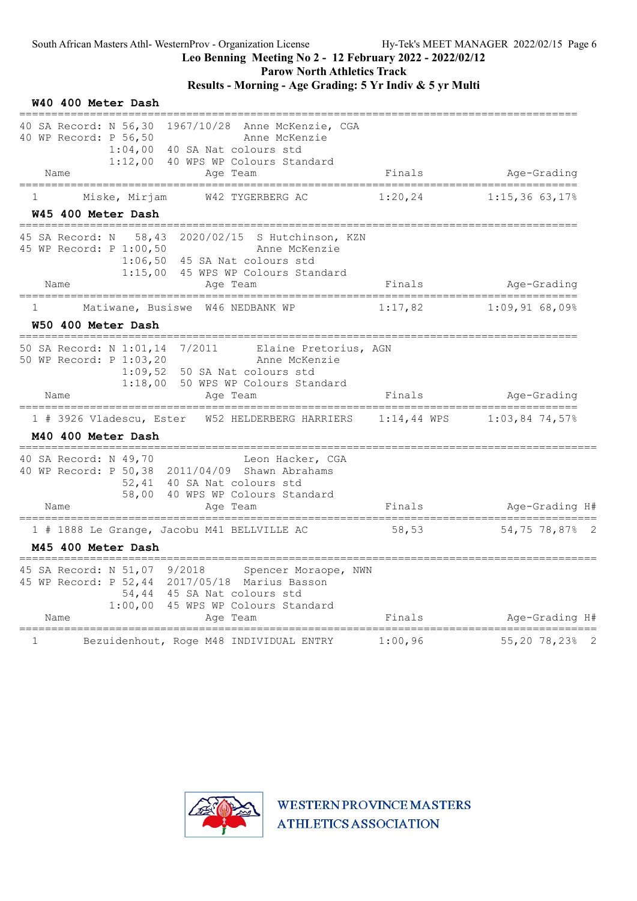South African Masters Athl- WesternProv - Organization License Hy-Tek's MEET MANAGER 2022/02/15

# Leo Benning Meeting No 2 - 12 February 2022 - 2022/02/12

## Parow North Athletics Track

## Results - Morning - Age Grading: 5 Yr Indiv & 5 yr Multi

### W40 400 Meter Dash

```
40 SA Record: N 56,30  1967/10/28  Anne McKenzie, CGA
40 WP Record: P 56,50              Anne McKenzie
             1:04,00  40 SA Nat colours std
             1:12,00  40 WPS WP Colours Standard
```

| | Name | Age | Team | Finals | Age-Grading |
|---|---|---|---|---|---|
| 1 | Miske, Mirjam | W42 | TYGERBERG AC | 1:20,24 | 1:15,36 63,17% |

### W45 400 Meter Dash

```
45 SA Record: N   58,43  2020/02/15  S Hutchinson, KZN
45 WP Record: P 1:00,50              Anne McKenzie
              1:06,50  45 SA Nat colours std
              1:15,00  45 WPS WP Colours Standard
```

| | Name | Age | Team | Finals | Age-Grading |
|---|---|---|---|---|---|
| 1 | Matiwane, Busiswe | W46 | NEDBANK WP | 1:17,82 | 1:09,91 68,09% |

### W50 400 Meter Dash

```
50 SA Record: N 1:01,14  7/2011      Elaine Pretorius, AGN
50 WP Record: P 1:03,20              Anne McKenzie
              1:09,52  50 SA Nat colours std
              1:18,00  50 WPS WP Colours Standard
```

| | Name | Age | Team | Finals | Age-Grading |
|---|---|---|---|---|---|
| 1 | # 3926 Vladescu, Ester | W52 | HELDERBERG HARRIERS | 1:14,44 WPS | 1:03,84 74,57% |

### M40 400 Meter Dash

```
40 SA Record: N 49,70              Leon Hacker, CGA
40 WP Record: P 50,38  2011/04/09  Shawn Abrahams
              52,41  40 SA Nat colours std
              58,00  40 WPS WP Colours Standard
```

| | Name | Age | Team | Finals | Age-Grading | H# |
|---|---|---|---|---|---|---|
| 1 | # 1888 Le Grange, Jacobu | M41 | BELLVILLE AC | 58,53 | 54,75 78,87% | 2 |

### M45 400 Meter Dash

```
45 SA Record: N 51,07  9/2018      Spencer Moraope, NWN
45 WP Record: P 52,44  2017/05/18  Marius Basson
              54,44  45 SA Nat colours std
            1:00,00  45 WPS WP Colours Standard
```

| | Name | Age | Team | Finals | Age-Grading | H# |
|---|---|---|---|---|---|---|
| 1 | Bezuidenhout, Roge | M48 | INDIVIDUAL ENTRY | 1:00,96 | 55,20 78,23% | 2 |

WESTERN PROVINCE MASTERS ATHLETICS ASSOCIATION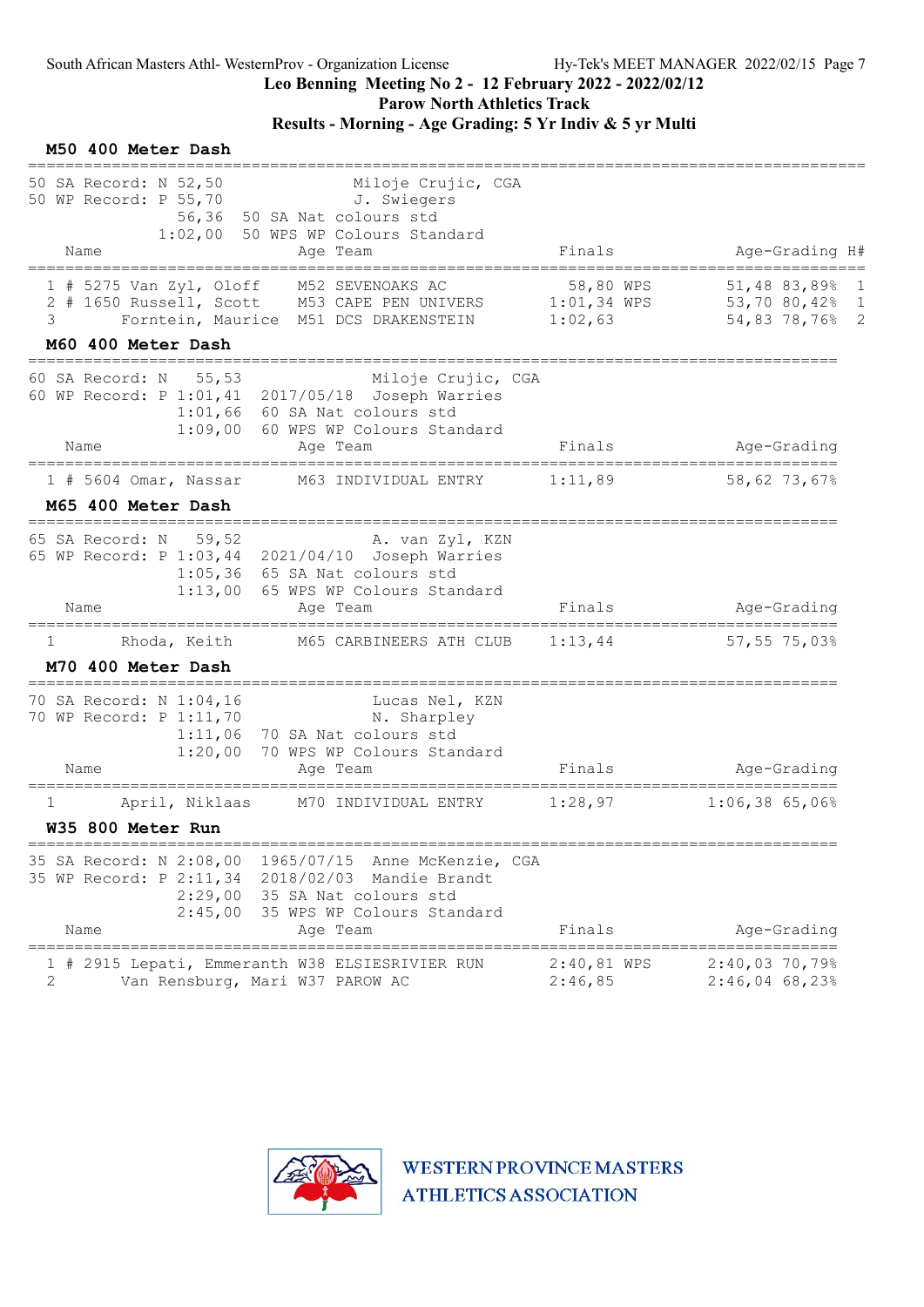South African Masters Athl- WesternProv - Organization License — Hy-Tek's MEET MANAGER 2022/02/15

**Leo Benning Meeting No 2 - 12 February 2022 - 2022/02/12**

**Parow North Athletics Track**

**Results - Morning - Age Grading: 5 Yr Indiv & 5 yr Multi**

## M50 400 Meter Dash

50 SA Record: N 52,50 — Miloje Crujic, CGA
50 WP Record: P 55,70 — J. Swiegers
56,36 — 50 SA Nat colours std
1:02,00 — 50 WPS WP Colours Standard

| | Name | Age | Team | Finals | Age-Grading | | H# |
|---|---|---|---|---|---|---|---|
| 1 | # 5275 Van Zyl, Oloff | M52 | SEVENOAKS AC | 58,80 WPS | 51,48 | 83,89% | 1 |
| 2 | # 1650 Russell, Scott | M53 | CAPE PEN UNIVERS | 1:01,34 WPS | 53,70 | 80,42% | 1 |
| 3 | Forntein, Maurice | M51 | DCS DRAKENSTEIN | 1:02,63 | 54,83 | 78,76% | 2 |

## M60 400 Meter Dash

60 SA Record: N 55,53 — Miloje Crujic, CGA
60 WP Record: P 1:01,41 — 2017/05/18 — Joseph Warries
1:01,66 — 60 SA Nat colours std
1:09,00 — 60 WPS WP Colours Standard

| | Name | Age | Team | Finals | Age-Grading | |
|---|---|---|---|---|---|---|
| 1 | # 5604 Omar, Nassar | M63 | INDIVIDUAL ENTRY | 1:11,89 | 58,62 | 73,67% |

## M65 400 Meter Dash

65 SA Record: N 59,52 — A. van Zyl, KZN
65 WP Record: P 1:03,44 — 2021/04/10 — Joseph Warries
1:05,36 — 65 SA Nat colours std
1:13,00 — 65 WPS WP Colours Standard

| | Name | Age | Team | Finals | Age-Grading | |
|---|---|---|---|---|---|---|
| 1 | Rhoda, Keith | M65 | CARBINEERS ATH CLUB | 1:13,44 | 57,55 | 75,03% |

## M70 400 Meter Dash

70 SA Record: N 1:04,16 — Lucas Nel, KZN
70 WP Record: P 1:11,70 — N. Sharpley
1:11,06 — 70 SA Nat colours std
1:20,00 — 70 WPS WP Colours Standard

| | Name | Age | Team | Finals | Age-Grading | |
|---|---|---|---|---|---|---|
| 1 | April, Niklaas | M70 | INDIVIDUAL ENTRY | 1:28,97 | 1:06,38 | 65,06% |

## W35 800 Meter Run

35 SA Record: N 2:08,00 — 1965/07/15 — Anne McKenzie, CGA
35 WP Record: P 2:11,34 — 2018/02/03 — Mandie Brandt
2:29,00 — 35 SA Nat colours std
2:45,00 — 35 WPS WP Colours Standard

| | Name | Age | Team | Finals | Age-Grading | |
|---|---|---|---|---|---|---|
| 1 | # 2915 Lepati, Emmeranth | W38 | ELSIESRIVIER RUN | 2:40,81 WPS | 2:40,03 | 70,79% |
| 2 | Van Rensburg, Mari | W37 | PAROW AC | 2:46,85 | 2:46,04 | 68,23% |

WESTERN PROVINCE MASTERS ATHLETICS ASSOCIATION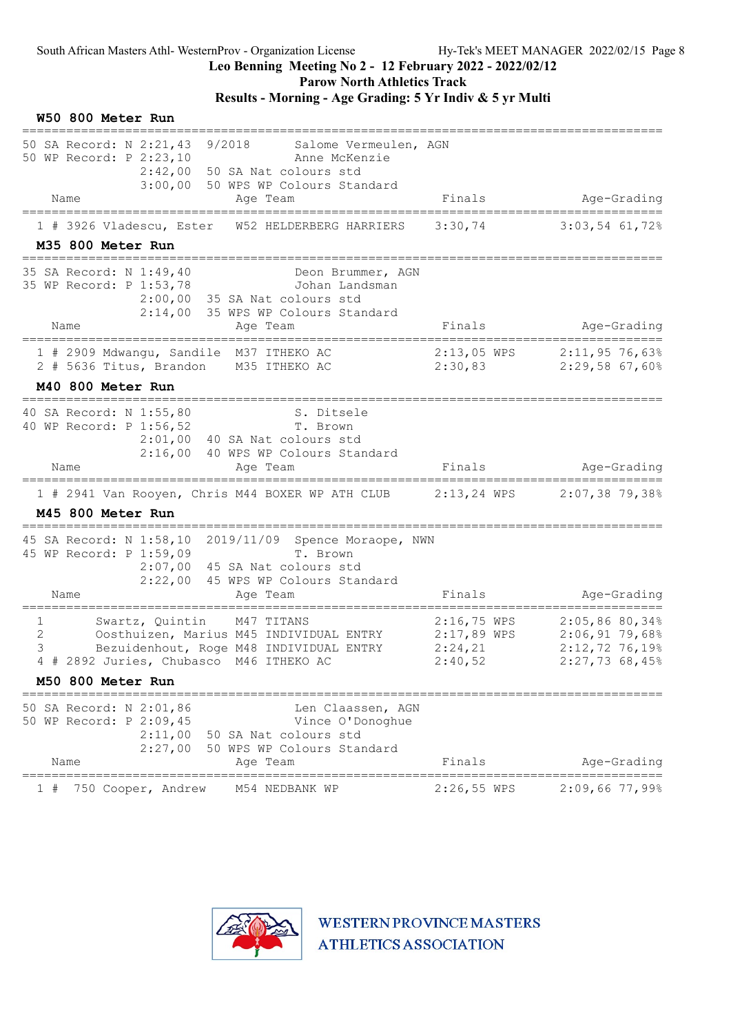South African Masters Athl- WesternProv - Organization License — Hy-Tek's MEET MANAGER 2022/02/15

**Leo Benning Meeting No 2 - 12 February 2022 - 2022/02/12**

**Parow North Athletics Track**

**Results - Morning - Age Grading: 5 Yr Indiv & 5 yr Multi**

### W50 800 Meter Run

```
50 SA Record: N 2:21,43   9/2018      Salome Vermeulen, AGN
50 WP Record: P 2:23,10               Anne McKenzie
                2:42,00   50 SA Nat colours std
                3:00,00   50 WPS WP Colours Standard
```

| | Name | Age | Team | Finals | Age-Grading |
|---|---|---|---|---|---|
| 1 # 3926 | Vladescu, Ester | W52 | HELDERBERG HARRIERS | 3:30,74 | 3:03,54 61,72% |

### M35 800 Meter Run

```
35 SA Record: N 1:49,40               Deon Brummer, AGN
35 WP Record: P 1:53,78               Johan Landsman
                2:00,00   35 SA Nat colours std
                2:14,00   35 WPS WP Colours Standard
```

| | Name | Age | Team | Finals | Age-Grading |
|---|---|---|---|---|---|
| 1 # 2909 | Mdwangu, Sandile | M37 | ITHEKO AC | 2:13,05 WPS | 2:11,95 76,63% |
| 2 # 5636 | Titus, Brandon | M35 | ITHEKO AC | 2:30,83 | 2:29,58 67,60% |

### M40 800 Meter Run

```
40 SA Record: N 1:55,80               S. Ditsele
40 WP Record: P 1:56,52               T. Brown
                2:01,00   40 SA Nat colours std
                2:16,00   40 WPS WP Colours Standard
```

| | Name | Age | Team | Finals | Age-Grading |
|---|---|---|---|---|---|
| 1 # 2941 | Van Rooyen, Chris | M44 | BOXER WP ATH CLUB | 2:13,24 WPS | 2:07,38 79,38% |

### M45 800 Meter Run

```
45 SA Record: N 1:58,10   2019/11/09  Spence Moraope, NWN
45 WP Record: P 1:59,09               T. Brown
                2:07,00   45 SA Nat colours std
                2:22,00   45 WPS WP Colours Standard
```

| | Name | Age | Team | Finals | Age-Grading |
|---|---|---|---|---|---|
| 1 | Swartz, Quintin | M47 | TITANS | 2:16,75 WPS | 2:05,86 80,34% |
| 2 | Oosthuizen, Marius | M45 | INDIVIDUAL ENTRY | 2:17,89 WPS | 2:06,91 79,68% |
| 3 | Bezuidenhout, Roge | M48 | INDIVIDUAL ENTRY | 2:24,21 | 2:12,72 76,19% |
| 4 # 2892 | Juries, Chubasco | M46 | ITHEKO AC | 2:40,52 | 2:27,73 68,45% |

### M50 800 Meter Run

```
50 SA Record: N 2:01,86               Len Claassen, AGN
50 WP Record: P 2:09,45               Vince O'Donoghue
                2:11,00   50 SA Nat colours std
                2:27,00   50 WPS WP Colours Standard
```

| | Name | Age | Team | Finals | Age-Grading |
|---|---|---|---|---|---|
| 1 # 750 | Cooper, Andrew | M54 | NEDBANK WP | 2:26,55 WPS | 2:09,66 77,99% |

WESTERN PROVINCE MASTERS ATHLETICS ASSOCIATION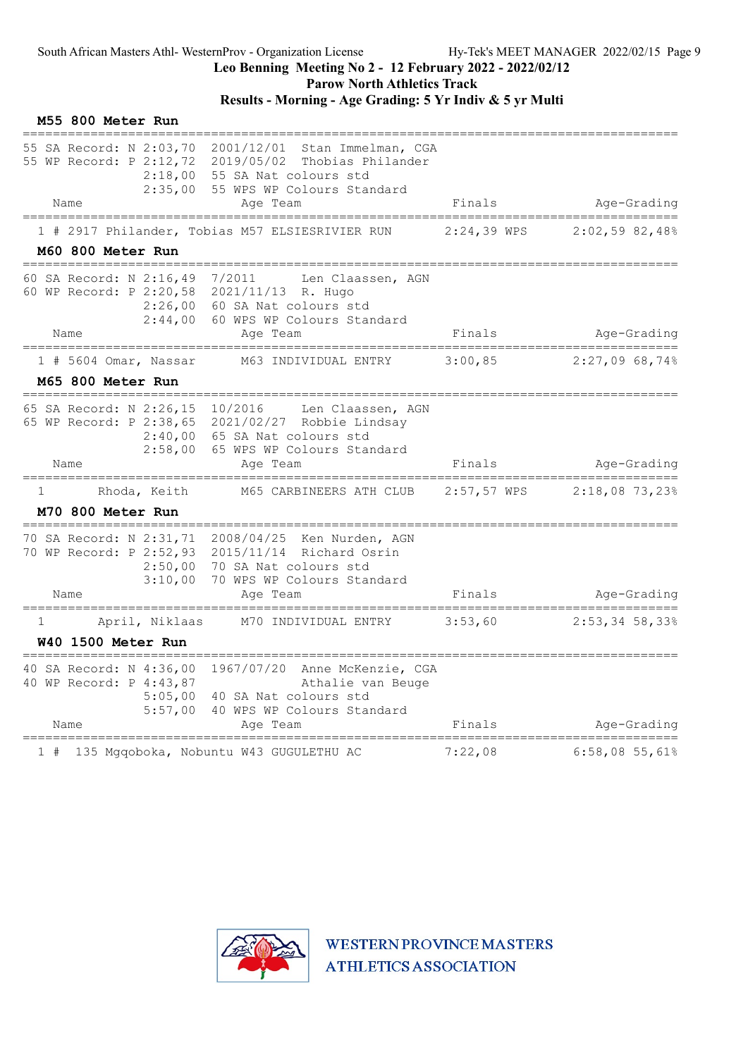South African Masters Athl- WesternProv - Organization License    Hy-Tek's MEET MANAGER 2022/02/15

**Leo Benning Meeting No 2 - 12 February 2022 - 2022/02/12**

**Parow North Athletics Track**

**Results - Morning - Age Grading: 5 Yr Indiv & 5 yr Multi**

### M55 800 Meter Run

```
55 SA Record: N 2:03,70  2001/12/01  Stan Immelman, CGA
55 WP Record: P 2:12,72  2019/05/02  Thobias Philander
                2:18,00  55 SA Nat colours std
                2:35,00  55 WPS WP Colours Standard
```

| Place | Name | Age | Team | Finals | | Age-Grading | |
|---|---|---|---|---|---|---|---|
| 1 # | 2917 Philander, Tobias | M57 | ELSIESRIVIER RUN | 2:24,39 | WPS | 2:02,59 | 82,48% |

### M60 800 Meter Run

```
60 SA Record: N 2:16,49  7/2011      Len Claassen, AGN
60 WP Record: P 2:20,58  2021/11/13  R. Hugo
                2:26,00  60 SA Nat colours std
                2:44,00  60 WPS WP Colours Standard
```

| Place | Name | Age | Team | Finals | | Age-Grading | |
|---|---|---|---|---|---|---|---|
| 1 # | 5604 Omar, Nassar | M63 | INDIVIDUAL ENTRY | 3:00,85 | | 2:27,09 | 68,74% |

### M65 800 Meter Run

```
65 SA Record: N 2:26,15  10/2016     Len Claassen, AGN
65 WP Record: P 2:38,65  2021/02/27  Robbie Lindsay
                2:40,00  65 SA Nat colours std
                2:58,00  65 WPS WP Colours Standard
```

| Place | Name | Age | Team | Finals | | Age-Grading | |
|---|---|---|---|---|---|---|---|
| 1 | Rhoda, Keith | M65 | CARBINEERS ATH CLUB | 2:57,57 | WPS | 2:18,08 | 73,23% |

### M70 800 Meter Run

```
70 SA Record: N 2:31,71  2008/04/25  Ken Nurden, AGN
70 WP Record: P 2:52,93  2015/11/14  Richard Osrin
                2:50,00  70 SA Nat colours std
                3:10,00  70 WPS WP Colours Standard
```

| Place | Name | Age | Team | Finals | | Age-Grading | |
|---|---|---|---|---|---|---|---|
| 1 | April, Niklaas | M70 | INDIVIDUAL ENTRY | 3:53,60 | | 2:53,34 | 58,33% |

### W40 1500 Meter Run

```
40 SA Record: N 4:36,00  1967/07/20  Anne McKenzie, CGA
40 WP Record: P 4:43,87              Athalie van Beuge
                5:05,00  40 SA Nat colours std
                5:57,00  40 WPS WP Colours Standard
```

| Place | Name | Age | Team | Finals | | Age-Grading | |
|---|---|---|---|---|---|---|---|
| 1 # | 135 Mgqoboka, Nobuntu | W43 | GUGULETHU AC | 7:22,08 | | 6:58,08 | 55,61% |

WESTERN PROVINCE MASTERS ATHLETICS ASSOCIATION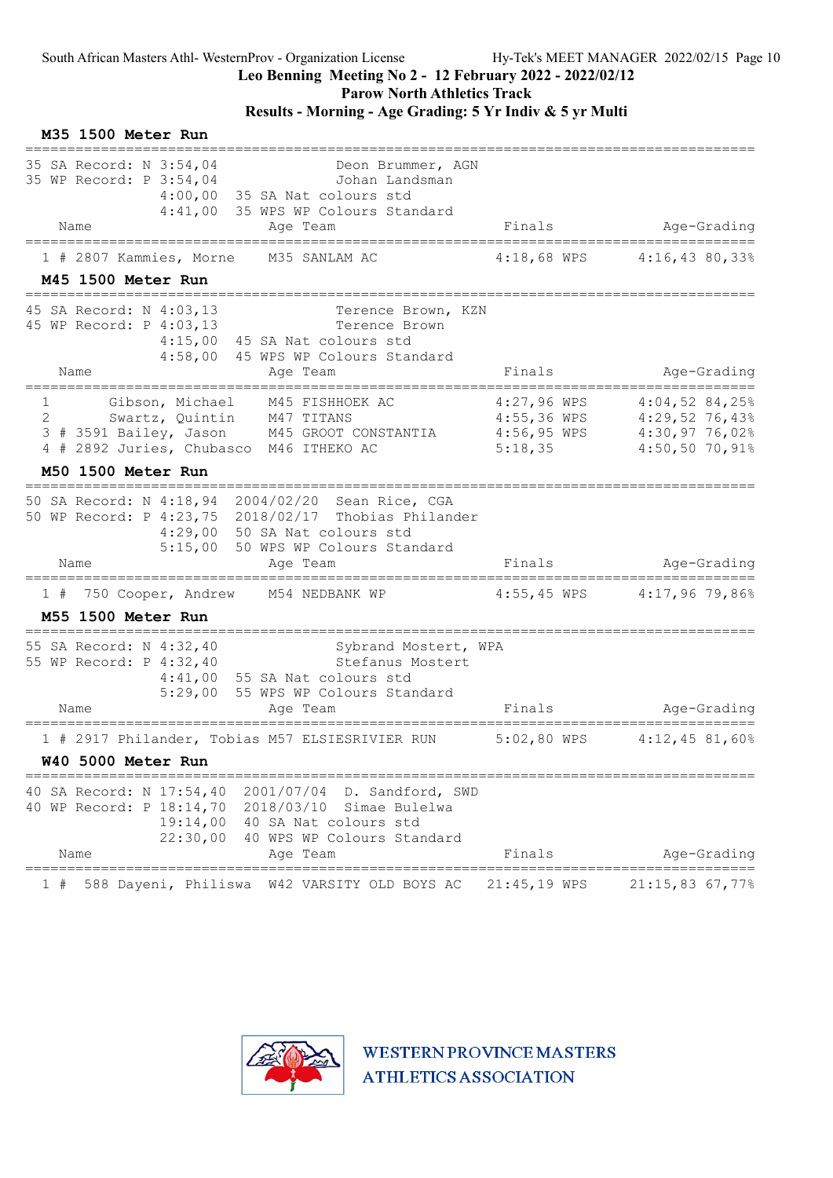South African Masters Athl- WesternProv - Organization License    Hy-Tek's MEET MANAGER 2022/02/15

**Leo Benning Meeting No 2 - 12 February 2022 - 2022/02/12**

**Parow North Athletics Track**

**Results - Morning - Age Grading: 5 Yr Indiv & 5 yr Multi**

### M35 1500 Meter Run

```
35 SA Record: N 3:54,04              Deon Brummer, AGN
35 WP Record: P 3:54,04              Johan Landsman
                4:00,00  35 SA Nat colours std
                4:41,00  35 WPS WP Colours Standard
```

| Place | Name | Age | Team | Finals | Age-Grading |
|---|---|---|---|---|---|
| 1 # 2807 | Kammies, Morne | M35 | SANLAM AC | 4:18,68 WPS | 4:16,43 80,33% |

### M45 1500 Meter Run

```
45 SA Record: N 4:03,13              Terence Brown, KZN
45 WP Record: P 4:03,13              Terence Brown
                4:15,00  45 SA Nat colours std
                4:58,00  45 WPS WP Colours Standard
```

| Place | Name | Age | Team | Finals | Age-Grading |
|---|---|---|---|---|---|
| 1 | Gibson, Michael | M45 | FISHHOEK AC | 4:27,96 WPS | 4:04,52 84,25% |
| 2 | Swartz, Quintin | M47 | TITANS | 4:55,36 WPS | 4:29,52 76,43% |
| 3 # 3591 | Bailey, Jason | M45 | GROOT CONSTANTIA | 4:56,95 WPS | 4:30,97 76,02% |
| 4 # 2892 | Juries, Chubasco | M46 | ITHEKO AC | 5:18,35 | 4:50,50 70,91% |

### M50 1500 Meter Run

```
50 SA Record: N 4:18,94  2004/02/20  Sean Rice, CGA
50 WP Record: P 4:23,75  2018/02/17  Thobias Philander
                4:29,00  50 SA Nat colours std
                5:15,00  50 WPS WP Colours Standard
```

| Place | Name | Age | Team | Finals | Age-Grading |
|---|---|---|---|---|---|
| 1 # 750 | Cooper, Andrew | M54 | NEDBANK WP | 4:55,45 WPS | 4:17,96 79,86% |

### M55 1500 Meter Run

```
55 SA Record: N 4:32,40              Sybrand Mostert, WPA
55 WP Record: P 4:32,40              Stefanus Mostert
                4:41,00  55 SA Nat colours std
                5:29,00  55 WPS WP Colours Standard
```

| Place | Name | Age | Team | Finals | Age-Grading |
|---|---|---|---|---|---|
| 1 # 2917 | Philander, Tobias | M57 | ELSIESRIVIER RUN | 5:02,80 WPS | 4:12,45 81,60% |

### W40 5000 Meter Run

```
40 SA Record: N 17:54,40  2001/07/04  D. Sandford, SWD
40 WP Record: P 18:14,70  2018/03/10  Simae Bulelwa
                19:14,00  40 SA Nat colours std
                22:30,00  40 WPS WP Colours Standard
```

| Place | Name | Age | Team | Finals | Age-Grading |
|---|---|---|---|---|---|
| 1 # 588 | Dayeni, Philiswa | W42 | VARSITY OLD BOYS AC | 21:45,19 WPS | 21:15,83 67,77% |

WESTERN PROVINCE MASTERS ATHLETICS ASSOCIATION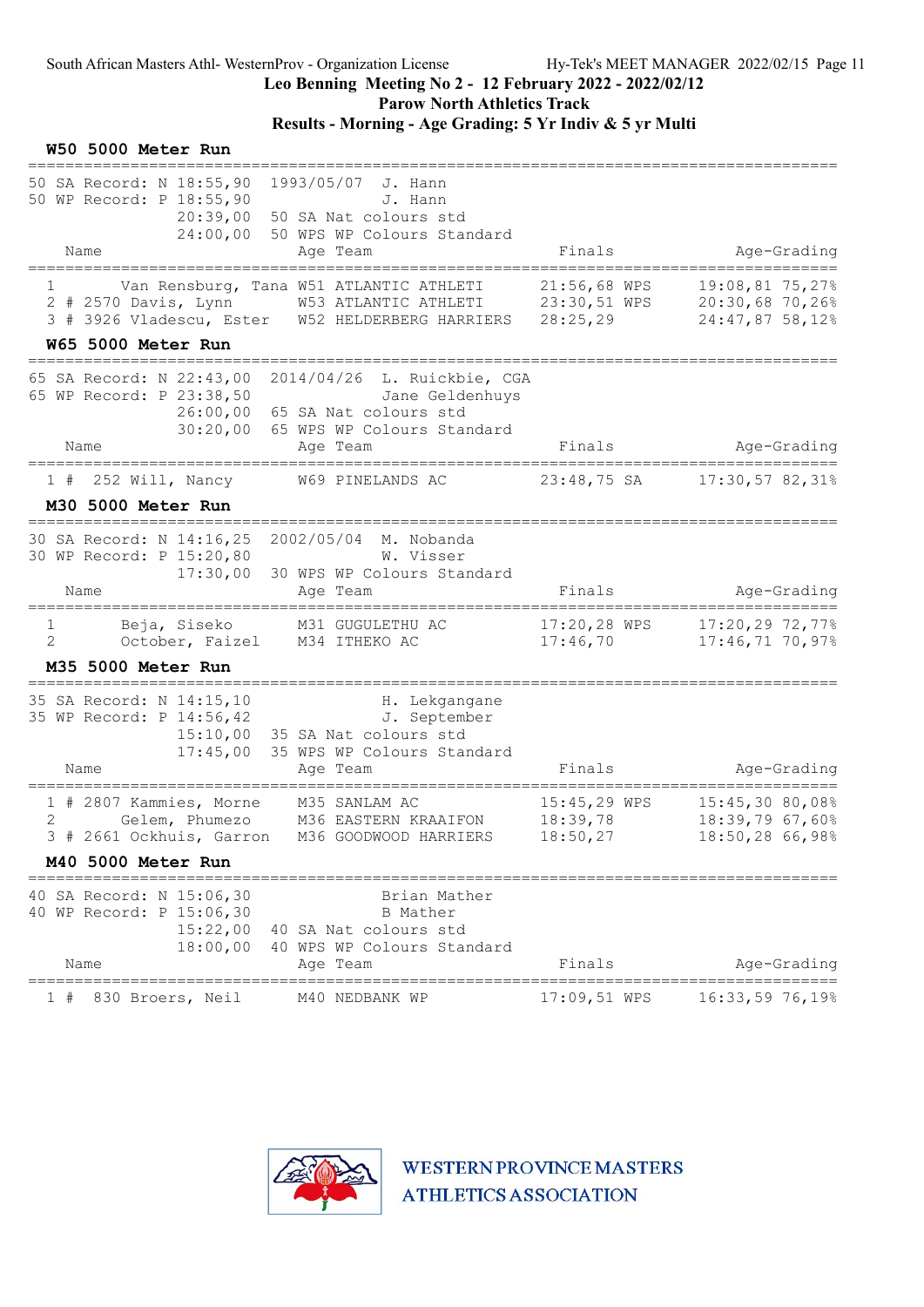Leo Benning Meeting No 2 - 12 February 2022 - 2022/02/12
Parow North Athletics Track
**Results - Morning - Age Grading: 5 Yr Indiv & 5 yr Multi**

## W50 5000 Meter Run

50 SA Record: N 18:55,90 1993/05/07 J. Hann
50 WP Record: P 18:55,90 J. Hann
20:39,00 50 SA Nat colours std
24:00,00 50 WPS WP Colours Standard

| Place | Name | Age | Team | Finals | Age-Grading |
|---|---|---|---|---|---|
| 1 | Van Rensburg, Tana | W51 | ATLANTIC ATHLETI | 21:56,68 WPS | 19:08,81 75,27% |
| 2 | # 2570 Davis, Lynn | W53 | ATLANTIC ATHLETI | 23:30,51 WPS | 20:30,68 70,26% |
| 3 | # 3926 Vladescu, Ester | W52 | HELDERBERG HARRIERS | 28:25,29 | 24:47,87 58,12% |

## W65 5000 Meter Run

65 SA Record: N 22:43,00 2014/04/26 L. Ruickbie, CGA
65 WP Record: P 23:38,50 Jane Geldenhuys
26:00,00 65 SA Nat colours std
30:20,00 65 WPS WP Colours Standard

| Place | Name | Age | Team | Finals | Age-Grading |
|---|---|---|---|---|---|
| 1 | # 252 Will, Nancy | W69 | PINELANDS AC | 23:48,75 SA | 17:30,57 82,31% |

## M30 5000 Meter Run

30 SA Record: N 14:16,25 2002/05/04 M. Nobanda
30 WP Record: P 15:20,80 W. Visser
17:30,00 30 WPS WP Colours Standard

| Place | Name | Age | Team | Finals | Age-Grading |
|---|---|---|---|---|---|
| 1 | Beja, Siseko | M31 | GUGULETHU AC | 17:20,28 WPS | 17:20,29 72,77% |
| 2 | October, Faizel | M34 | ITHEKO AC | 17:46,70 | 17:46,71 70,97% |

## M35 5000 Meter Run

35 SA Record: N 14:15,10 H. Lekgangane
35 WP Record: P 14:56,42 J. September
15:10,00 35 SA Nat colours std
17:45,00 35 WPS WP Colours Standard

| Place | Name | Age | Team | Finals | Age-Grading |
|---|---|---|---|---|---|
| 1 | # 2807 Kammies, Morne | M35 | SANLAM AC | 15:45,29 WPS | 15:45,30 80,08% |
| 2 | Gelem, Phumezo | M36 | EASTERN KRAAIFON | 18:39,78 | 18:39,79 67,60% |
| 3 | # 2661 Ockhuis, Garron | M36 | GOODWOOD HARRIERS | 18:50,27 | 18:50,28 66,98% |

## M40 5000 Meter Run

40 SA Record: N 15:06,30 Brian Mather
40 WP Record: P 15:06,30 B Mather
15:22,00 40 SA Nat colours std
18:00,00 40 WPS WP Colours Standard

| Place | Name | Age | Team | Finals | Age-Grading |
|---|---|---|---|---|---|
| 1 | # 830 Broers, Neil | M40 | NEDBANK WP | 17:09,51 WPS | 16:33,59 76,19% |

WESTERN PROVINCE MASTERS ATHLETICS ASSOCIATION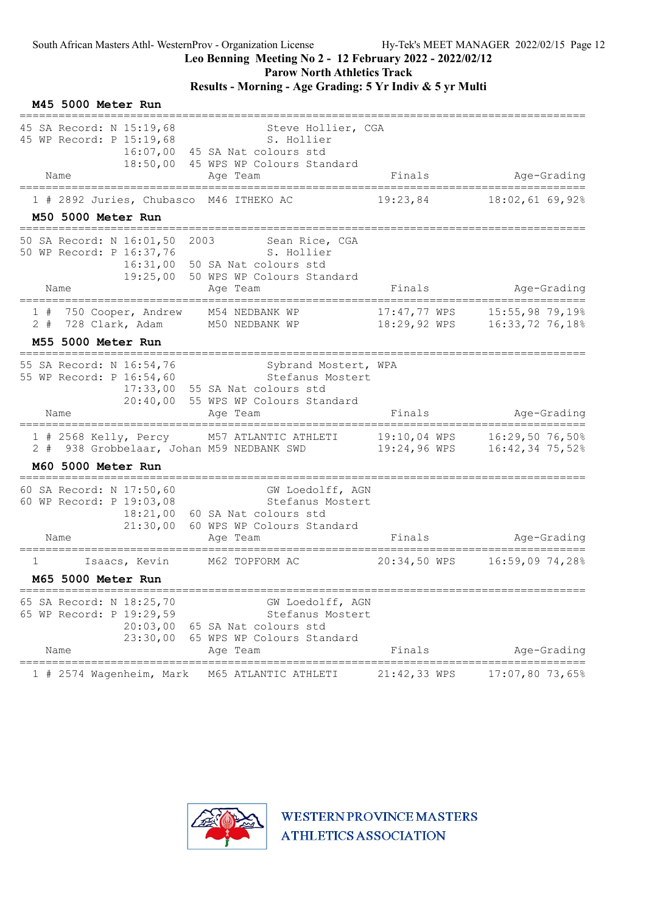## Leo Benning Meeting No 2 - 12 February 2022 - 2022/02/12

### Parow North Athletics Track

### Results - Morning - Age Grading: 5 Yr Indiv & 5 yr Multi

**M45 5000 Meter Run**

```
45 SA Record: N 15:19,68              Steve Hollier, CGA
45 WP Record: P 15:19,68              S. Hollier
                16:07,00  45 SA Nat colours std
                18:50,00  45 WPS WP Colours Standard
```

| | Name | Age | Team | Finals | Age-Grading |
|---|---|---|---|---|---|
| 1 # 2892 | Juries, Chubasco | M46 | ITHEKO AC | 19:23,84 | 18:02,61 69,92% |

**M50 5000 Meter Run**

```
50 SA Record: N 16:01,50  2003        Sean Rice, CGA
50 WP Record: P 16:37,76              S. Hollier
                16:31,00  50 SA Nat colours std
                19:25,00  50 WPS WP Colours Standard
```

| | Name | Age | Team | Finals | Age-Grading |
|---|---|---|---|---|---|
| 1 # 750 | Cooper, Andrew | M54 | NEDBANK WP | 17:47,77 WPS | 15:55,98 79,19% |
| 2 # 728 | Clark, Adam | M50 | NEDBANK WP | 18:29,92 WPS | 16:33,72 76,18% |

**M55 5000 Meter Run**

```
55 SA Record: N 16:54,76              Sybrand Mostert, WPA
55 WP Record: P 16:54,60              Stefanus Mostert
                17:33,00  55 SA Nat colours std
                20:40,00  55 WPS WP Colours Standard
```

| | Name | Age | Team | Finals | Age-Grading |
|---|---|---|---|---|---|
| 1 # 2568 | Kelly, Percy | M57 | ATLANTIC ATHLETI | 19:10,04 WPS | 16:29,50 76,50% |
| 2 # 938 | Grobbelaar, Johan | M59 | NEDBANK SWD | 19:24,96 WPS | 16:42,34 75,52% |

**M60 5000 Meter Run**

```
60 SA Record: N 17:50,60              GW Loedolff, AGN
60 WP Record: P 19:03,08              Stefanus Mostert
                18:21,00  60 SA Nat colours std
                21:30,00  60 WPS WP Colours Standard
```

| | Name | Age | Team | Finals | Age-Grading |
|---|---|---|---|---|---|
| 1 | Isaacs, Kevin | M62 | TOPFORM AC | 20:34,50 WPS | 16:59,09 74,28% |

**M65 5000 Meter Run**

```
65 SA Record: N 18:25,70              GW Loedolff, AGN
65 WP Record: P 19:29,59              Stefanus Mostert
                20:03,00  65 SA Nat colours std
                23:30,00  65 WPS WP Colours Standard
```

| | Name | Age | Team | Finals | Age-Grading |
|---|---|---|---|---|---|
| 1 # 2574 | Wagenheim, Mark | M65 | ATLANTIC ATHLETI | 21:42,33 WPS | 17:07,80 73,65% |

WESTERN PROVINCE MASTERS ATHLETICS ASSOCIATION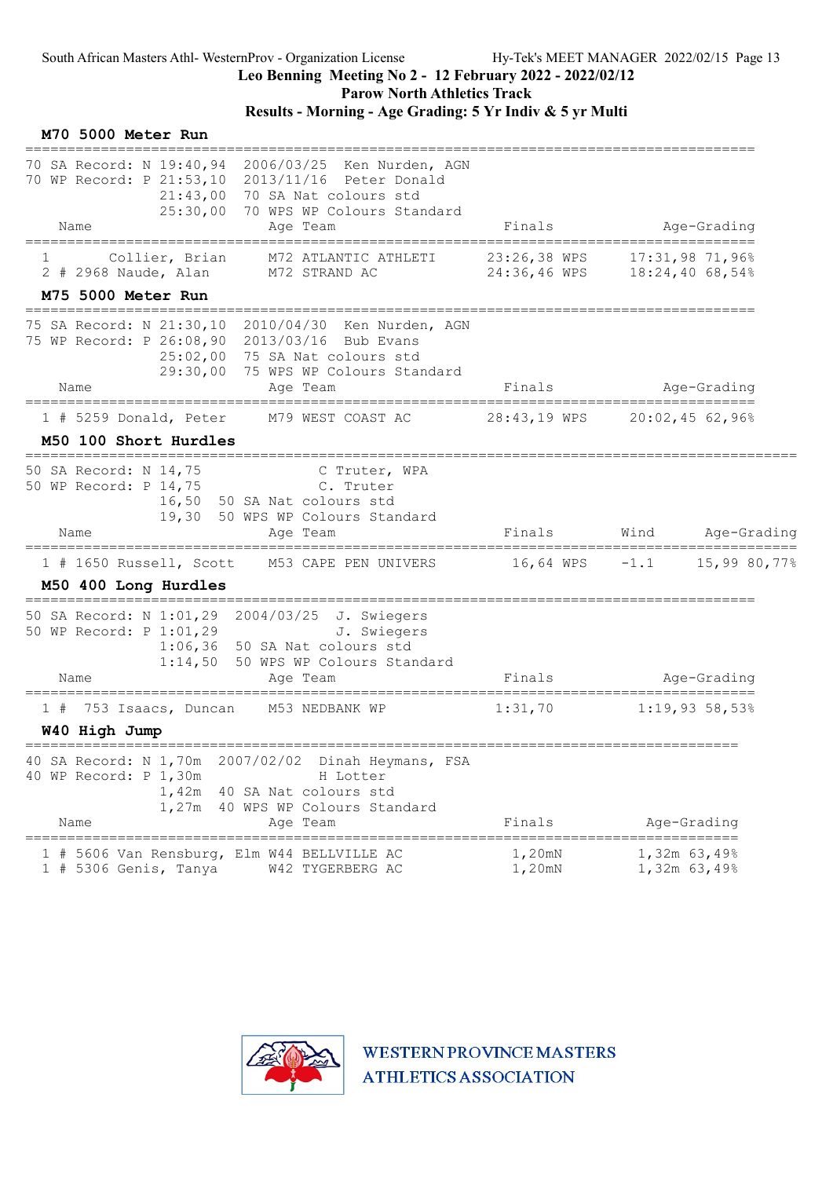South African Masters Athl- WesternProv - Organization License    Hy-Tek's MEET MANAGER 2022/02/15

**Leo Benning Meeting No 2 - 12 February 2022 - 2022/02/12**
**Parow North Athletics Track**
**Results - Morning - Age Grading: 5 Yr Indiv & 5 yr Multi**

### M70 5000 Meter Run

```
70 SA Record: N 19:40,94  2006/03/25  Ken Nurden, AGN
70 WP Record: P 21:53,10  2013/11/16  Peter Donald
                21:43,00  70 SA Nat colours std
                25:30,00  70 WPS WP Colours Standard
```

| | Name | Age | Team | Finals | Age-Grading |
|---|---|---|---|---|---|
| 1 | Collier, Brian | M72 | ATLANTIC ATHLETI | 23:26,38 WPS | 17:31,98 71,96% |
| 2 # | 2968 Naude, Alan | M72 | STRAND AC | 24:36,46 WPS | 18:24,40 68,54% |

### M75 5000 Meter Run

```
75 SA Record: N 21:30,10  2010/04/30  Ken Nurden, AGN
75 WP Record: P 26:08,90  2013/03/16  Bub Evans
                25:02,00  75 SA Nat colours std
                29:30,00  75 WPS WP Colours Standard
```

| | Name | Age | Team | Finals | Age-Grading |
|---|---|---|---|---|---|
| 1 # | 5259 Donald, Peter | M79 | WEST COAST AC | 28:43,19 WPS | 20:02,45 62,96% |

### M50 100 Short Hurdles

```
50 SA Record: N 14,75             C Truter, WPA
50 WP Record: P 14,75             C. Truter
                16,50  50 SA Nat colours std
                19,30  50 WPS WP Colours Standard
```

| | Name | Age | Team | Finals | Wind | Age-Grading |
|---|---|---|---|---|---|---|
| 1 # | 1650 Russell, Scott | M53 | CAPE PEN UNIVERS | 16,64 WPS | -1.1 | 15,99 80,77% |

### M50 400 Long Hurdles

```
50 SA Record: N 1:01,29  2004/03/25  J. Swiegers
50 WP Record: P 1:01,29              J. Swiegers
                1:06,36  50 SA Nat colours std
                1:14,50  50 WPS WP Colours Standard
```

| | Name | Age | Team | Finals | Age-Grading |
|---|---|---|---|---|---|
| 1 # | 753 Isaacs, Duncan | M53 | NEDBANK WP | 1:31,70 | 1:19,93 58,53% |

### W40 High Jump

```
40 SA Record: N 1,70m  2007/02/02  Dinah Heymans, FSA
40 WP Record: P 1,30m              H Lotter
                1,42m  40 SA Nat colours std
                1,27m  40 WPS WP Colours Standard
```

| | Name | Age | Team | Finals | Age-Grading |
|---|---|---|---|---|---|
| 1 # | 5606 Van Rensburg, Elm | W44 | BELLVILLE AC | 1,20mN | 1,32m 63,49% |
| 1 # | 5306 Genis, Tanya | W42 | TYGERBERG AC | 1,20mN | 1,32m 63,49% |

WESTERN PROVINCE MASTERS ATHLETICS ASSOCIATION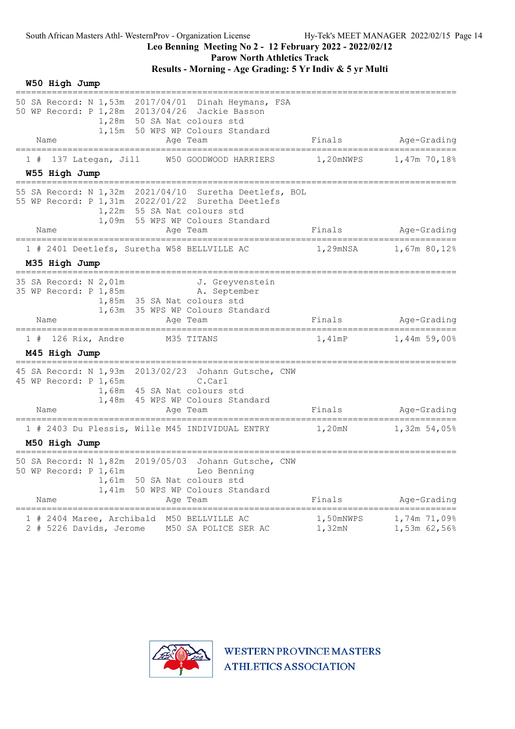South African Masters Athl- WesternProv - Organization License    Hy-Tek's MEET MANAGER 2022/02/15 Page 14

**Leo Benning Meeting No 2 - 12 February 2022 - 2022/02/12**

**Parow North Athletics Track**

**Results - Morning - Age Grading: 5 Yr Indiv & 5 yr Multi**

### W50 High Jump

50 SA Record: N 1,53m 2017/04/01 Dinah Heymans, FSA
50 WP Record: P 1,28m 2013/04/26 Jackie Basson
1,28m 50 SA Nat colours std
1,15m 50 WPS WP Colours Standard

| | Name | Age | Team | Finals | Age-Grading |
|---|---|---|---|---|---|
| 1 # | 137 Lategan, Jill | W50 | GOODWOOD HARRIERS | 1,20mNWPS | 1,47m 70,18% |

### W55 High Jump

55 SA Record: N 1,32m 2021/04/10 Suretha Deetlefs, BOL
55 WP Record: P 1,31m 2022/01/22 Suretha Deetlefs
1,22m 55 SA Nat colours std
1,09m 55 WPS WP Colours Standard

| | Name | Age | Team | Finals | Age-Grading |
|---|---|---|---|---|---|
| 1 # | 2401 Deetlefs, Suretha | W58 | BELLVILLE AC | 1,29mNSA | 1,67m 80,12% |

### M35 High Jump

35 SA Record: N 2,01m J. Greyvenstein
35 WP Record: P 1,85m A. September
1,85m 35 SA Nat colours std
1,63m 35 WPS WP Colours Standard

| | Name | Age | Team | Finals | Age-Grading |
|---|---|---|---|---|---|
| 1 # | 126 Rix, Andre | M35 | TITANS | 1,41mP | 1,44m 59,00% |

### M45 High Jump

45 SA Record: N 1,93m 2013/02/23 Johann Gutsche, CNW
45 WP Record: P 1,65m C.Carl
1,68m 45 SA Nat colours std
1,48m 45 WPS WP Colours Standard

| | Name | Age | Team | Finals | Age-Grading |
|---|---|---|---|---|---|
| 1 # | 2403 Du Plessis, Wille | M45 | INDIVIDUAL ENTRY | 1,20mN | 1,32m 54,05% |

### M50 High Jump

50 SA Record: N 1,82m 2019/05/03 Johann Gutsche, CNW
50 WP Record: P 1,61m Leo Benning
1,61m 50 SA Nat colours std
1,41m 50 WPS WP Colours Standard

| | Name | Age | Team | Finals | Age-Grading |
|---|---|---|---|---|---|
| 1 # | 2404 Maree, Archibald | M50 | BELLVILLE AC | 1,50mNWPS | 1,74m 71,09% |
| 2 # | 5226 Davids, Jerome | M50 | SA POLICE SER AC | 1,32mN | 1,53m 62,56% |

WESTERN PROVINCE MASTERS ATHLETICS ASSOCIATION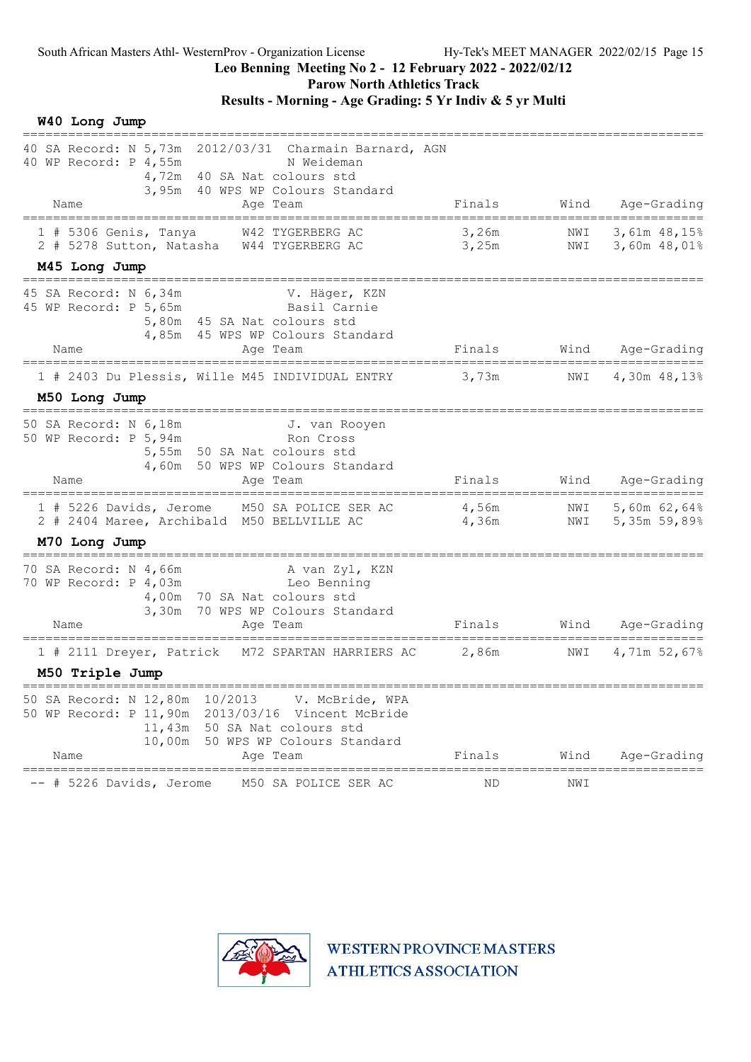# Leo Benning Meeting No 2 - 12 February 2022 - 2022/02/12

## Parow North Athletics Track

## Results - Morning - Age Grading: 5 Yr Indiv & 5 yr Multi

### W40 Long Jump

40 SA Record: N 5,73m 2012/03/31 Charmain Barnard, AGN
40 WP Record: P 4,55m N Weideman
4,72m 40 SA Nat colours std
3,95m 40 WPS WP Colours Standard

| Place | Name | Age | Team | Finals | Wind | Age-Grading |
|---|---|---|---|---|---|---|
| 1 | # 5306 Genis, Tanya | W42 | TYGERBERG AC | 3,26m | NWI | 3,61m 48,15% |
| 2 | # 5278 Sutton, Natasha | W44 | TYGERBERG AC | 3,25m | NWI | 3,60m 48,01% |

### M45 Long Jump

45 SA Record: N 6,34m V. Häger, KZN
45 WP Record: P 5,65m Basil Carnie
5,80m 45 SA Nat colours std
4,85m 45 WPS WP Colours Standard

| Place | Name | Age | Team | Finals | Wind | Age-Grading |
|---|---|---|---|---|---|---|
| 1 | # 2403 Du Plessis, Wille | M45 | INDIVIDUAL ENTRY | 3,73m | NWI | 4,30m 48,13% |

### M50 Long Jump

50 SA Record: N 6,18m J. van Rooyen
50 WP Record: P 5,94m Ron Cross
5,55m 50 SA Nat colours std
4,60m 50 WPS WP Colours Standard

| Place | Name | Age | Team | Finals | Wind | Age-Grading |
|---|---|---|---|---|---|---|
| 1 | # 5226 Davids, Jerome | M50 | SA POLICE SER AC | 4,56m | NWI | 5,60m 62,64% |
| 2 | # 2404 Maree, Archibald | M50 | BELLVILLE AC | 4,36m | NWI | 5,35m 59,89% |

### M70 Long Jump

70 SA Record: N 4,66m A van Zyl, KZN
70 WP Record: P 4,03m Leo Benning
4,00m 70 SA Nat colours std
3,30m 70 WPS WP Colours Standard

| Place | Name | Age | Team | Finals | Wind | Age-Grading |
|---|---|---|---|---|---|---|
| 1 | # 2111 Dreyer, Patrick | M72 | SPARTAN HARRIERS AC | 2,86m | NWI | 4,71m 52,67% |

### M50 Triple Jump

50 SA Record: N 12,80m 10/2013 V. McBride, WPA
50 WP Record: P 11,90m 2013/03/16 Vincent McBride
11,43m 50 SA Nat colours std
10,00m 50 WPS WP Colours Standard

| Place | Name | Age | Team | Finals | Wind | Age-Grading |
|---|---|---|---|---|---|---|
| -- | # 5226 Davids, Jerome | M50 | SA POLICE SER AC | ND | NWI | |

WESTERN PROVINCE MASTERS ATHLETICS ASSOCIATION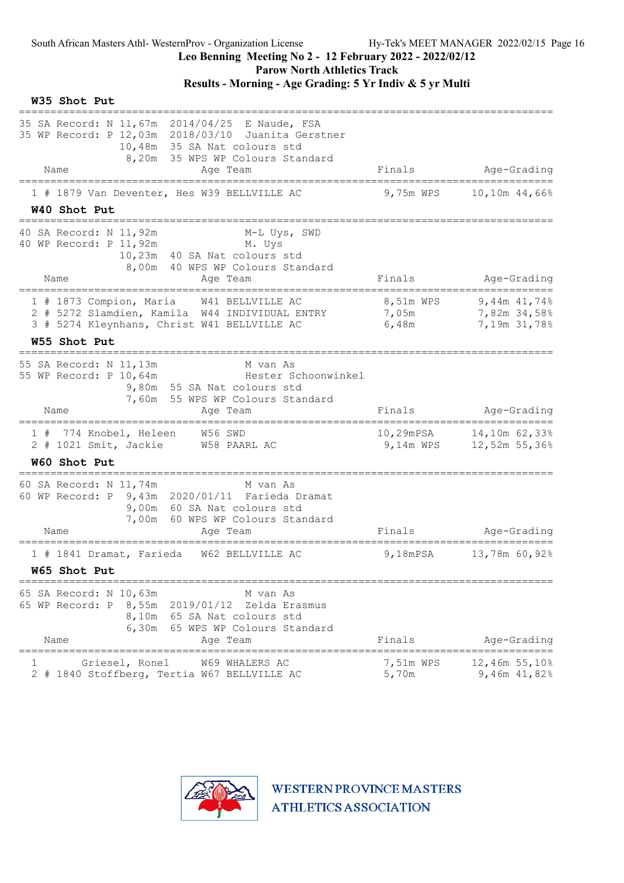South African Masters Athl- WesternProv - Organization License    Hy-Tek's MEET MANAGER 2022/02/15

**Leo Benning Meeting No 2 - 12 February 2022 - 2022/02/12**

**Parow North Athletics Track**

**Results - Morning - Age Grading: 5 Yr Indiv & 5 yr Multi**

### W35 Shot Put

```
35 SA Record: N 11,67m  2014/04/25  E Naude, FSA
35 WP Record: P 12,03m  2018/03/10  Juanita Gerstner
              10,48m  35 SA Nat colours std
               8,20m  35 WPS WP Colours Standard
```

| | Name | Age | Team | Finals | Age-Grading |
|---|---|---|---|---|---|
| 1 | # 1879 Van Deventer, Hes | W39 | BELLVILLE AC | 9,75m WPS | 10,10m 44,66% |

### W40 Shot Put

```
40 SA Record: N 11,92m              M-L Uys, SWD
40 WP Record: P 11,92m              M. Uys
              10,23m  40 SA Nat colours std
               8,00m  40 WPS WP Colours Standard
```

| | Name | Age | Team | Finals | Age-Grading |
|---|---|---|---|---|---|
| 1 | # 1873 Compion, Maria | W41 | BELLVILLE AC | 8,51m WPS | 9,44m 41,74% |
| 2 | # 5272 Slamdien, Kamila | W44 | INDIVIDUAL ENTRY | 7,05m | 7,82m 34,58% |
| 3 | # 5274 Kleynhans, Christ | W41 | BELLVILLE AC | 6,48m | 7,19m 31,78% |

### W55 Shot Put

```
55 SA Record: N 11,13m              M van As
55 WP Record: P 10,64m              Hester Schoonwinkel
               9,80m  55 SA Nat colours std
               7,60m  55 WPS WP Colours Standard
```

| | Name | Age | Team | Finals | Age-Grading |
|---|---|---|---|---|---|
| 1 | # 774 Knobel, Heleen | W56 | SWD | 10,29mPSA | 14,10m 62,33% |
| 2 | # 1021 Smit, Jackie | W58 | PAARL AC | 9,14m WPS | 12,52m 55,36% |

### W60 Shot Put

```
60 SA Record: N 11,74m              M van As
60 WP Record: P  9,43m  2020/01/11  Farieda Dramat
               9,00m  60 SA Nat colours std
               7,00m  60 WPS WP Colours Standard
```

| | Name | Age | Team | Finals | Age-Grading |
|---|---|---|---|---|---|
| 1 | # 1841 Dramat, Farieda | W62 | BELLVILLE AC | 9,18mPSA | 13,78m 60,92% |

### W65 Shot Put

```
65 SA Record: N 10,63m              M van As
65 WP Record: P  8,55m  2019/01/12  Zelda Erasmus
               8,10m  65 SA Nat colours std
               6,30m  65 WPS WP Colours Standard
```

| | Name | Age | Team | Finals | Age-Grading |
|---|---|---|---|---|---|
| 1 | Griesel, Ronel | W69 | WHALERS AC | 7,51m WPS | 12,46m 55,10% |
| 2 | # 1840 Stoffberg, Tertia | W67 | BELLVILLE AC | 5,70m | 9,46m 41,82% |

WESTERN PROVINCE MASTERS ATHLETICS ASSOCIATION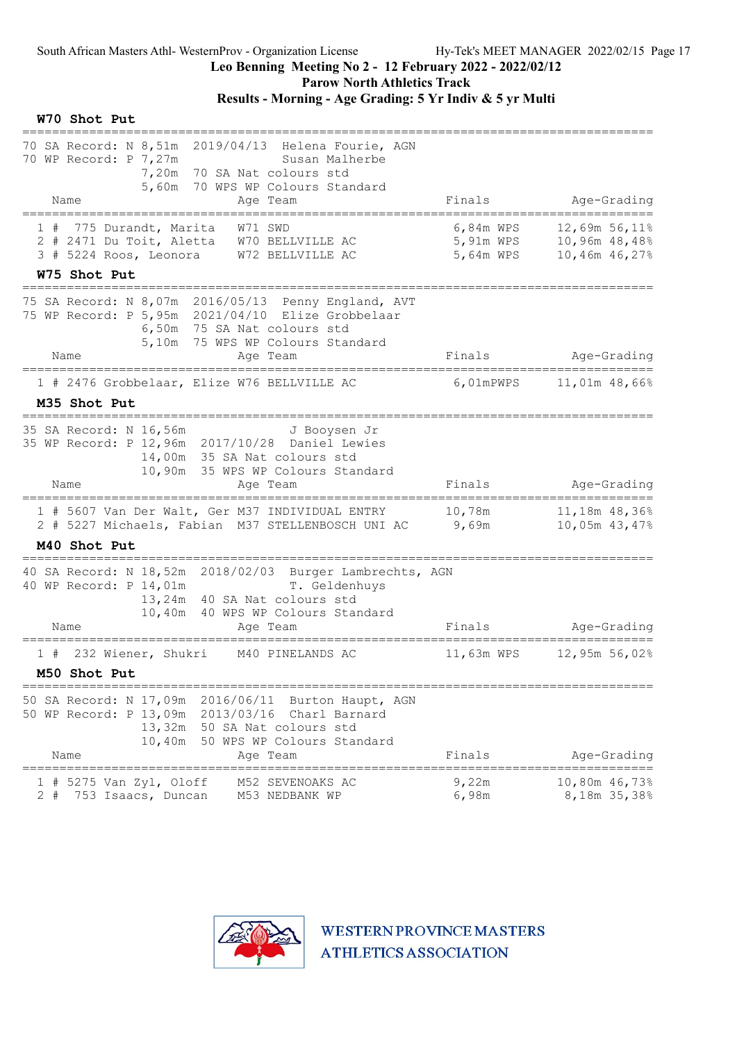South African Masters Athl- WesternProv - Organization License Hy-Tek's MEET MANAGER 2022/02/15

**Leo Benning Meeting No 2 - 12 February 2022 - 2022/02/12**

**Parow North Athletics Track**

**Results - Morning - Age Grading: 5 Yr Indiv & 5 yr Multi**

### W70 Shot Put

70 SA Record: N 8,51m 2019/04/13 Helena Fourie, AGN
70 WP Record: P 7,27m Susan Malherbe
7,20m 70 SA Nat colours std
5,60m 70 WPS WP Colours Standard

| | Name | Age | Team | Finals | Age-Grading |
|---|---|---|---|---|---|
| 1 # | 775 Durandt, Marita | W71 | SWD | 6,84m WPS | 12,69m 56,11% |
| 2 # | 2471 Du Toit, Aletta | W70 | BELLVILLE AC | 5,91m WPS | 10,96m 48,48% |
| 3 # | 5224 Roos, Leonora | W72 | BELLVILLE AC | 5,64m WPS | 10,46m 46,27% |

### W75 Shot Put

75 SA Record: N 8,07m 2016/05/13 Penny England, AVT
75 WP Record: P 5,95m 2021/04/10 Elize Grobbelaar
6,50m 75 SA Nat colours std
5,10m 75 WPS WP Colours Standard

| | Name | Age | Team | Finals | Age-Grading |
|---|---|---|---|---|---|
| 1 # | 2476 Grobbelaar, Elize | W76 | BELLVILLE AC | 6,01mPWPS | 11,01m 48,66% |

### M35 Shot Put

35 SA Record: N 16,56m J Booysen Jr
35 WP Record: P 12,96m 2017/10/28 Daniel Lewies
14,00m 35 SA Nat colours std
10,90m 35 WPS WP Colours Standard

| | Name | Age | Team | Finals | Age-Grading |
|---|---|---|---|---|---|
| 1 # | 5607 Van Der Walt, Ger | M37 | INDIVIDUAL ENTRY | 10,78m | 11,18m 48,36% |
| 2 # | 5227 Michaels, Fabian | M37 | STELLENBOSCH UNI AC | 9,69m | 10,05m 43,47% |

### M40 Shot Put

40 SA Record: N 18,52m 2018/02/03 Burger Lambrechts, AGN
40 WP Record: P 14,01m T. Geldenhuys
13,24m 40 SA Nat colours std
10,40m 40 WPS WP Colours Standard

| | Name | Age | Team | Finals | Age-Grading |
|---|---|---|---|---|---|
| 1 # | 232 Wiener, Shukri | M40 | PINELANDS AC | 11,63m WPS | 12,95m 56,02% |

### M50 Shot Put

50 SA Record: N 17,09m 2016/06/11 Burton Haupt, AGN
50 WP Record: P 13,09m 2013/03/16 Charl Barnard
13,32m 50 SA Nat colours std
10,40m 50 WPS WP Colours Standard

| | Name | Age | Team | Finals | Age-Grading |
|---|---|---|---|---|---|
| 1 # | 5275 Van Zyl, Oloff | M52 | SEVENOAKS AC | 9,22m | 10,80m 46,73% |
| 2 # | 753 Isaacs, Duncan | M53 | NEDBANK WP | 6,98m | 8,18m 35,38% |

WESTERN PROVINCE MASTERS ATHLETICS ASSOCIATION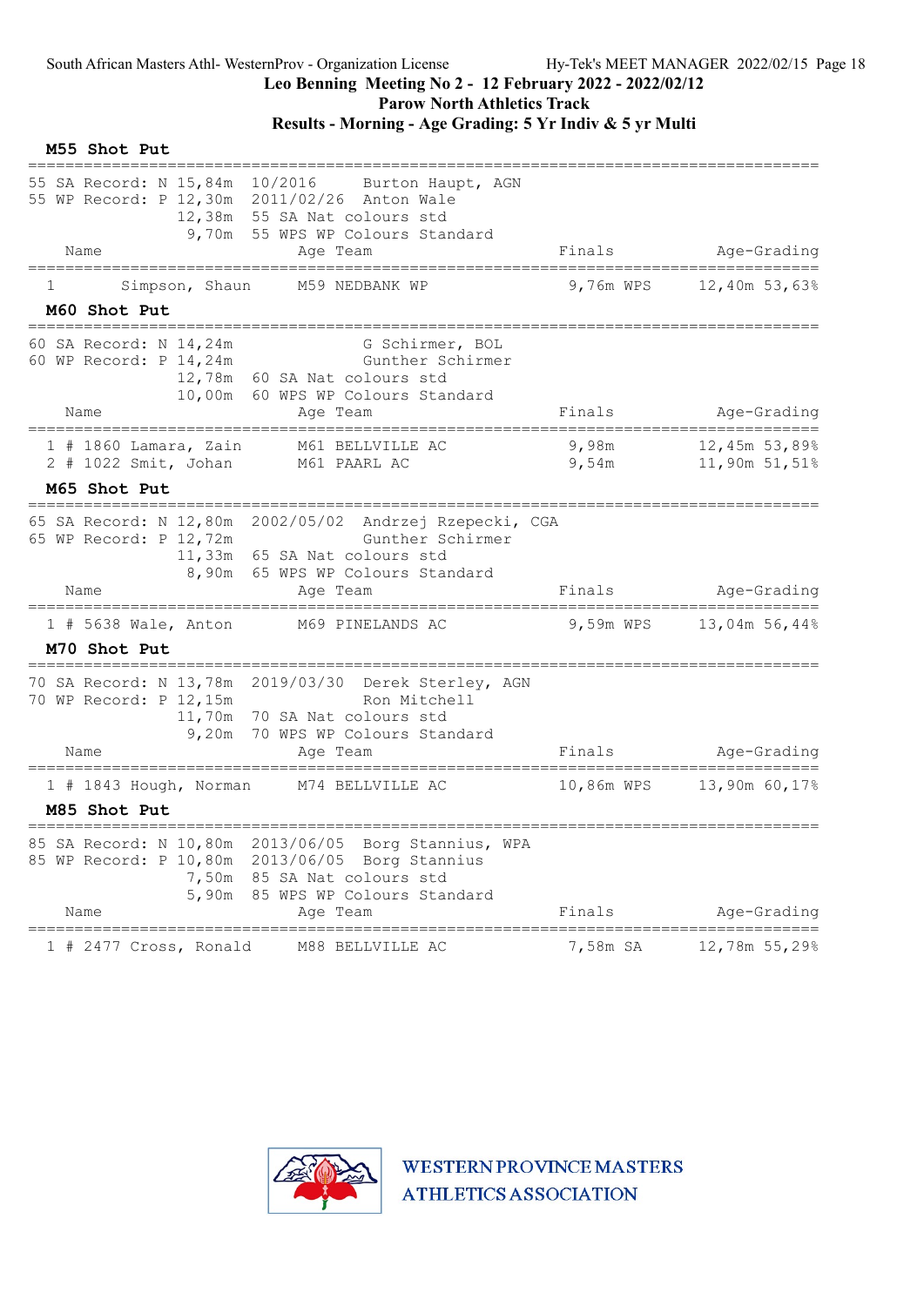Leo Benning Meeting No 2 - 12 February 2022 - 2022/02/12

Parow North Athletics Track

**Results - Morning - Age Grading: 5 Yr Indiv & 5 yr Multi**

### M55 Shot Put

55 SA Record: N 15,84m 10/2016 Burton Haupt, AGN
55 WP Record: P 12,30m 2011/02/26 Anton Wale
12,38m 55 SA Nat colours std
9,70m 55 WPS WP Colours Standard

| Place | Name | Age | Team | Finals | | Age-Grading | |
|---|---|---|---|---|---|---|---|
| 1 | Simpson, Shaun | M59 | NEDBANK WP | 9,76m | WPS | 12,40m | 53,63% |

### M60 Shot Put

60 SA Record: N 14,24m G Schirmer, BOL
60 WP Record: P 14,24m Gunther Schirmer
12,78m 60 SA Nat colours std
10,00m 60 WPS WP Colours Standard

| Place | Name | Age | Team | Finals | | Age-Grading | |
|---|---|---|---|---|---|---|---|
| 1 | # 1860 Lamara, Zain | M61 | BELLVILLE AC | 9,98m | | 12,45m | 53,89% |
| 2 | # 1022 Smit, Johan | M61 | PAARL AC | 9,54m | | 11,90m | 51,51% |

### M65 Shot Put

65 SA Record: N 12,80m 2002/05/02 Andrzej Rzepecki, CGA
65 WP Record: P 12,72m Gunther Schirmer
11,33m 65 SA Nat colours std
8,90m 65 WPS WP Colours Standard

| Place | Name | Age | Team | Finals | | Age-Grading | |
|---|---|---|---|---|---|---|---|
| 1 | # 5638 Wale, Anton | M69 | PINELANDS AC | 9,59m | WPS | 13,04m | 56,44% |

### M70 Shot Put

70 SA Record: N 13,78m 2019/03/30 Derek Sterley, AGN
70 WP Record: P 12,15m Ron Mitchell
11,70m 70 SA Nat colours std
9,20m 70 WPS WP Colours Standard

| Place | Name | Age | Team | Finals | | Age-Grading | |
|---|---|---|---|---|---|---|---|
| 1 | # 1843 Hough, Norman | M74 | BELLVILLE AC | 10,86m | WPS | 13,90m | 60,17% |

### M85 Shot Put

85 SA Record: N 10,80m 2013/06/05 Borg Stannius, WPA
85 WP Record: P 10,80m 2013/06/05 Borg Stannius
7,50m 85 SA Nat colours std
5,90m 85 WPS WP Colours Standard

| Place | Name | Age | Team | Finals | | Age-Grading | |
|---|---|---|---|---|---|---|---|
| 1 | # 2477 Cross, Ronald | M88 | BELLVILLE AC | 7,58m | SA | 12,78m | 55,29% |

WESTERN PROVINCE MASTERS ATHLETICS ASSOCIATION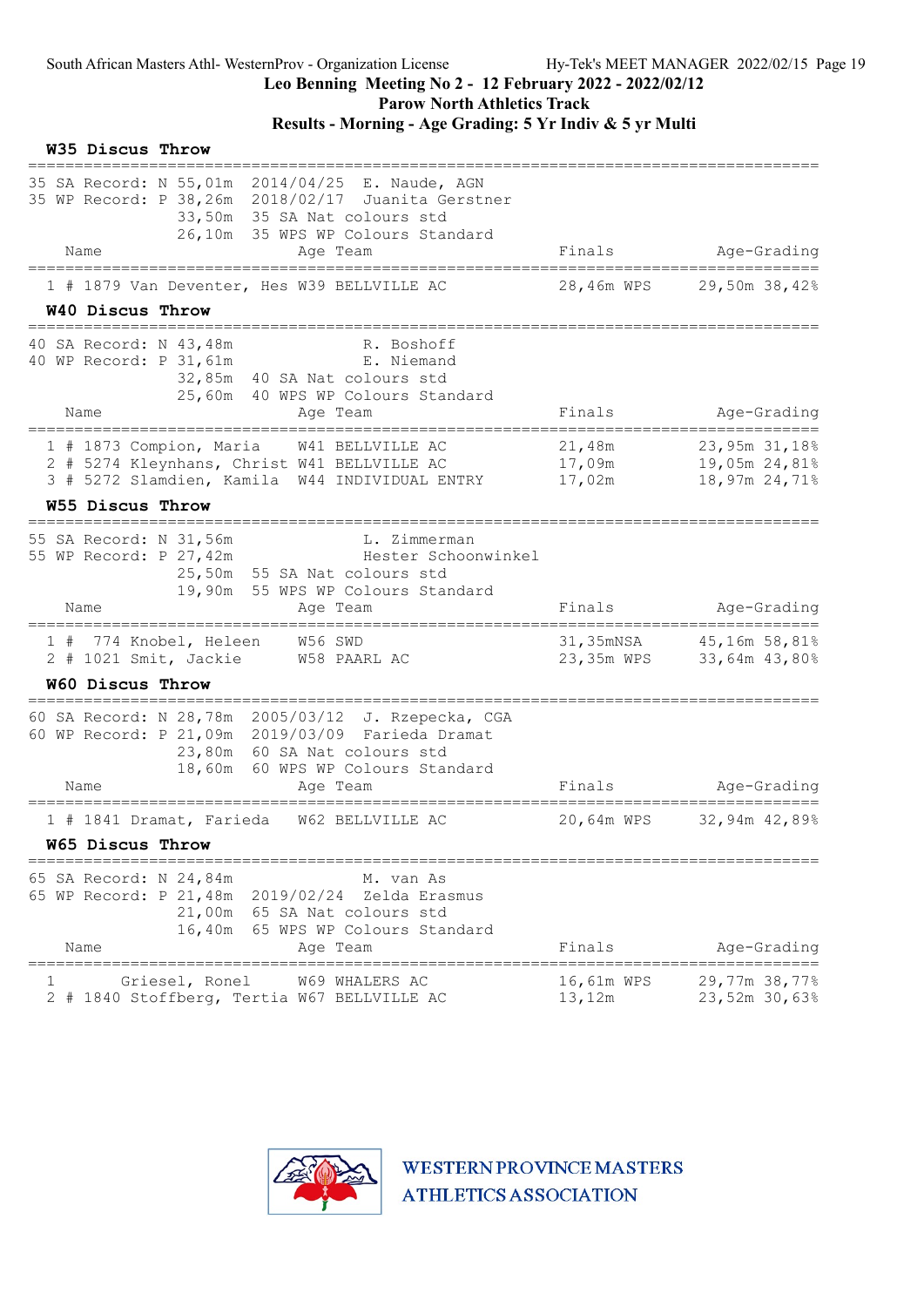South African Masters Athl- WesternProv - Organization License    Hy-Tek's MEET MANAGER 2022/02/15

**Leo Benning Meeting No 2 - 12 February 2022 - 2022/02/12**
**Parow North Athletics Track**
**Results - Morning - Age Grading: 5 Yr Indiv & 5 yr Multi**

## W35 Discus Throw

35 SA Record: N 55,01m 2014/04/25 E. Naude, AGN
35 WP Record: P 38,26m 2018/02/17 Juanita Gerstner
33,50m 35 SA Nat colours std
26,10m 35 WPS WP Colours Standard

| | Name | Age | Team | Finals | Age-Grading |
|---|---|---|---|---|---|
| 1 | # 1879 Van Deventer, Hes | W39 | BELLVILLE AC | 28,46m WPS | 29,50m 38,42% |

## W40 Discus Throw

40 SA Record: N 43,48m R. Boshoff
40 WP Record: P 31,61m E. Niemand
32,85m 40 SA Nat colours std
25,60m 40 WPS WP Colours Standard

| | Name | Age | Team | Finals | Age-Grading |
|---|---|---|---|---|---|
| 1 | # 1873 Compion, Maria | W41 | BELLVILLE AC | 21,48m | 23,95m 31,18% |
| 2 | # 5274 Kleynhans, Christ | W41 | BELLVILLE AC | 17,09m | 19,05m 24,81% |
| 3 | # 5272 Slamdien, Kamila | W44 | INDIVIDUAL ENTRY | 17,02m | 18,97m 24,71% |

## W55 Discus Throw

55 SA Record: N 31,56m L. Zimmerman
55 WP Record: P 27,42m Hester Schoonwinkel
25,50m 55 SA Nat colours std
19,90m 55 WPS WP Colours Standard

| | Name | Age | Team | Finals | Age-Grading |
|---|---|---|---|---|---|
| 1 | # 774 Knobel, Heleen | W56 | SWD | 31,35mNSA | 45,16m 58,81% |
| 2 | # 1021 Smit, Jackie | W58 | PAARL AC | 23,35m WPS | 33,64m 43,80% |

## W60 Discus Throw

60 SA Record: N 28,78m 2005/03/12 J. Rzepecka, CGA
60 WP Record: P 21,09m 2019/03/09 Farieda Dramat
23,80m 60 SA Nat colours std
18,60m 60 WPS WP Colours Standard

| | Name | Age | Team | Finals | Age-Grading |
|---|---|---|---|---|---|
| 1 | # 1841 Dramat, Farieda | W62 | BELLVILLE AC | 20,64m WPS | 32,94m 42,89% |

## W65 Discus Throw

65 SA Record: N 24,84m M. van As
65 WP Record: P 21,48m 2019/02/24 Zelda Erasmus
21,00m 65 SA Nat colours std
16,40m 65 WPS WP Colours Standard

| | Name | Age | Team | Finals | Age-Grading |
|---|---|---|---|---|---|
| 1 | Griesel, Ronel | W69 | WHALERS AC | 16,61m WPS | 29,77m 38,77% |
| 2 | # 1840 Stoffberg, Tertia | W67 | BELLVILLE AC | 13,12m | 23,52m 30,63% |

WESTERN PROVINCE MASTERS ATHLETICS ASSOCIATION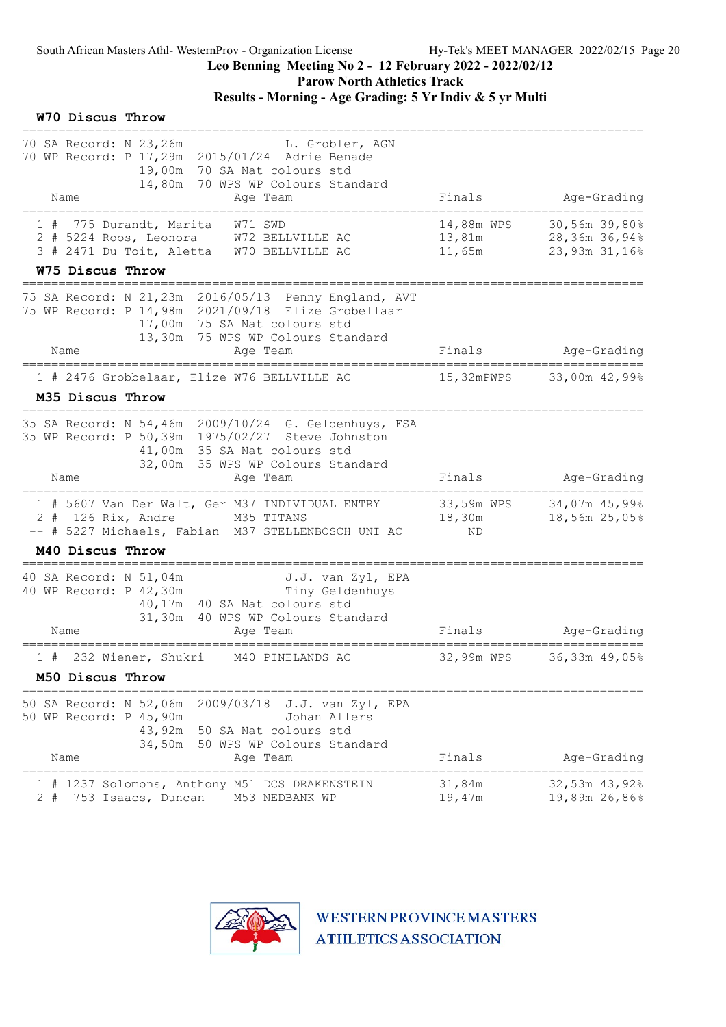South African Masters Athl- WesternProv - Organization License

Hy-Tek's MEET MANAGER 2022/02/15

## Leo Benning Meeting No 2 - 12 February 2022 - 2022/02/12

## Parow North Athletics Track

## Results - Morning - Age Grading: 5 Yr Indiv & 5 yr Multi

### W70 Discus Throw

70 SA Record: N 23,26m L. Grobler, AGN
70 WP Record: P 17,29m 2015/01/24 Adrie Benade
19,00m 70 SA Nat colours std
14,80m 70 WPS WP Colours Standard

| Place | # | Name | Age | Team | Finals | Age-Grading |
|---|---|---|---|---|---|---|
| 1 | 775 | Durandt, Marita | W71 | SWD | 14,88m WPS | 30,56m 39,80% |
| 2 | 5224 | Roos, Leonora | W72 | BELLVILLE AC | 13,81m | 28,36m 36,94% |
| 3 | 2471 | Du Toit, Aletta | W70 | BELLVILLE AC | 11,65m | 23,93m 31,16% |

### W75 Discus Throw

75 SA Record: N 21,23m 2016/05/13 Penny England, AVT
75 WP Record: P 14,98m 2021/09/18 Elize Grobellaar
17,00m 75 SA Nat colours std
13,30m 75 WPS WP Colours Standard

| Place | # | Name | Age | Team | Finals | Age-Grading |
|---|---|---|---|---|---|---|
| 1 | 2476 | Grobbelaar, Elize | W76 | BELLVILLE AC | 15,32mPWPS | 33,00m 42,99% |

### M35 Discus Throw

35 SA Record: N 54,46m 2009/10/24 G. Geldenhuys, FSA
35 WP Record: P 50,39m 1975/02/27 Steve Johnston
41,00m 35 SA Nat colours std
32,00m 35 WPS WP Colours Standard

| Place | # | Name | Age | Team | Finals | Age-Grading |
|---|---|---|---|---|---|---|
| 1 | 5607 | Van Der Walt, Ger | M37 | INDIVIDUAL ENTRY | 33,59m WPS | 34,07m 45,99% |
| 2 | 126 | Rix, Andre | M35 | TITANS | 18,30m | 18,56m 25,05% |
| -- | 5227 | Michaels, Fabian | M37 | STELLENBOSCH UNI AC | ND | |

### M40 Discus Throw

40 SA Record: N 51,04m J.J. van Zyl, EPA
40 WP Record: P 42,30m Tiny Geldenhuys
40,17m 40 SA Nat colours std
31,30m 40 WPS WP Colours Standard

| Place | # | Name | Age | Team | Finals | Age-Grading |
|---|---|---|---|---|---|---|
| 1 | 232 | Wiener, Shukri | M40 | PINELANDS AC | 32,99m WPS | 36,33m 49,05% |

### M50 Discus Throw

50 SA Record: N 52,06m 2009/03/18 J.J. van Zyl, EPA
50 WP Record: P 45,90m Johan Allers
43,92m 50 SA Nat colours std
34,50m 50 WPS WP Colours Standard

| Place | # | Name | Age | Team | Finals | Age-Grading |
|---|---|---|---|---|---|---|
| 1 | 1237 | Solomons, Anthony | M51 | DCS DRAKENSTEIN | 31,84m | 32,53m 43,92% |
| 2 | 753 | Isaacs, Duncan | M53 | NEDBANK WP | 19,47m | 19,89m 26,86% |

WESTERN PROVINCE MASTERS ATHLETICS ASSOCIATION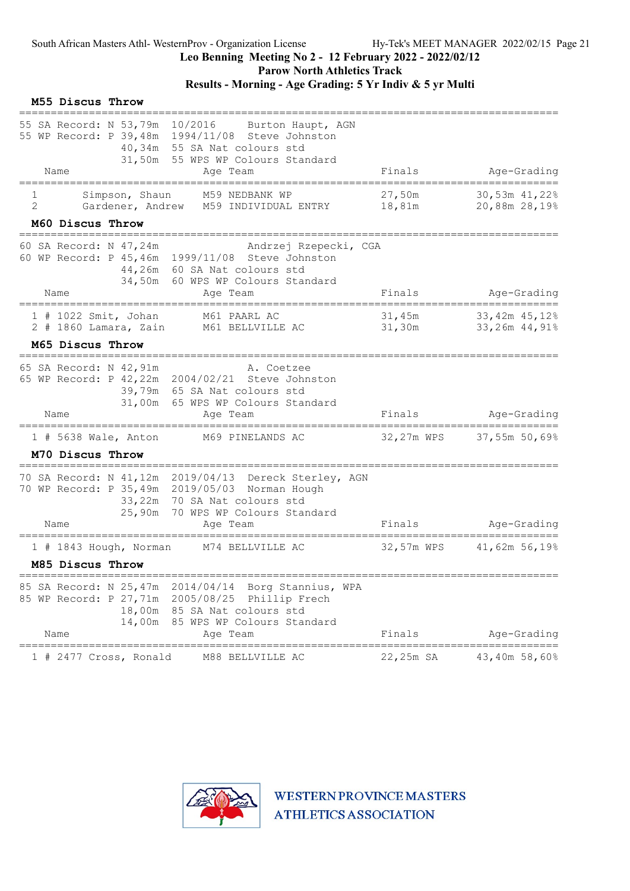## M55 Discus Throw

55 SA Record: N 53,79m 10/2016 Burton Haupt, AGN
55 WP Record: P 39,48m 1994/11/08 Steve Johnston
40,34m 55 SA Nat colours std
31,50m 55 WPS WP Colours Standard

| | Name | Age | Team | Finals | Age-Grading | |
|---|---|---|---|---|---|---|
| 1 | Simpson, Shaun | M59 | NEDBANK WP | 27,50m | 30,53m | 41,22% |
| 2 | Gardener, Andrew | M59 | INDIVIDUAL ENTRY | 18,81m | 20,88m | 28,19% |

## M60 Discus Throw

60 SA Record: N 47,24m Andrzej Rzepecki, CGA
60 WP Record: P 45,46m 1999/11/08 Steve Johnston
44,26m 60 SA Nat colours std
34,50m 60 WPS WP Colours Standard

| | Name | Age | Team | Finals | Age-Grading | |
|---|---|---|---|---|---|---|
| 1 | # 1022 Smit, Johan | M61 | PAARL AC | 31,45m | 33,42m | 45,12% |
| 2 | # 1860 Lamara, Zain | M61 | BELLVILLE AC | 31,30m | 33,26m | 44,91% |

## M65 Discus Throw

65 SA Record: N 42,91m A. Coetzee
65 WP Record: P 42,22m 2004/02/21 Steve Johnston
39,79m 65 SA Nat colours std
31,00m 65 WPS WP Colours Standard

| | Name | Age | Team | Finals | Age-Grading | |
|---|---|---|---|---|---|---|
| 1 | # 5638 Wale, Anton | M69 | PINELANDS AC | 32,27m WPS | 37,55m | 50,69% |

## M70 Discus Throw

70 SA Record: N 41,12m 2019/04/13 Dereck Sterley, AGN
70 WP Record: P 35,49m 2019/05/03 Norman Hough
33,22m 70 SA Nat colours std
25,90m 70 WPS WP Colours Standard

| | Name | Age | Team | Finals | Age-Grading | |
|---|---|---|---|---|---|---|
| 1 | # 1843 Hough, Norman | M74 | BELLVILLE AC | 32,57m WPS | 41,62m | 56,19% |

## M85 Discus Throw

85 SA Record: N 25,47m 2014/04/14 Borg Stannius, WPA
85 WP Record: P 27,71m 2005/08/25 Phillip Frech
18,00m 85 SA Nat colours std
14,00m 85 WPS WP Colours Standard

| | Name | Age | Team | Finals | Age-Grading | |
|---|---|---|---|---|---|---|
| 1 | # 2477 Cross, Ronald | M88 | BELLVILLE AC | 22,25m SA | 43,40m | 58,60% |

WESTERN PROVINCE MASTERS ATHLETICS ASSOCIATION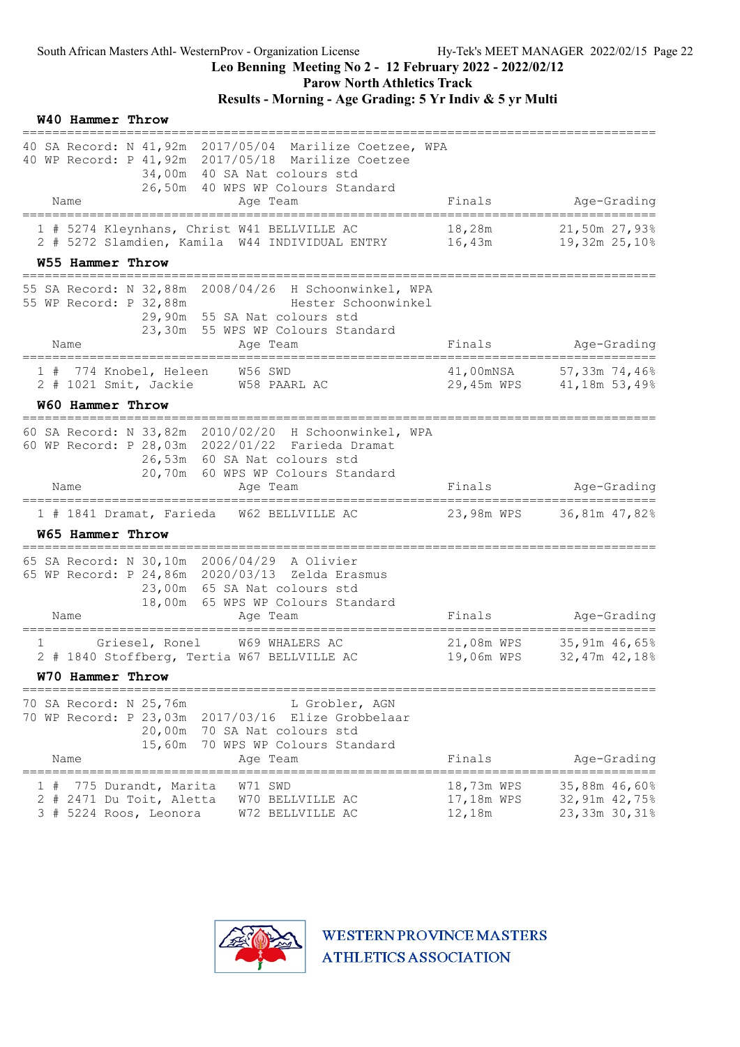South African Masters Athl- WesternProv - Organization License Hy-Tek's MEET MANAGER 2022/02/15

# Leo Benning Meeting No 2 - 12 February 2022 - 2022/02/12
## Parow North Athletics Track
## Results - Morning - Age Grading: 5 Yr Indiv & 5 yr Multi

### W40 Hammer Throw

40 SA Record: N 41,92m 2017/05/04 Marilize Coetzee, WPA
40 WP Record: P 41,92m 2017/05/18 Marilize Coetzee
34,00m 40 SA Nat colours std
26,50m 40 WPS WP Colours Standard

| | Name | Age | Team | Finals | Age-Grading |
|---|---|---|---|---|---|
| 1 # 5274 | Kleynhans, Christ | W41 | BELLVILLE AC | 18,28m | 21,50m 27,93% |
| 2 # 5272 | Slamdien, Kamila | W44 | INDIVIDUAL ENTRY | 16,43m | 19,32m 25,10% |

### W55 Hammer Throw

55 SA Record: N 32,88m 2008/04/26 H Schoonwinkel, WPA
55 WP Record: P 32,88m Hester Schoonwinkel
29,90m 55 SA Nat colours std
23,30m 55 WPS WP Colours Standard

| | Name | Age | Team | Finals | Age-Grading |
|---|---|---|---|---|---|
| 1 # 774 | Knobel, Heleen | W56 | SWD | 41,00mNSA | 57,33m 74,46% |
| 2 # 1021 | Smit, Jackie | W58 | PAARL AC | 29,45m WPS | 41,18m 53,49% |

### W60 Hammer Throw

60 SA Record: N 33,82m 2010/02/20 H Schoonwinkel, WPA
60 WP Record: P 28,03m 2022/01/22 Farieda Dramat
26,53m 60 SA Nat colours std
20,70m 60 WPS WP Colours Standard

| | Name | Age | Team | Finals | Age-Grading |
|---|---|---|---|---|---|
| 1 # 1841 | Dramat, Farieda | W62 | BELLVILLE AC | 23,98m WPS | 36,81m 47,82% |

### W65 Hammer Throw

65 SA Record: N 30,10m 2006/04/29 A Olivier
65 WP Record: P 24,86m 2020/03/13 Zelda Erasmus
23,00m 65 SA Nat colours std
18,00m 65 WPS WP Colours Standard

| | Name | Age | Team | Finals | Age-Grading |
|---|---|---|---|---|---|
| 1 | Griesel, Ronel | W69 | WHALERS AC | 21,08m WPS | 35,91m 46,65% |
| 2 # 1840 | Stoffberg, Tertia | W67 | BELLVILLE AC | 19,06m WPS | 32,47m 42,18% |

### W70 Hammer Throw

70 SA Record: N 25,76m L Grobler, AGN
70 WP Record: P 23,03m 2017/03/16 Elize Grobbelaar
20,00m 70 SA Nat colours std
15,60m 70 WPS WP Colours Standard

| | Name | Age | Team | Finals | Age-Grading |
|---|---|---|---|---|---|
| 1 # 775 | Durandt, Marita | W71 | SWD | 18,73m WPS | 35,88m 46,60% |
| 2 # 2471 | Du Toit, Aletta | W70 | BELLVILLE AC | 17,18m WPS | 32,91m 42,75% |
| 3 # 5224 | Roos, Leonora | W72 | BELLVILLE AC | 12,18m | 23,33m 30,31% |

WESTERN PROVINCE MASTERS ATHLETICS ASSOCIATION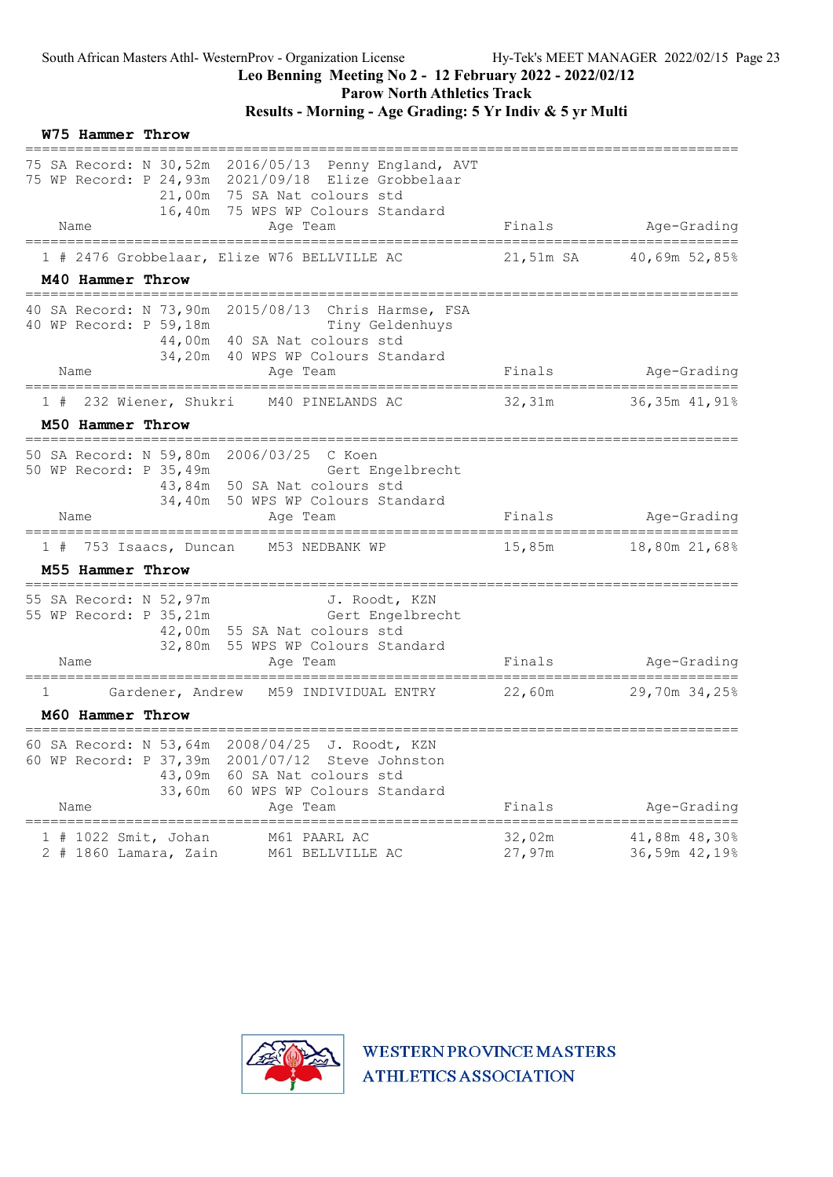## Leo Benning Meeting No 2 - 12 February 2022 - 2022/02/12

### Parow North Athletics Track

### Results - Morning - Age Grading: 5 Yr Indiv & 5 yr Multi

**W75 Hammer Throw**

75 SA Record: N 30,52m 2016/05/13 Penny England, AVT
75 WP Record: P 24,93m 2021/09/18 Elize Grobbelaar
21,00m 75 SA Nat colours std
16,40m 75 WPS WP Colours Standard

| | Name | Age | Team | Finals | | Age-Grading | |
|---|---|---|---|---|---|---|---|
| 1 | # 2476 Grobbelaar, Elize | W76 | BELLVILLE AC | 21,51m | SA | 40,69m | 52,85% |

**M40 Hammer Throw**

40 SA Record: N 73,90m 2015/08/13 Chris Harmse, FSA
40 WP Record: P 59,18m Tiny Geldenhuys
44,00m 40 SA Nat colours std
34,20m 40 WPS WP Colours Standard

| | Name | Age | Team | Finals | Age-Grading | |
|---|---|---|---|---|---|---|
| 1 | # 232 Wiener, Shukri | M40 | PINELANDS AC | 32,31m | 36,35m | 41,91% |

**M50 Hammer Throw**

50 SA Record: N 59,80m 2006/03/25 C Koen
50 WP Record: P 35,49m Gert Engelbrecht
43,84m 50 SA Nat colours std
34,40m 50 WPS WP Colours Standard

| | Name | Age | Team | Finals | Age-Grading | |
|---|---|---|---|---|---|---|
| 1 | # 753 Isaacs, Duncan | M53 | NEDBANK WP | 15,85m | 18,80m | 21,68% |

**M55 Hammer Throw**

55 SA Record: N 52,97m J. Roodt, KZN
55 WP Record: P 35,21m Gert Engelbrecht
42,00m 55 SA Nat colours std
32,80m 55 WPS WP Colours Standard

| | Name | Age | Team | Finals | Age-Grading | |
|---|---|---|---|---|---|---|
| 1 | Gardener, Andrew | M59 | INDIVIDUAL ENTRY | 22,60m | 29,70m | 34,25% |

**M60 Hammer Throw**

60 SA Record: N 53,64m 2008/04/25 J. Roodt, KZN
60 WP Record: P 37,39m 2001/07/12 Steve Johnston
43,09m 60 SA Nat colours std
33,60m 60 WPS WP Colours Standard

| | Name | Age | Team | Finals | Age-Grading | |
|---|---|---|---|---|---|---|
| 1 | # 1022 Smit, Johan | M61 | PAARL AC | 32,02m | 41,88m | 48,30% |
| 2 | # 1860 Lamara, Zain | M61 | BELLVILLE AC | 27,97m | 36,59m | 42,19% |

WESTERN PROVINCE MASTERS ATHLETICS ASSOCIATION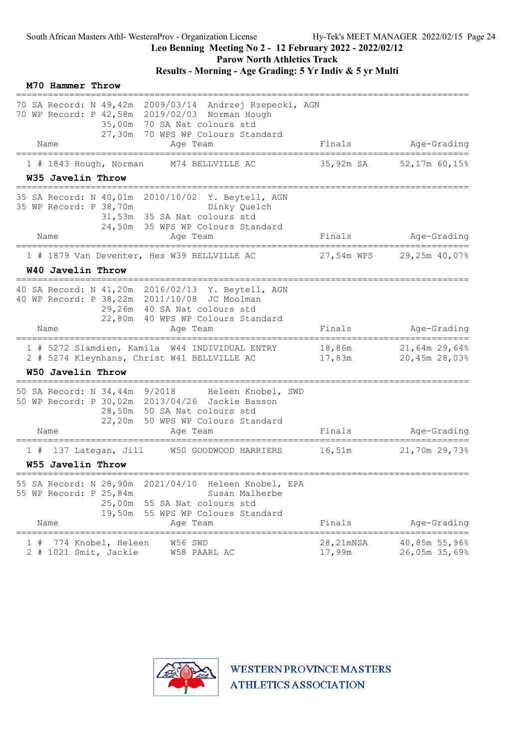## Leo Benning Meeting No 2 - 12 February 2022 - 2022/02/12
## Parow North Athletics Track
## Results - Morning - Age Grading: 5 Yr Indiv & 5 yr Multi

### M70 Hammer Throw

70 SA Record: N 49,42m 2009/03/14 Andrzej Rzepecki, AGN
70 WP Record: P 42,58m 2019/02/03 Norman Hough
35,00m 70 SA Nat colours std
27,30m 70 WPS WP Colours Standard

| | Name | Age | Team | Finals | Age-Grading | |
|---|---|---|---|---|---|---|
| 1 # | 1843 Hough, Norman | M74 | BELLVILLE AC | 35,92m SA | 52,17m | 60,15% |

### W35 Javelin Throw

35 SA Record: N 40,01m 2010/10/02 Y. Beytell, AGN
35 WP Record: P 38,70m Dinky Quelch
31,53m 35 SA Nat colours std
24,50m 35 WPS WP Colours Standard

| | Name | Age | Team | Finals | Age-Grading | |
|---|---|---|---|---|---|---|
| 1 # | 1879 Van Deventer, Hes | W39 | BELLVILLE AC | 27,54m WPS | 29,25m | 40,07% |

### W40 Javelin Throw

40 SA Record: N 41,20m 2016/02/13 Y. Beytell, AGN
40 WP Record: P 38,22m 2011/10/08 JC Moolman
29,26m 40 SA Nat colours std
22,80m 40 WPS WP Colours Standard

| | Name | Age | Team | Finals | Age-Grading | |
|---|---|---|---|---|---|---|
| 1 # | 5272 Slamdien, Kamila | W44 | INDIVIDUAL ENTRY | 18,86m | 21,64m | 29,64% |
| 2 # | 5274 Kleynhans, Christ | W41 | BELLVILLE AC | 17,83m | 20,45m | 28,03% |

### W50 Javelin Throw

50 SA Record: N 34,44m 9/2018 Heleen Knobel, SWD
50 WP Record: P 30,02m 2013/04/26 Jackie Basson
28,50m 50 SA Nat colours std
22,20m 50 WPS WP Colours Standard

| | Name | Age | Team | Finals | Age-Grading | |
|---|---|---|---|---|---|---|
| 1 # | 137 Lategan, Jill | W50 | GOODWOOD HARRIERS | 16,51m | 21,70m | 29,73% |

### W55 Javelin Throw

55 SA Record: N 28,90m 2021/04/10 Heleen Knobel, EPA
55 WP Record: P 25,84m Susan Malherbe
25,00m 55 SA Nat colours std
19,50m 55 WPS WP Colours Standard

| | Name | Age | Team | Finals | Age-Grading | |
|---|---|---|---|---|---|---|
| 1 # | 774 Knobel, Heleen | W56 | SWD | 28,21mNSA | 40,85m | 55,96% |
| 2 # | 1021 Smit, Jackie | W58 | PAARL AC | 17,99m | 26,05m | 35,69% |

WESTERN PROVINCE MASTERS ATHLETICS ASSOCIATION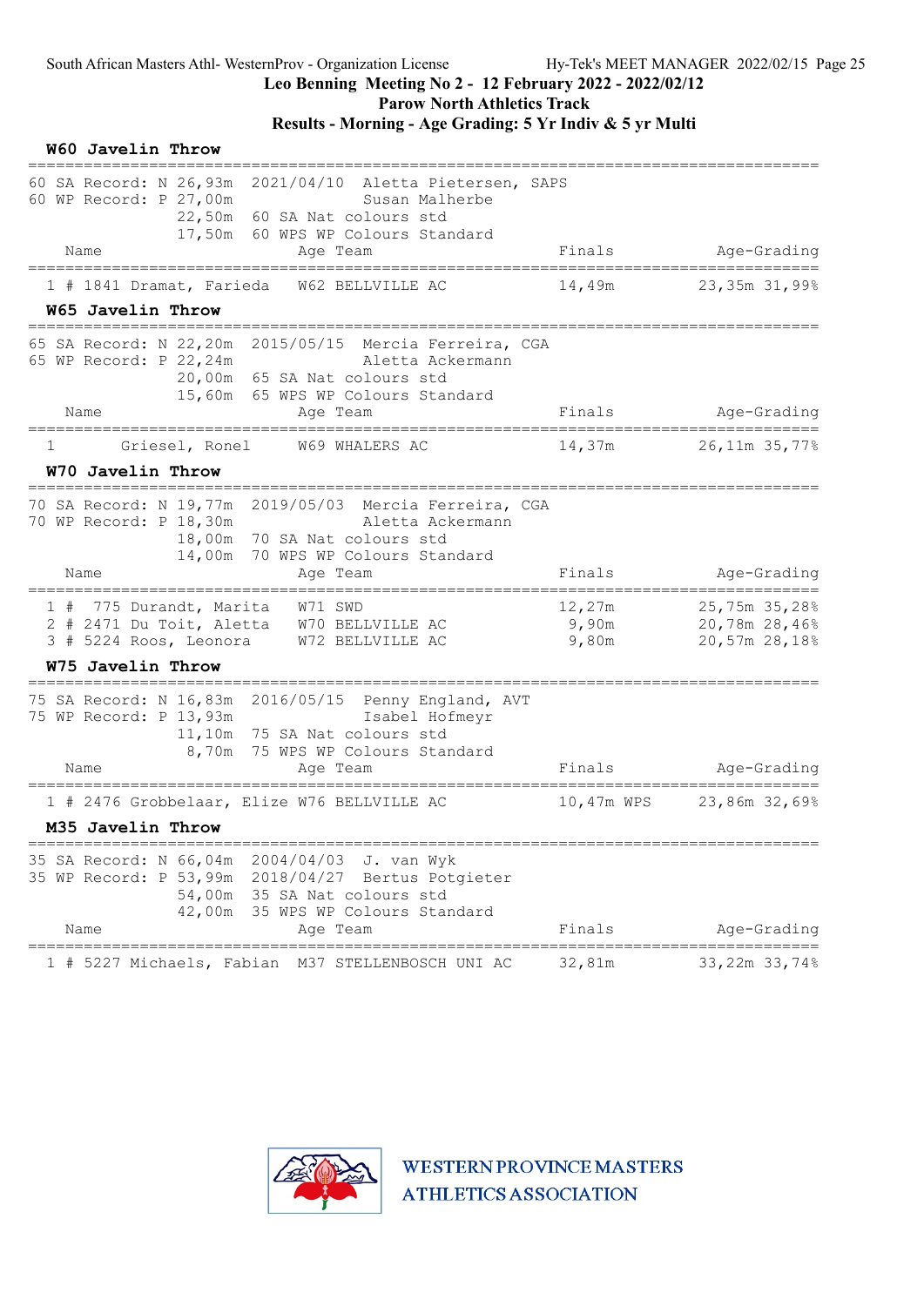Leo Benning Meeting No 2 - 12 February 2022 - 2022/02/12

Parow North Athletics Track

Results - Morning - Age Grading: 5 Yr Indiv & 5 yr Multi

## W60 Javelin Throw

60 SA Record: N 26,93m 2021/04/10 Aletta Pietersen, SAPS
60 WP Record: P 27,00m Susan Malherbe
22,50m 60 SA Nat colours std
17,50m 60 WPS WP Colours Standard

| Place | Name | Age | Team | Finals | Age-Grading |
|---|---|---|---|---|---|
| 1 | # 1841 Dramat, Farieda | W62 | BELLVILLE AC | 14,49m | 23,35m 31,99% |

## W65 Javelin Throw

65 SA Record: N 22,20m 2015/05/15 Mercia Ferreira, CGA
65 WP Record: P 22,24m Aletta Ackermann
20,00m 65 SA Nat colours std
15,60m 65 WPS WP Colours Standard

| Place | Name | Age | Team | Finals | Age-Grading |
|---|---|---|---|---|---|
| 1 | Griesel, Ronel | W69 | WHALERS AC | 14,37m | 26,11m 35,77% |

## W70 Javelin Throw

70 SA Record: N 19,77m 2019/05/03 Mercia Ferreira, CGA
70 WP Record: P 18,30m Aletta Ackermann
18,00m 70 SA Nat colours std
14,00m 70 WPS WP Colours Standard

| Place | Name | Age | Team | Finals | Age-Grading |
|---|---|---|---|---|---|
| 1 | # 775 Durandt, Marita | W71 | SWD | 12,27m | 25,75m 35,28% |
| 2 | # 2471 Du Toit, Aletta | W70 | BELLVILLE AC | 9,90m | 20,78m 28,46% |
| 3 | # 5224 Roos, Leonora | W72 | BELLVILLE AC | 9,80m | 20,57m 28,18% |

## W75 Javelin Throw

75 SA Record: N 16,83m 2016/05/15 Penny England, AVT
75 WP Record: P 13,93m Isabel Hofmeyr
11,10m 75 SA Nat colours std
8,70m 75 WPS WP Colours Standard

| Place | Name | Age | Team | Finals | Age-Grading |
|---|---|---|---|---|---|
| 1 | # 2476 Grobbelaar, Elize | W76 | BELLVILLE AC | 10,47m WPS | 23,86m 32,69% |

## M35 Javelin Throw

35 SA Record: N 66,04m 2004/04/03 J. van Wyk
35 WP Record: P 53,99m 2018/04/27 Bertus Potgieter
54,00m 35 SA Nat colours std
42,00m 35 WPS WP Colours Standard

| Place | Name | Age | Team | Finals | Age-Grading |
|---|---|---|---|---|---|
| 1 | # 5227 Michaels, Fabian | M37 | STELLENBOSCH UNI AC | 32,81m | 33,22m 33,74% |

WESTERN PROVINCE MASTERS ATHLETICS ASSOCIATION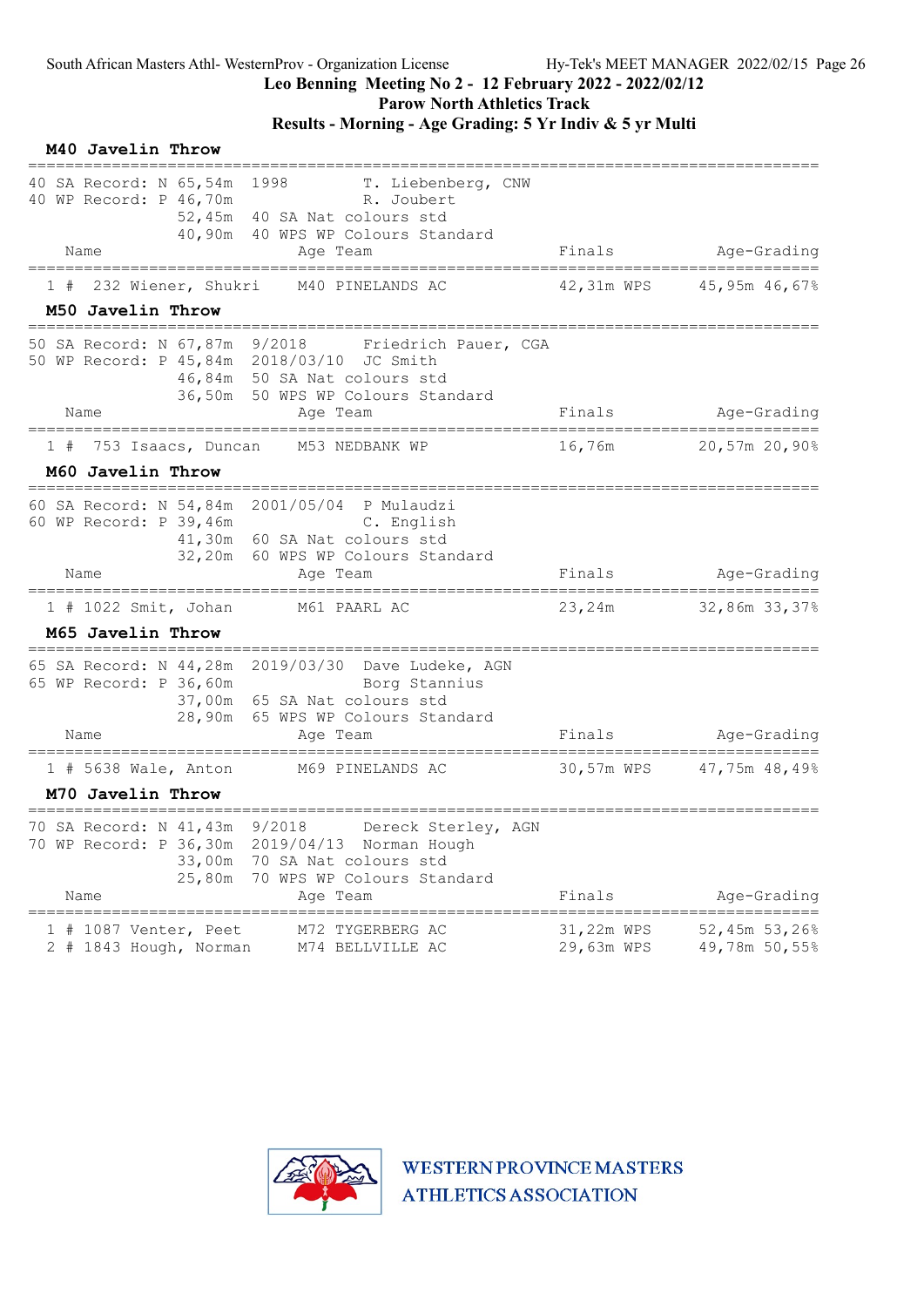Leo Benning Meeting No 2 - 12 February 2022 - 2022/02/12

Parow North Athletics Track

Results - Morning - Age Grading: 5 Yr Indiv & 5 yr Multi

## M40 Javelin Throw

```
40 SA Record: N 65,54m  1998         T. Liebenberg, CNW
40 WP Record: P 46,70m               R. Joubert
              52,45m  40 SA Nat colours std
              40,90m  40 WPS WP Colours Standard
```

| | Name | Age | Team | Finals | | Age-Grading | |
|---|---|---|---|---|---|---|---|
| 1 # | 232 Wiener, Shukri | M40 | PINELANDS AC | 42,31m | WPS | 45,95m | 46,67% |

## M50 Javelin Throw

```
50 SA Record: N 67,87m  9/2018       Friedrich Pauer, CGA
50 WP Record: P 45,84m  2018/03/10  JC Smith
              46,84m  50 SA Nat colours std
              36,50m  50 WPS WP Colours Standard
```

| | Name | Age | Team | Finals | | Age-Grading | |
|---|---|---|---|---|---|---|---|
| 1 # | 753 Isaacs, Duncan | M53 | NEDBANK WP | 16,76m | | 20,57m | 20,90% |

## M60 Javelin Throw

```
60 SA Record: N 54,84m  2001/05/04  P Mulaudzi
60 WP Record: P 39,46m               C. English
              41,30m  60 SA Nat colours std
              32,20m  60 WPS WP Colours Standard
```

| | Name | Age | Team | Finals | | Age-Grading | |
|---|---|---|---|---|---|---|---|
| 1 # | 1022 Smit, Johan | M61 | PAARL AC | 23,24m | | 32,86m | 33,37% |

## M65 Javelin Throw

```
65 SA Record: N 44,28m  2019/03/30  Dave Ludeke, AGN
65 WP Record: P 36,60m               Borg Stannius
              37,00m  65 SA Nat colours std
              28,90m  65 WPS WP Colours Standard
```

| | Name | Age | Team | Finals | | Age-Grading | |
|---|---|---|---|---|---|---|---|
| 1 # | 5638 Wale, Anton | M69 | PINELANDS AC | 30,57m | WPS | 47,75m | 48,49% |

## M70 Javelin Throw

```
70 SA Record: N 41,43m  9/2018       Dereck Sterley, AGN
70 WP Record: P 36,30m  2019/04/13  Norman Hough
              33,00m  70 SA Nat colours std
              25,80m  70 WPS WP Colours Standard
```

| | Name | Age | Team | Finals | | Age-Grading | |
|---|---|---|---|---|---|---|---|
| 1 # | 1087 Venter, Peet | M72 | TYGERBERG AC | 31,22m | WPS | 52,45m | 53,26% |
| 2 # | 1843 Hough, Norman | M74 | BELLVILLE AC | 29,63m | WPS | 49,78m | 50,55% |

WESTERN PROVINCE MASTERS ATHLETICS ASSOCIATION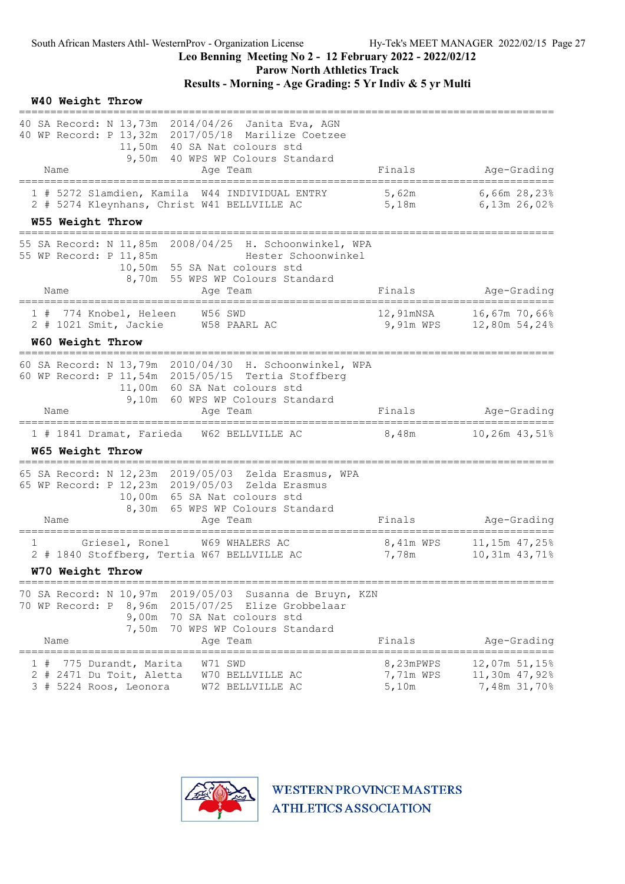South African Masters Athl- WesternProv - Organization License Hy-Tek's MEET MANAGER 2022/02/15

## Leo Benning Meeting No 2 - 12 February 2022 - 2022/02/12

### Parow North Athletics Track

### Results - Morning - Age Grading: 5 Yr Indiv & 5 yr Multi

#### W40 Weight Throw

40 SA Record: N 13,73m 2014/04/26 Janita Eva, AGN
40 WP Record: P 13,32m 2017/05/18 Marilize Coetzee
11,50m 40 SA Nat colours std
9,50m 40 WPS WP Colours Standard

| Place | Name | Age | Team | Finals | Age-Grading |
|---|---|---|---|---|---|
| 1 | # 5272 Slamdien, Kamila | W44 | INDIVIDUAL ENTRY | 5,62m | 6,66m 28,23% |
| 2 | # 5274 Kleynhans, Christ | W41 | BELLVILLE AC | 5,18m | 6,13m 26,02% |

#### W55 Weight Throw

55 SA Record: N 11,85m 2008/04/25 H. Schoonwinkel, WPA
55 WP Record: P 11,85m Hester Schoonwinkel
10,50m 55 SA Nat colours std
8,70m 55 WPS WP Colours Standard

| Place | Name | Age | Team | Finals | Age-Grading |
|---|---|---|---|---|---|
| 1 | # 774 Knobel, Heleen | W56 | SWD | 12,91mNSA | 16,67m 70,66% |
| 2 | # 1021 Smit, Jackie | W58 | PAARL AC | 9,91m WPS | 12,80m 54,24% |

#### W60 Weight Throw

60 SA Record: N 13,79m 2010/04/30 H. Schoonwinkel, WPA
60 WP Record: P 11,54m 2015/05/15 Tertia Stoffberg
11,00m 60 SA Nat colours std
9,10m 60 WPS WP Colours Standard

| Place | Name | Age | Team | Finals | Age-Grading |
|---|---|---|---|---|---|
| 1 | # 1841 Dramat, Farieda | W62 | BELLVILLE AC | 8,48m | 10,26m 43,51% |

#### W65 Weight Throw

65 SA Record: N 12,23m 2019/05/03 Zelda Erasmus, WPA
65 WP Record: P 12,23m 2019/05/03 Zelda Erasmus
10,00m 65 SA Nat colours std
8,30m 65 WPS WP Colours Standard

| Place | Name | Age | Team | Finals | Age-Grading |
|---|---|---|---|---|---|
| 1 | Griesel, Ronel | W69 | WHALERS AC | 8,41m WPS | 11,15m 47,25% |
| 2 | # 1840 Stoffberg, Tertia | W67 | BELLVILLE AC | 7,78m | 10,31m 43,71% |

#### W70 Weight Throw

70 SA Record: N 10,97m 2019/05/03 Susanna de Bruyn, KZN
70 WP Record: P 8,96m 2015/07/25 Elize Grobbelaar
9,00m 70 SA Nat colours std
7,50m 70 WPS WP Colours Standard

| Place | Name | Age | Team | Finals | Age-Grading |
|---|---|---|---|---|---|
| 1 | # 775 Durandt, Marita | W71 | SWD | 8,23mPWPS | 12,07m 51,15% |
| 2 | # 2471 Du Toit, Aletta | W70 | BELLVILLE AC | 7,71m WPS | 11,30m 47,92% |
| 3 | # 5224 Roos, Leonora | W72 | BELLVILLE AC | 5,10m | 7,48m 31,70% |

WESTERN PROVINCE MASTERS ATHLETICS ASSOCIATION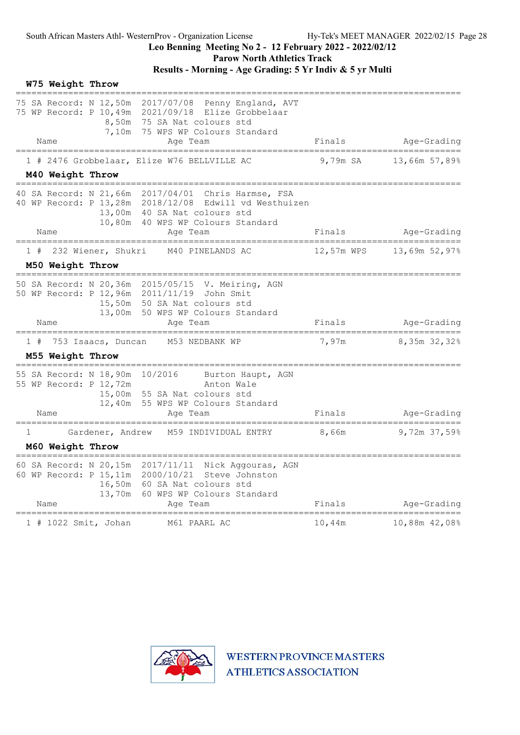## W75 Weight Throw

75 SA Record: N 12,50m 2017/07/08 Penny England, AVT
75 WP Record: P 10,49m 2021/09/18 Elize Grobbelaar
8,50m 75 SA Nat colours std
7,10m 75 WPS WP Colours Standard

| | Name | Age | Team | Finals | | Age-Grading |
|---|---|---|---|---|---|---|
| 1 # | 2476 Grobbelaar, Elize | W76 | BELLVILLE AC | 9,79m | SA | 13,66m 57,89% |

## M40 Weight Throw

40 SA Record: N 21,66m 2017/04/01 Chris Harmse, FSA
40 WP Record: P 13,28m 2018/12/08 Edwill vd Westhuizen
13,00m 40 SA Nat colours std
10,80m 40 WPS WP Colours Standard

| | Name | Age | Team | Finals | | Age-Grading |
|---|---|---|---|---|---|---|
| 1 # | 232 Wiener, Shukri | M40 | PINELANDS AC | 12,57m | WPS | 13,69m 52,97% |

## M50 Weight Throw

50 SA Record: N 20,36m 2015/05/15 V. Meiring, AGN
50 WP Record: P 12,96m 2011/11/19 John Smit
15,50m 50 SA Nat colours std
13,00m 50 WPS WP Colours Standard

| | Name | Age | Team | Finals | Age-Grading |
|---|---|---|---|---|---|
| 1 # | 753 Isaacs, Duncan | M53 | NEDBANK WP | 7,97m | 8,35m 32,32% |

## M55 Weight Throw

55 SA Record: N 18,90m 10/2016 Burton Haupt, AGN
55 WP Record: P 12,72m Anton Wale
15,00m 55 SA Nat colours std
12,40m 55 WPS WP Colours Standard

| | Name | Age | Team | Finals | Age-Grading |
|---|---|---|---|---|---|
| 1 | Gardener, Andrew | M59 | INDIVIDUAL ENTRY | 8,66m | 9,72m 37,59% |

## M60 Weight Throw

60 SA Record: N 20,15m 2017/11/11 Nick Aggouras, AGN
60 WP Record: P 15,11m 2000/10/21 Steve Johnston
16,50m 60 SA Nat colours std
13,70m 60 WPS WP Colours Standard

| | Name | Age | Team | Finals | Age-Grading |
|---|---|---|---|---|---|
| 1 # | 1022 Smit, Johan | M61 | PAARL AC | 10,44m | 10,88m 42,08% |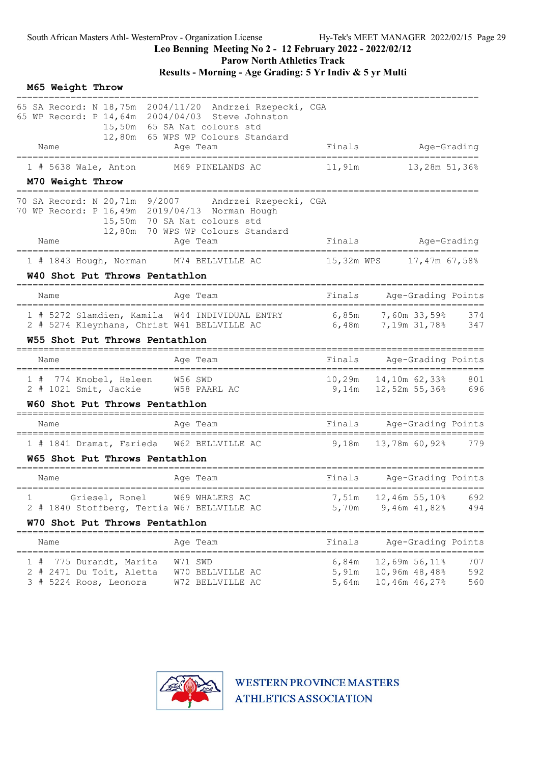## Leo Benning Meeting No 2 - 12 February 2022 - 2022/02/12
## Parow North Athletics Track
## Results - Morning - Age Grading: 5 Yr Indiv & 5 yr Multi

### M65 Weight Throw

65 SA Record: N 18,75m 2004/11/20 Andrzei Rzepecki, CGA
65 WP Record: P 14,64m 2004/04/03 Steve Johnston
15,50m 65 SA Nat colours std
12,80m 65 WPS WP Colours Standard

| Name | Age | Team | Finals | Age-Grading | |
|---|---|---|---|---|---|
| 1 # 5638 Wale, Anton | M69 | PINELANDS AC | 11,91m | 13,28m | 51,36% |

### M70 Weight Throw

70 SA Record: N 20,71m 9/2007 Andrzei Rzepecki, CGA
70 WP Record: P 16,49m 2019/04/13 Norman Hough
15,50m 70 SA Nat colours std
12,80m 70 WPS WP Colours Standard

| Name | Age | Team | Finals | Age-Grading | |
|---|---|---|---|---|---|
| 1 # 1843 Hough, Norman | M74 | BELLVILLE AC | 15,32m WPS | 17,47m | 67,58% |

### W40 Shot Put Throws Pentathlon

| Name | Age | Team | Finals | Age-Grading | | Points |
|---|---|---|---|---|---|---|
| 1 # 5272 Slamdien, Kamila | W44 | INDIVIDUAL ENTRY | 6,85m | 7,60m | 33,59% | 374 |
| 2 # 5274 Kleynhans, Christ | W41 | BELLVILLE AC | 6,48m | 7,19m | 31,78% | 347 |

### W55 Shot Put Throws Pentathlon

| Name | Age | Team | Finals | Age-Grading | | Points |
|---|---|---|---|---|---|---|
| 1 # 774 Knobel, Heleen | W56 | SWD | 10,29m | 14,10m | 62,33% | 801 |
| 2 # 1021 Smit, Jackie | W58 | PAARL AC | 9,14m | 12,52m | 55,36% | 696 |

### W60 Shot Put Throws Pentathlon

| Name | Age | Team | Finals | Age-Grading | | Points |
|---|---|---|---|---|---|---|
| 1 # 1841 Dramat, Farieda | W62 | BELLVILLE AC | 9,18m | 13,78m | 60,92% | 779 |

### W65 Shot Put Throws Pentathlon

| Name | Age | Team | Finals | Age-Grading | | Points |
|---|---|---|---|---|---|---|
| 1 Griesel, Ronel | W69 | WHALERS AC | 7,51m | 12,46m | 55,10% | 692 |
| 2 # 1840 Stoffberg, Tertia | W67 | BELLVILLE AC | 5,70m | 9,46m | 41,82% | 494 |

### W70 Shot Put Throws Pentathlon

| Name | Age | Team | Finals | Age-Grading | | Points |
|---|---|---|---|---|---|---|
| 1 # 775 Durandt, Marita | W71 | SWD | 6,84m | 12,69m | 56,11% | 707 |
| 2 # 2471 Du Toit, Aletta | W70 | BELLVILLE AC | 5,91m | 10,96m | 48,48% | 592 |
| 3 # 5224 Roos, Leonora | W72 | BELLVILLE AC | 5,64m | 10,46m | 46,27% | 560 |

WESTERN PROVINCE MASTERS ATHLETICS ASSOCIATION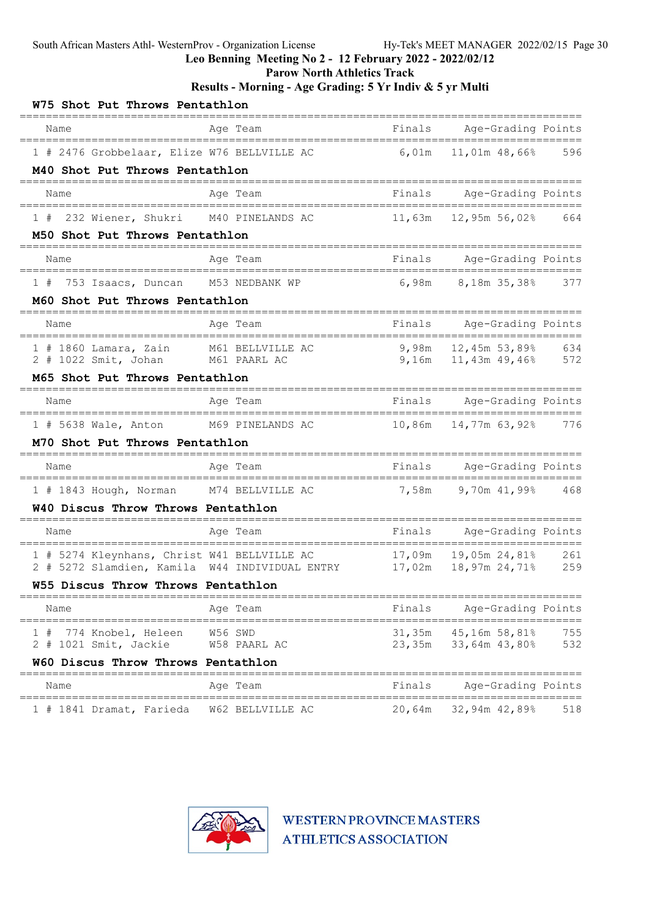## Leo Benning Meeting No 2 - 12 February 2022 - 2022/02/12

### Parow North Athletics Track

### Results - Morning - Age Grading: 5 Yr Indiv & 5 yr Multi

#### W75 Shot Put Throws Pentathlon

| | Name | Age | Team | Finals | Age-Grading | | Points |
|---|---|---|---|---|---|---|---|
| 1 # | 2476 Grobbelaar, Elize | W76 | BELLVILLE AC | 6,01m | 11,01m | 48,66% | 596 |

#### M40 Shot Put Throws Pentathlon

| | Name | Age | Team | Finals | Age-Grading | | Points |
|---|---|---|---|---|---|---|---|
| 1 # | 232 Wiener, Shukri | M40 | PINELANDS AC | 11,63m | 12,95m | 56,02% | 664 |

#### M50 Shot Put Throws Pentathlon

| | Name | Age | Team | Finals | Age-Grading | | Points |
|---|---|---|---|---|---|---|---|
| 1 # | 753 Isaacs, Duncan | M53 | NEDBANK WP | 6,98m | 8,18m | 35,38% | 377 |

#### M60 Shot Put Throws Pentathlon

| | Name | Age | Team | Finals | Age-Grading | | Points |
|---|---|---|---|---|---|---|---|
| 1 # | 1860 Lamara, Zain | M61 | BELLVILLE AC | 9,98m | 12,45m | 53,89% | 634 |
| 2 # | 1022 Smit, Johan | M61 | PAARL AC | 9,16m | 11,43m | 49,46% | 572 |

#### M65 Shot Put Throws Pentathlon

| | Name | Age | Team | Finals | Age-Grading | | Points |
|---|---|---|---|---|---|---|---|
| 1 # | 5638 Wale, Anton | M69 | PINELANDS AC | 10,86m | 14,77m | 63,92% | 776 |

#### M70 Shot Put Throws Pentathlon

| | Name | Age | Team | Finals | Age-Grading | | Points |
|---|---|---|---|---|---|---|---|
| 1 # | 1843 Hough, Norman | M74 | BELLVILLE AC | 7,58m | 9,70m | 41,99% | 468 |

#### W40 Discus Throw Throws Pentathlon

| | Name | Age | Team | Finals | Age-Grading | | Points |
|---|---|---|---|---|---|---|---|
| 1 # | 5274 Kleynhans, Christ | W41 | BELLVILLE AC | 17,09m | 19,05m | 24,81% | 261 |
| 2 # | 5272 Slamdien, Kamila | W44 | INDIVIDUAL ENTRY | 17,02m | 18,97m | 24,71% | 259 |

#### W55 Discus Throw Throws Pentathlon

| | Name | Age | Team | Finals | Age-Grading | | Points |
|---|---|---|---|---|---|---|---|
| 1 # | 774 Knobel, Heleen | W56 | SWD | 31,35m | 45,16m | 58,81% | 755 |
| 2 # | 1021 Smit, Jackie | W58 | PAARL AC | 23,35m | 33,64m | 43,80% | 532 |

#### W60 Discus Throw Throws Pentathlon

| | Name | Age | Team | Finals | Age-Grading | | Points |
|---|---|---|---|---|---|---|---|
| 1 # | 1841 Dramat, Farieda | W62 | BELLVILLE AC | 20,64m | 32,94m | 42,89% | 518 |

WESTERN PROVINCE MASTERS ATHLETICS ASSOCIATION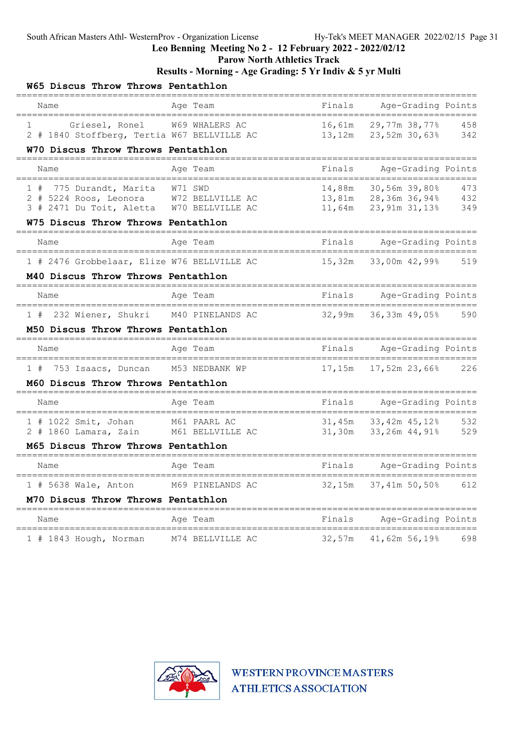South African Masters Athl- WesternProv - Organization License Hy-Tek's MEET MANAGER 2022/02/15 Page 31

**Leo Benning Meeting No 2 - 12 February 2022 - 2022/02/12**

**Parow North Athletics Track**

**Results - Morning - Age Grading: 5 Yr Indiv & 5 yr Multi**

### W65 Discus Throw Throws Pentathlon

| Place | Name | Age | Team | Finals | Age-Grading | | Points |
|---|---|---|---|---|---|---|---|
| 1 | Griesel, Ronel | W69 | WHALERS AC | 16,61m | 29,77m | 38,77% | 458 |
| 2 | # 1840 Stoffberg, Tertia | W67 | BELLVILLE AC | 13,12m | 23,52m | 30,63% | 342 |

### W70 Discus Throw Throws Pentathlon

| Place | Name | Age | Team | Finals | Age-Grading | | Points |
|---|---|---|---|---|---|---|---|
| 1 | # 775 Durandt, Marita | W71 | SWD | 14,88m | 30,56m | 39,80% | 473 |
| 2 | # 5224 Roos, Leonora | W72 | BELLVILLE AC | 13,81m | 28,36m | 36,94% | 432 |
| 3 | # 2471 Du Toit, Aletta | W70 | BELLVILLE AC | 11,64m | 23,91m | 31,13% | 349 |

### W75 Discus Throw Throws Pentathlon

| Place | Name | Age | Team | Finals | Age-Grading | | Points |
|---|---|---|---|---|---|---|---|
| 1 | # 2476 Grobbelaar, Elize | W76 | BELLVILLE AC | 15,32m | 33,00m | 42,99% | 519 |

### M40 Discus Throw Throws Pentathlon

| Place | Name | Age | Team | Finals | Age-Grading | | Points |
|---|---|---|---|---|---|---|---|
| 1 | # 232 Wiener, Shukri | M40 | PINELANDS AC | 32,99m | 36,33m | 49,05% | 590 |

### M50 Discus Throw Throws Pentathlon

| Place | Name | Age | Team | Finals | Age-Grading | | Points |
|---|---|---|---|---|---|---|---|
| 1 | # 753 Isaacs, Duncan | M53 | NEDBANK WP | 17,15m | 17,52m | 23,66% | 226 |

### M60 Discus Throw Throws Pentathlon

| Place | Name | Age | Team | Finals | Age-Grading | | Points |
|---|---|---|---|---|---|---|---|
| 1 | # 1022 Smit, Johan | M61 | PAARL AC | 31,45m | 33,42m | 45,12% | 532 |
| 2 | # 1860 Lamara, Zain | M61 | BELLVILLE AC | 31,30m | 33,26m | 44,91% | 529 |

### M65 Discus Throw Throws Pentathlon

| Place | Name | Age | Team | Finals | Age-Grading | | Points |
|---|---|---|---|---|---|---|---|
| 1 | # 5638 Wale, Anton | M69 | PINELANDS AC | 32,15m | 37,41m | 50,50% | 612 |

### M70 Discus Throw Throws Pentathlon

| Place | Name | Age | Team | Finals | Age-Grading | | Points |
|---|---|---|---|---|---|---|---|
| 1 | # 1843 Hough, Norman | M74 | BELLVILLE AC | 32,57m | 41,62m | 56,19% | 698 |

WESTERN PROVINCE MASTERS ATHLETICS ASSOCIATION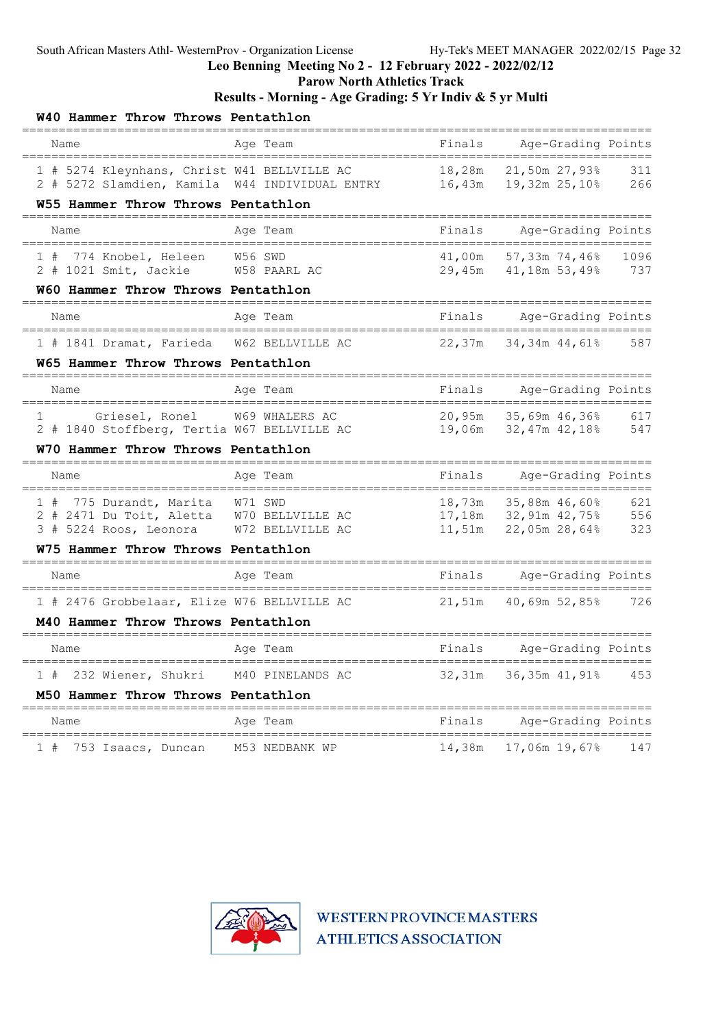Leo Benning Meeting No 2 - 12 February 2022 - 2022/02/12

Parow North Athletics Track

Results - Morning - Age Grading: 5 Yr Indiv & 5 yr Multi

### W40 Hammer Throw Throws Pentathlon

| | Name | Age | Team | Finals | Age-Grading | | Points |
|---|---|---|---|---|---|---|---|
| 1 # | 5274 Kleynhans, Christ | W41 | BELLVILLE AC | 18,28m | 21,50m | 27,93% | 311 |
| 2 # | 5272 Slamdien, Kamila | W44 | INDIVIDUAL ENTRY | 16,43m | 19,32m | 25,10% | 266 |

### W55 Hammer Throw Throws Pentathlon

| | Name | Age | Team | Finals | Age-Grading | | Points |
|---|---|---|---|---|---|---|---|
| 1 # | 774 Knobel, Heleen | W56 | SWD | 41,00m | 57,33m | 74,46% | 1096 |
| 2 # | 1021 Smit, Jackie | W58 | PAARL AC | 29,45m | 41,18m | 53,49% | 737 |

### W60 Hammer Throw Throws Pentathlon

| | Name | Age | Team | Finals | Age-Grading | | Points |
|---|---|---|---|---|---|---|---|
| 1 # | 1841 Dramat, Farieda | W62 | BELLVILLE AC | 22,37m | 34,34m | 44,61% | 587 |

### W65 Hammer Throw Throws Pentathlon

| | Name | Age | Team | Finals | Age-Grading | | Points |
|---|---|---|---|---|---|---|---|
| 1 | Griesel, Ronel | W69 | WHALERS AC | 20,95m | 35,69m | 46,36% | 617 |
| 2 # | 1840 Stoffberg, Tertia | W67 | BELLVILLE AC | 19,06m | 32,47m | 42,18% | 547 |

### W70 Hammer Throw Throws Pentathlon

| | Name | Age | Team | Finals | Age-Grading | | Points |
|---|---|---|---|---|---|---|---|
| 1 # | 775 Durandt, Marita | W71 | SWD | 18,73m | 35,88m | 46,60% | 621 |
| 2 # | 2471 Du Toit, Aletta | W70 | BELLVILLE AC | 17,18m | 32,91m | 42,75% | 556 |
| 3 # | 5224 Roos, Leonora | W72 | BELLVILLE AC | 11,51m | 22,05m | 28,64% | 323 |

### W75 Hammer Throw Throws Pentathlon

| | Name | Age | Team | Finals | Age-Grading | | Points |
|---|---|---|---|---|---|---|---|
| 1 # | 2476 Grobbelaar, Elize | W76 | BELLVILLE AC | 21,51m | 40,69m | 52,85% | 726 |

### M40 Hammer Throw Throws Pentathlon

| | Name | Age | Team | Finals | Age-Grading | | Points |
|---|---|---|---|---|---|---|---|
| 1 # | 232 Wiener, Shukri | M40 | PINELANDS AC | 32,31m | 36,35m | 41,91% | 453 |

### M50 Hammer Throw Throws Pentathlon

| | Name | Age | Team | Finals | Age-Grading | | Points |
|---|---|---|---|---|---|---|---|
| 1 # | 753 Isaacs, Duncan | M53 | NEDBANK WP | 14,38m | 17,06m | 19,67% | 147 |

WESTERN PROVINCE MASTERS ATHLETICS ASSOCIATION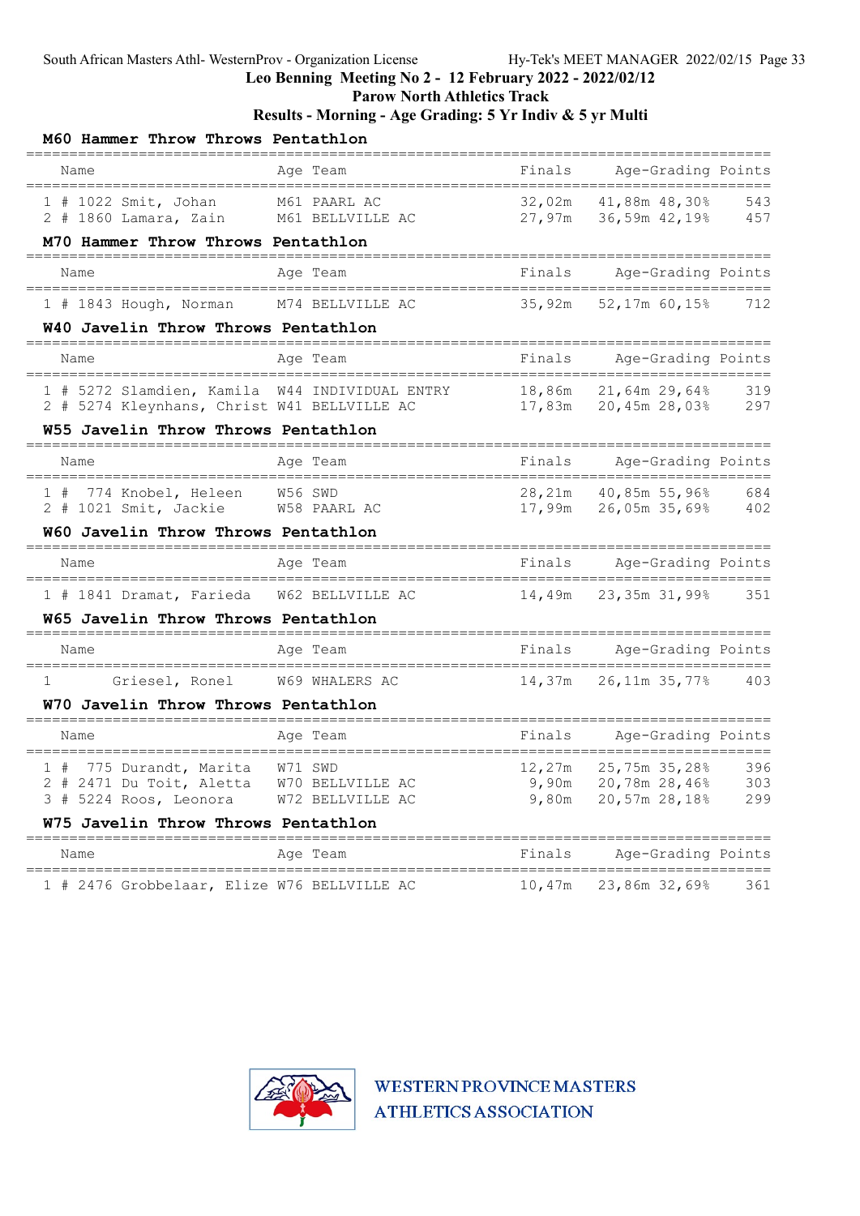South African Masters Athl- WesternProv - Organization License Hy-Tek's MEET MANAGER 2022/02/15

# Leo Benning Meeting No 2 - 12 February 2022 - 2022/02/12

## Parow North Athletics Track

## Results - Morning - Age Grading: 5 Yr Indiv & 5 yr Multi

### M60 Hammer Throw Throws Pentathlon

| | Name | Age | Team | Finals | Age-Grading | | Points |
|---|---|---|---|---|---|---|---|
| 1 | # 1022 Smit, Johan | M61 | PAARL AC | 32,02m | 41,88m | 48,30% | 543 |
| 2 | # 1860 Lamara, Zain | M61 | BELLVILLE AC | 27,97m | 36,59m | 42,19% | 457 |

### M70 Hammer Throw Throws Pentathlon

| | Name | Age | Team | Finals | Age-Grading | | Points |
|---|---|---|---|---|---|---|---|
| 1 | # 1843 Hough, Norman | M74 | BELLVILLE AC | 35,92m | 52,17m | 60,15% | 712 |

### W40 Javelin Throw Throws Pentathlon

| | Name | Age | Team | Finals | Age-Grading | | Points |
|---|---|---|---|---|---|---|---|
| 1 | # 5272 Slamdien, Kamila | W44 | INDIVIDUAL ENTRY | 18,86m | 21,64m | 29,64% | 319 |
| 2 | # 5274 Kleynhans, Christ | W41 | BELLVILLE AC | 17,83m | 20,45m | 28,03% | 297 |

### W55 Javelin Throw Throws Pentathlon

| | Name | Age | Team | Finals | Age-Grading | | Points |
|---|---|---|---|---|---|---|---|
| 1 | # 774 Knobel, Heleen | W56 | SWD | 28,21m | 40,85m | 55,96% | 684 |
| 2 | # 1021 Smit, Jackie | W58 | PAARL AC | 17,99m | 26,05m | 35,69% | 402 |

### W60 Javelin Throw Throws Pentathlon

| | Name | Age | Team | Finals | Age-Grading | | Points |
|---|---|---|---|---|---|---|---|
| 1 | # 1841 Dramat, Farieda | W62 | BELLVILLE AC | 14,49m | 23,35m | 31,99% | 351 |

### W65 Javelin Throw Throws Pentathlon

| | Name | Age | Team | Finals | Age-Grading | | Points |
|---|---|---|---|---|---|---|---|
| 1 | Griesel, Ronel | W69 | WHALERS AC | 14,37m | 26,11m | 35,77% | 403 |

### W70 Javelin Throw Throws Pentathlon

| | Name | Age | Team | Finals | Age-Grading | | Points |
|---|---|---|---|---|---|---|---|
| 1 | # 775 Durandt, Marita | W71 | SWD | 12,27m | 25,75m | 35,28% | 396 |
| 2 | # 2471 Du Toit, Aletta | W70 | BELLVILLE AC | 9,90m | 20,78m | 28,46% | 303 |
| 3 | # 5224 Roos, Leonora | W72 | BELLVILLE AC | 9,80m | 20,57m | 28,18% | 299 |

### W75 Javelin Throw Throws Pentathlon

| | Name | Age | Team | Finals | Age-Grading | | Points |
|---|---|---|---|---|---|---|---|
| 1 | # 2476 Grobbelaar, Elize | W76 | BELLVILLE AC | 10,47m | 23,86m | 32,69% | 361 |

WESTERN PROVINCE MASTERS ATHLETICS ASSOCIATION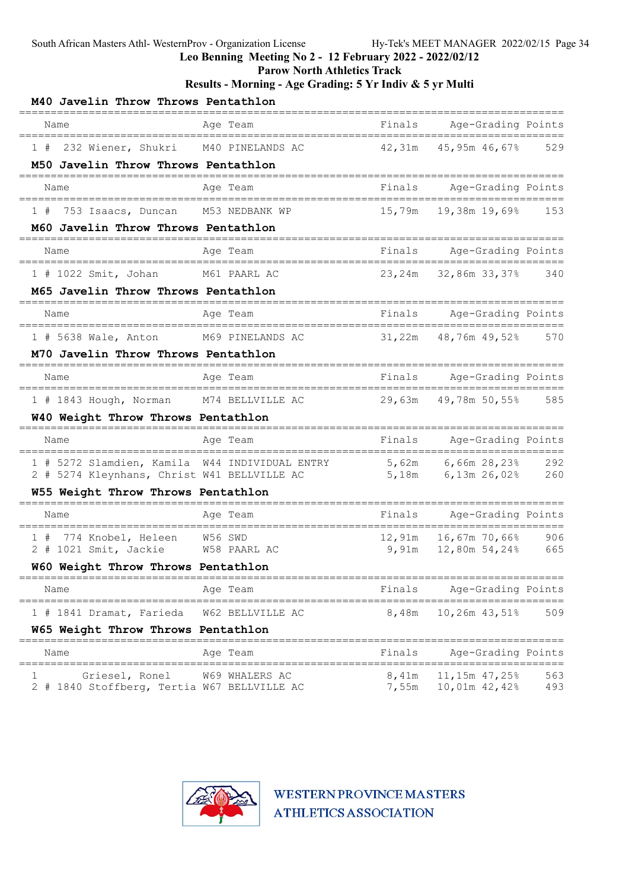South African Masters Athl- WesternProv - Organization License — Hy-Tek's MEET MANAGER 2022/02/15

**Leo Benning Meeting No 2 - 12 February 2022 - 2022/02/12**
**Parow North Athletics Track**
**Results - Morning - Age Grading: 5 Yr Indiv & 5 yr Multi**

### M40 Javelin Throw Throws Pentathlon

| | Name | Age | Team | Finals | Age-Grading | | Points |
|---|---|---|---|---|---|---|---|
| 1 # | 232 Wiener, Shukri | M40 | PINELANDS AC | 42,31m | 45,95m | 46,67% | 529 |

### M50 Javelin Throw Throws Pentathlon

| | Name | Age | Team | Finals | Age-Grading | | Points |
|---|---|---|---|---|---|---|---|
| 1 # | 753 Isaacs, Duncan | M53 | NEDBANK WP | 15,79m | 19,38m | 19,69% | 153 |

### M60 Javelin Throw Throws Pentathlon

| | Name | Age | Team | Finals | Age-Grading | | Points |
|---|---|---|---|---|---|---|---|
| 1 # | 1022 Smit, Johan | M61 | PAARL AC | 23,24m | 32,86m | 33,37% | 340 |

### M65 Javelin Throw Throws Pentathlon

| | Name | Age | Team | Finals | Age-Grading | | Points |
|---|---|---|---|---|---|---|---|
| 1 # | 5638 Wale, Anton | M69 | PINELANDS AC | 31,22m | 48,76m | 49,52% | 570 |

### M70 Javelin Throw Throws Pentathlon

| | Name | Age | Team | Finals | Age-Grading | | Points |
|---|---|---|---|---|---|---|---|
| 1 # | 1843 Hough, Norman | M74 | BELLVILLE AC | 29,63m | 49,78m | 50,55% | 585 |

### W40 Weight Throw Throws Pentathlon

| | Name | Age | Team | Finals | Age-Grading | | Points |
|---|---|---|---|---|---|---|---|
| 1 # | 5272 Slamdien, Kamila | W44 | INDIVIDUAL ENTRY | 5,62m | 6,66m | 28,23% | 292 |
| 2 # | 5274 Kleynhans, Christ | W41 | BELLVILLE AC | 5,18m | 6,13m | 26,02% | 260 |

### W55 Weight Throw Throws Pentathlon

| | Name | Age | Team | Finals | Age-Grading | | Points |
|---|---|---|---|---|---|---|---|
| 1 # | 774 Knobel, Heleen | W56 | SWD | 12,91m | 16,67m | 70,66% | 906 |
| 2 # | 1021 Smit, Jackie | W58 | PAARL AC | 9,91m | 12,80m | 54,24% | 665 |

### W60 Weight Throw Throws Pentathlon

| | Name | Age | Team | Finals | Age-Grading | | Points |
|---|---|---|---|---|---|---|---|
| 1 # | 1841 Dramat, Farieda | W62 | BELLVILLE AC | 8,48m | 10,26m | 43,51% | 509 |

### W65 Weight Throw Throws Pentathlon

| | Name | Age | Team | Finals | Age-Grading | | Points |
|---|---|---|---|---|---|---|---|
| 1 | Griesel, Ronel | W69 | WHALERS AC | 8,41m | 11,15m | 47,25% | 563 |
| 2 # | 1840 Stoffberg, Tertia | W67 | BELLVILLE AC | 7,55m | 10,01m | 42,42% | 493 |

WESTERN PROVINCE MASTERS ATHLETICS ASSOCIATION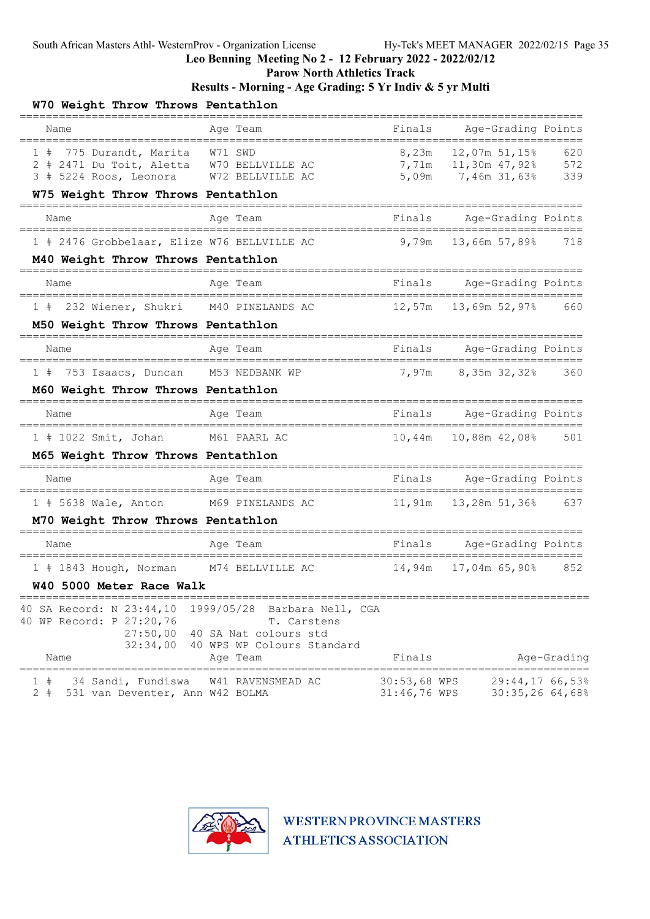Leo Benning Meeting No 2 - 12 February 2022 - 2022/02/12

Parow North Athletics Track

Results - Morning - Age Grading: 5 Yr Indiv & 5 yr Multi

### W70 Weight Throw Throws Pentathlon

| | Name | Age | Team | Finals | Age-Grading | | Points |
|---|---|---|---|---|---|---|---|
| 1 # | 775 Durandt, Marita | W71 | SWD | 8,23m | 12,07m | 51,15% | 620 |
| 2 # | 2471 Du Toit, Aletta | W70 | BELLVILLE AC | 7,71m | 11,30m | 47,92% | 572 |
| 3 # | 5224 Roos, Leonora | W72 | BELLVILLE AC | 5,09m | 7,46m | 31,63% | 339 |

### W75 Weight Throw Throws Pentathlon

| | Name | Age | Team | Finals | Age-Grading | | Points |
|---|---|---|---|---|---|---|---|
| 1 # | 2476 Grobbelaar, Elize | W76 | BELLVILLE AC | 9,79m | 13,66m | 57,89% | 718 |

### M40 Weight Throw Throws Pentathlon

| | Name | Age | Team | Finals | Age-Grading | | Points |
|---|---|---|---|---|---|---|---|
| 1 # | 232 Wiener, Shukri | M40 | PINELANDS AC | 12,57m | 13,69m | 52,97% | 660 |

### M50 Weight Throw Throws Pentathlon

| | Name | Age | Team | Finals | Age-Grading | | Points |
|---|---|---|---|---|---|---|---|
| 1 # | 753 Isaacs, Duncan | M53 | NEDBANK WP | 7,97m | 8,35m | 32,32% | 360 |

### M60 Weight Throw Throws Pentathlon

| | Name | Age | Team | Finals | Age-Grading | | Points |
|---|---|---|---|---|---|---|---|
| 1 # | 1022 Smit, Johan | M61 | PAARL AC | 10,44m | 10,88m | 42,08% | 501 |

### M65 Weight Throw Throws Pentathlon

| | Name | Age | Team | Finals | Age-Grading | | Points |
|---|---|---|---|---|---|---|---|
| 1 # | 5638 Wale, Anton | M69 | PINELANDS AC | 11,91m | 13,28m | 51,36% | 637 |

### M70 Weight Throw Throws Pentathlon

| | Name | Age | Team | Finals | Age-Grading | | Points |
|---|---|---|---|---|---|---|---|
| 1 # | 1843 Hough, Norman | M74 | BELLVILLE AC | 14,94m | 17,04m | 65,90% | 852 |

### W40 5000 Meter Race Walk

40 SA Record: N 23:44,10 1999/05/28 Barbara Nell, CGA
40 WP Record: P 27:20,76 T. Carstens
27:50,00 40 SA Nat colours std
32:34,00 40 WPS WP Colours Standard

| | Name | Age | Team | Finals | | Age-Grading | |
|---|---|---|---|---|---|---|---|
| 1 # | 34 Sandi, Fundiswa | W41 | RAVENSMEAD AC | 30:53,68 | WPS | 29:44,17 | 66,53% |
| 2 # | 531 van Deventer, Ann | W42 | BOLMA | 31:46,76 | WPS | 30:35,26 | 64,68% |

WESTERN PROVINCE MASTERS ATHLETICS ASSOCIATION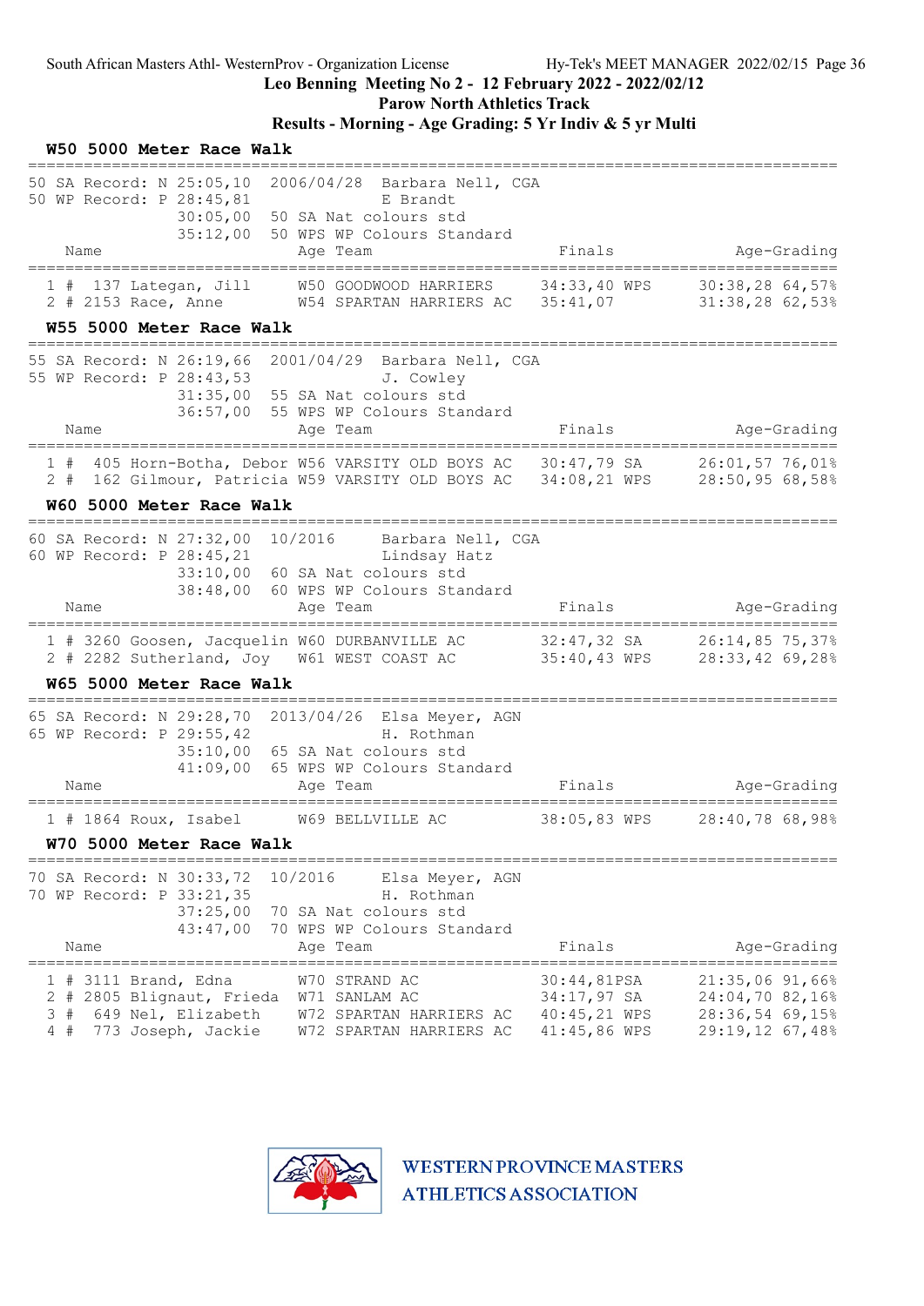South African Masters Athl- WesternProv - Organization License    Hy-Tek's MEET MANAGER 2022/02/15

**Leo Benning Meeting No 2 - 12 February 2022 - 2022/02/12**
**Parow North Athletics Track**
**Results - Morning - Age Grading: 5 Yr Indiv & 5 yr Multi**

### W50 5000 Meter Race Walk

```
50 SA Record: N 25:05,10  2006/04/28  Barbara Nell, CGA
50 WP Record: P 28:45,81              E Brandt
                30:05,00  50 SA Nat colours std
                35:12,00  50 WPS WP Colours Standard
```

| Place | # | Name | Age | Team | Finals | Age-Grading |
|---|---|---|---|---|---|---|
| 1 | # 137 | Lategan, Jill | W50 | GOODWOOD HARRIERS | 34:33,40 WPS | 30:38,28 64,57% |
| 2 | # 2153 | Race, Anne | W54 | SPARTAN HARRIERS AC | 35:41,07 | 31:38,28 62,53% |

### W55 5000 Meter Race Walk

```
55 SA Record: N 26:19,66  2001/04/29  Barbara Nell, CGA
55 WP Record: P 28:43,53              J. Cowley
                31:35,00  55 SA Nat colours std
                36:57,00  55 WPS WP Colours Standard
```

| Place | # | Name | Age | Team | Finals | Age-Grading |
|---|---|---|---|---|---|---|
| 1 | # 405 | Horn-Botha, Debor | W56 | VARSITY OLD BOYS AC | 30:47,79 SA | 26:01,57 76,01% |
| 2 | # 162 | Gilmour, Patricia | W59 | VARSITY OLD BOYS AC | 34:08,21 WPS | 28:50,95 68,58% |

### W60 5000 Meter Race Walk

```
60 SA Record: N 27:32,00  10/2016     Barbara Nell, CGA
60 WP Record: P 28:45,21              Lindsay Hatz
                33:10,00  60 SA Nat colours std
                38:48,00  60 WPS WP Colours Standard
```

| Place | # | Name | Age | Team | Finals | Age-Grading |
|---|---|---|---|---|---|---|
| 1 | # 3260 | Goosen, Jacquelin | W60 | DURBANVILLE AC | 32:47,32 SA | 26:14,85 75,37% |
| 2 | # 2282 | Sutherland, Joy | W61 | WEST COAST AC | 35:40,43 WPS | 28:33,42 69,28% |

### W65 5000 Meter Race Walk

```
65 SA Record: N 29:28,70  2013/04/26  Elsa Meyer, AGN
65 WP Record: P 29:55,42              H. Rothman
                35:10,00  65 SA Nat colours std
                41:09,00  65 WPS WP Colours Standard
```

| Place | # | Name | Age | Team | Finals | Age-Grading |
|---|---|---|---|---|---|---|
| 1 | # 1864 | Roux, Isabel | W69 | BELLVILLE AC | 38:05,83 WPS | 28:40,78 68,98% |

### W70 5000 Meter Race Walk

```
70 SA Record: N 30:33,72  10/2016     Elsa Meyer, AGN
70 WP Record: P 33:21,35              H. Rothman
                37:25,00  70 SA Nat colours std
                43:47,00  70 WPS WP Colours Standard
```

| Place | # | Name | Age | Team | Finals | Age-Grading |
|---|---|---|---|---|---|---|
| 1 | # 3111 | Brand, Edna | W70 | STRAND AC | 30:44,81PSA | 21:35,06 91,66% |
| 2 | # 2805 | Blignaut, Frieda | W71 | SANLAM AC | 34:17,97 SA | 24:04,70 82,16% |
| 3 | # 649 | Nel, Elizabeth | W72 | SPARTAN HARRIERS AC | 40:45,21 WPS | 28:36,54 69,15% |
| 4 | # 773 | Joseph, Jackie | W72 | SPARTAN HARRIERS AC | 41:45,86 WPS | 29:19,12 67,48% |

WESTERN PROVINCE MASTERS ATHLETICS ASSOCIATION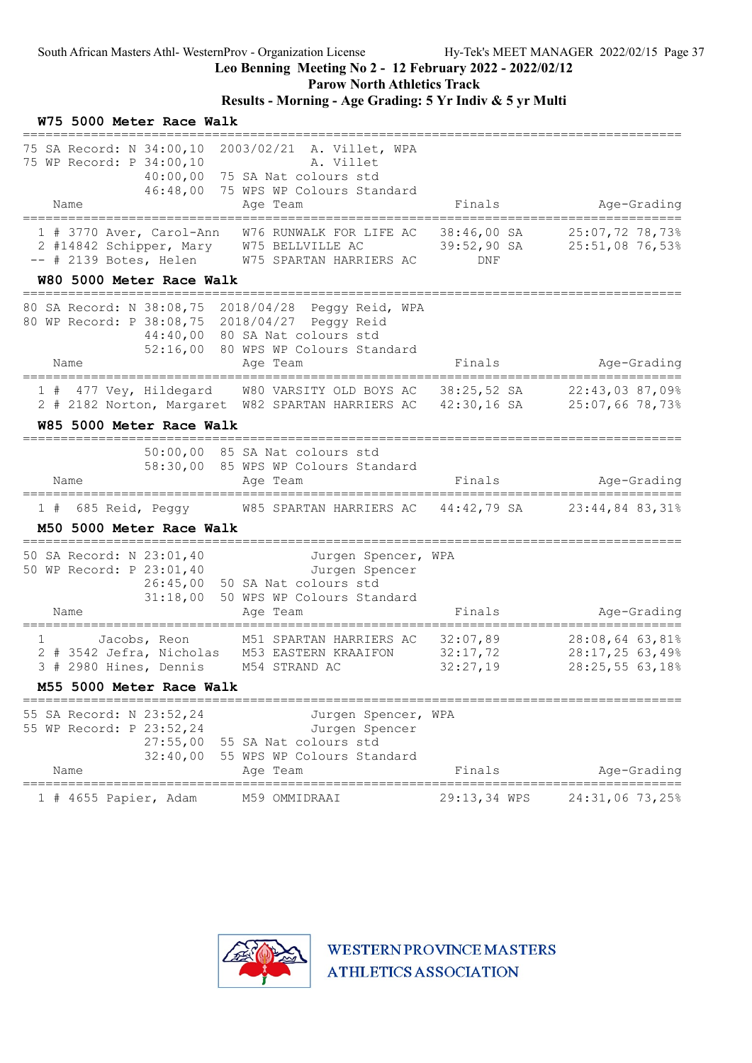## W75 5000 Meter Race Walk

75 SA Record: N 34:00,10 2003/02/21 A. Villet, WPA
75 WP Record: P 34:00,10 A. Villet
40:00,00 75 SA Nat colours std
46:48,00 75 WPS WP Colours Standard

| | Name | Age | Team | Finals | | Age-Grading | |
|---|---|---|---|---|---|---|---|
| 1 | # 3770 Aver, Carol-Ann | W76 | RUNWALK FOR LIFE AC | 38:46,00 | SA | 25:07,72 | 78,73% |
| 2 | #14842 Schipper, Mary | W75 | BELLVILLE AC | 39:52,90 | SA | 25:51,08 | 76,53% |
| -- | # 2139 Botes, Helen | W75 | SPARTAN HARRIERS AC | DNF | | | |

## W80 5000 Meter Race Walk

80 SA Record: N 38:08,75 2018/04/28 Peggy Reid, WPA
80 WP Record: P 38:08,75 2018/04/27 Peggy Reid
44:40,00 80 SA Nat colours std
52:16,00 80 WPS WP Colours Standard

| | Name | Age | Team | Finals | | Age-Grading | |
|---|---|---|---|---|---|---|---|
| 1 | # 477 Vey, Hildegard | W80 | VARSITY OLD BOYS AC | 38:25,52 | SA | 22:43,03 | 87,09% |
| 2 | # 2182 Norton, Margaret | W82 | SPARTAN HARRIERS AC | 42:30,16 | SA | 25:07,66 | 78,73% |

## W85 5000 Meter Race Walk

50:00,00 85 SA Nat colours std
58:30,00 85 WPS WP Colours Standard

| | Name | Age | Team | Finals | | Age-Grading | |
|---|---|---|---|---|---|---|---|
| 1 | # 685 Reid, Peggy | W85 | SPARTAN HARRIERS AC | 44:42,79 | SA | 23:44,84 | 83,31% |

## M50 5000 Meter Race Walk

50 SA Record: N 23:01,40 Jurgen Spencer, WPA
50 WP Record: P 23:01,40 Jurgen Spencer
26:45,00 50 SA Nat colours std
31:18,00 50 WPS WP Colours Standard

| | Name | Age | Team | Finals | Age-Grading | |
|---|---|---|---|---|---|---|
| 1 | Jacobs, Reon | M51 | SPARTAN HARRIERS AC | 32:07,89 | 28:08,64 | 63,81% |
| 2 | # 3542 Jefra, Nicholas | M53 | EASTERN KRAAIFON | 32:17,72 | 28:17,25 | 63,49% |
| 3 | # 2980 Hines, Dennis | M54 | STRAND AC | 32:27,19 | 28:25,55 | 63,18% |

## M55 5000 Meter Race Walk

55 SA Record: N 23:52,24 Jurgen Spencer, WPA
55 WP Record: P 23:52,24 Jurgen Spencer
27:55,00 55 SA Nat colours std
32:40,00 55 WPS WP Colours Standard

| | Name | Age | Team | Finals | | Age-Grading | |
|---|---|---|---|---|---|---|---|
| 1 | # 4655 Papier, Adam | M59 | OMMIDRAAI | 29:13,34 | WPS | 24:31,06 | 73,25% |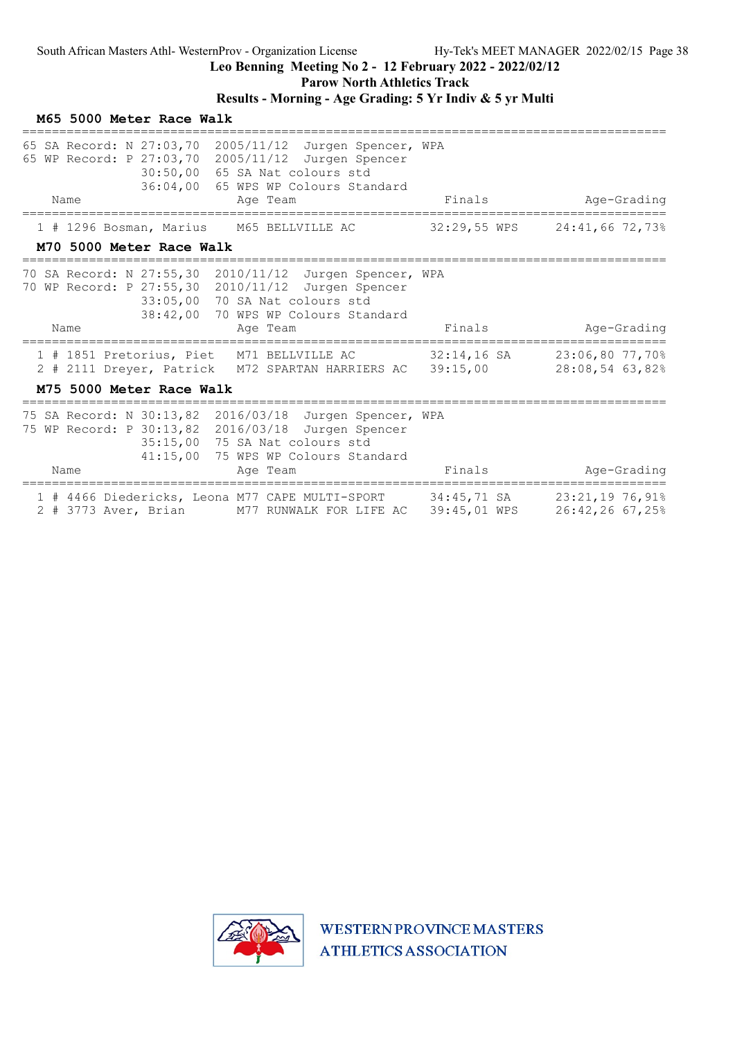## M65 5000 Meter Race Walk

65 SA Record: N 27:03,70 2005/11/12 Jurgen Spencer, WPA
65 WP Record: P 27:03,70 2005/11/12 Jurgen Spencer
30:50,00 65 SA Nat colours std
36:04,00 65 WPS WP Colours Standard

| | Name | Age | Team | Finals | | Age-Grading | |
|---|---|---|---|---|---|---|---|
| 1 | # 1296 Bosman, Marius | M65 | BELLVILLE AC | 32:29,55 | WPS | 24:41,66 | 72,73% |

## M70 5000 Meter Race Walk

70 SA Record: N 27:55,30 2010/11/12 Jurgen Spencer, WPA
70 WP Record: P 27:55,30 2010/11/12 Jurgen Spencer
33:05,00 70 SA Nat colours std
38:42,00 70 WPS WP Colours Standard

| | Name | Age | Team | Finals | | Age-Grading | |
|---|---|---|---|---|---|---|---|
| 1 | # 1851 Pretorius, Piet | M71 | BELLVILLE AC | 32:14,16 | SA | 23:06,80 | 77,70% |
| 2 | # 2111 Dreyer, Patrick | M72 | SPARTAN HARRIERS AC | 39:15,00 | | 28:08,54 | 63,82% |

## M75 5000 Meter Race Walk

75 SA Record: N 30:13,82 2016/03/18 Jurgen Spencer, WPA
75 WP Record: P 30:13,82 2016/03/18 Jurgen Spencer
35:15,00 75 SA Nat colours std
41:15,00 75 WPS WP Colours Standard

| | Name | Age | Team | Finals | | Age-Grading | |
|---|---|---|---|---|---|---|---|
| 1 | # 4466 Diedericks, Leona | M77 | CAPE MULTI-SPORT | 34:45,71 | SA | 23:21,19 | 76,91% |
| 2 | # 3773 Aver, Brian | M77 | RUNWALK FOR LIFE AC | 39:45,01 | WPS | 26:42,26 | 67,25% |

WESTERN PROVINCE MASTERS ATHLETICS ASSOCIATION